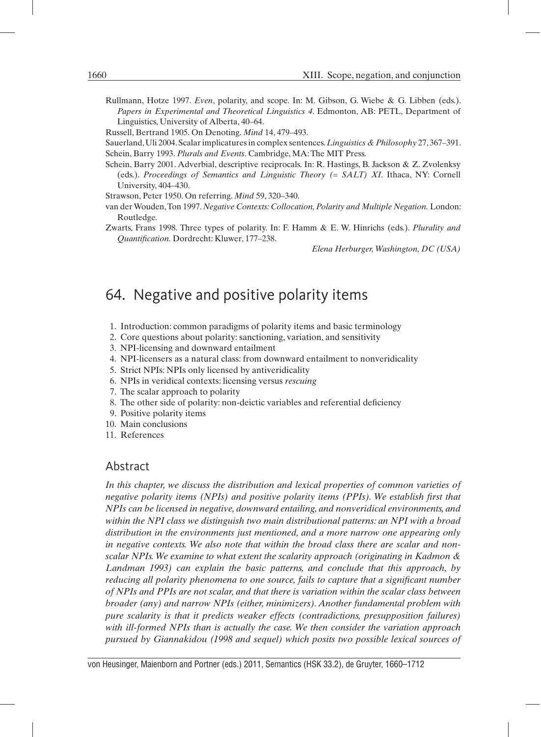Rullmann, Hotze 1997. *Even*, polarity, and scope. In: M. Gibson, G. Wiebe & G. Libben (eds.). *Papers in Experimental and Theoretical Linguistics 4*. Edmonton, AB: PETL, Department of Linguistics, University of Alberta, 40–64.

Russell, Bertrand 1905. On Denoting. *Mind* 14, 479–493.

Sauerland, Uli 2004. Scalar implicatures in complex sentences. *Linguistics & Philosophy* 27, 367–391.

Schein, Barry 1993. *Plurals and Events*. Cambridge, MA: The MIT Press.

Schein, Barry 2001. Adverbial, descriptive reciprocals. In: R. Hastings, B. Jackson & Z. Zvolenksy (eds.). *Proceedings of Semantics and Linguistic Theory (= SALT) XI*. Ithaca, NY: Cornell University, 404–430.

Strawson, Peter 1950. On referring. *Mind* 59, 320–340.

van der Wouden, Ton 1997. *Negative Contexts: Collocation, Polarity and Multiple Negation.* London: Routledge.

Zwarts, Frans 1998. Three types of polarity. In: F. Hamm & E. W. Hinrichs (eds.). *Plurality and Quantification.* Dordrecht: Kluwer, 177–238.

*Elena Herburger, Washington, DC (USA)*

# 64. Negative and positive polarity items

1. Introduction: common paradigms of polarity items and basic terminology
2. Core questions about polarity: sanctioning, variation, and sensitivity
3. NPI-licensing and downward entailment
4. NPI-licensers as a natural class: from downward entailment to nonveridicality
5. Strict NPIs: NPIs only licensed by antiveridicality
6. NPIs in veridical contexts: licensing versus *rescuing*
7. The scalar approach to polarity
8. The other side of polarity: non-deictic variables and referential deficiency
9. Positive polarity items
10. Main conclusions
11. References

## Abstract

*In this chapter, we discuss the distribution and lexical properties of common varieties of negative polarity items (NPIs) and positive polarity items (PPIs). We establish first that NPIs can be licensed in negative, downward entailing, and nonveridical environments, and within the NPI class we distinguish two main distributional patterns: an NPI with a broad distribution in the environments just mentioned, and a more narrow one appearing only in negative contexts. We also note that within the broad class there are scalar and non-scalar NPIs. We examine to what extent the scalarity approach (originating in Kadmon & Landman 1993) can explain the basic patterns, and conclude that this approach, by reducing all polarity phenomena to one source, fails to capture that a significant number of NPIs and PPIs are not scalar, and that there is variation within the scalar class between broader (any) and narrow NPIs (either, minimizers). Another fundamental problem with pure scalarity is that it predicts weaker effects (contradictions, presupposition failures) with ill-formed NPIs than is actually the case. We then consider the variation approach pursued by Giannakidou (1998 and sequel) which posits two possible lexical sources of*

von Heusinger, Maienborn and Portner (eds.) 2011, Semantics (HSK 33.2), de Gruyter, 1660–1712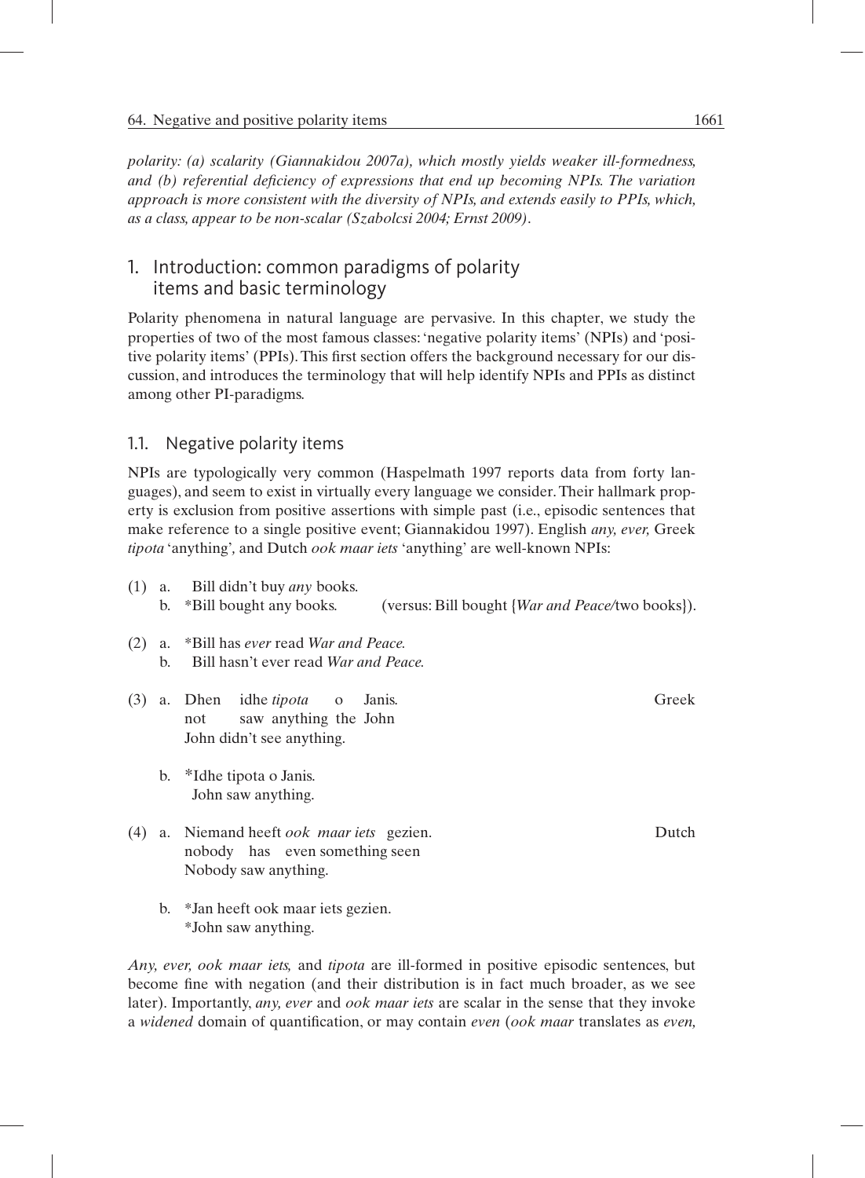*polarity: (a) scalarity (Giannakidou 2007a), which mostly yields weaker ill-formedness, and (b) referential deficiency of expressions that end up becoming NPIs. The variation approach is more consistent with the diversity of NPIs, and extends easily to PPIs, which, as a class, appear to be non-scalar (Szabolcsi 2004; Ernst 2009).*

## 1. Introduction: common paradigms of polarity items and basic terminology

Polarity phenomena in natural language are pervasive. In this chapter, we study the properties of two of the most famous classes: 'negative polarity items' (NPIs) and 'positive polarity items' (PPIs). This first section offers the background necessary for our discussion, and introduces the terminology that will help identify NPIs and PPIs as distinct among other PI-paradigms.

### 1.1. Negative polarity items

NPIs are typologically very common (Haspelmath 1997 reports data from forty languages), and seem to exist in virtually every language we consider. Their hallmark property is exclusion from positive assertions with simple past (i.e., episodic sentences that make reference to a single positive event; Giannakidou 1997). English *any, ever,* Greek *tipota* 'anything', and Dutch *ook maar iets* 'anything' are well-known NPIs:

(1) a. Bill didn't buy *any* books.
  b. *Bill bought any books. (versus: Bill bought {*War and Peace*/two books}).

(2) a. *Bill has *ever* read *War and Peace.*
  b. Bill hasn't ever read *War and Peace.*

(3) a. Dhen idhe *tipota* o Janis. Greek
  not saw anything the John
  John didn't see anything.

  b. *Idhe tipota o Janis.
  John saw anything.

(4) a. Niemand heeft *ook maar iets* gezien. Dutch
  nobody has even something seen
  Nobody saw anything.

  b. *Jan heeft ook maar iets gezien.
  *John saw anything.

*Any, ever, ook maar iets,* and *tipota* are ill-formed in positive episodic sentences, but become fine with negation (and their distribution is in fact much broader, as we see later). Importantly, *any, ever* and *ook maar iets* are scalar in the sense that they invoke a *widened* domain of quantification, or may contain *even* (*ook maar* translates as *even,*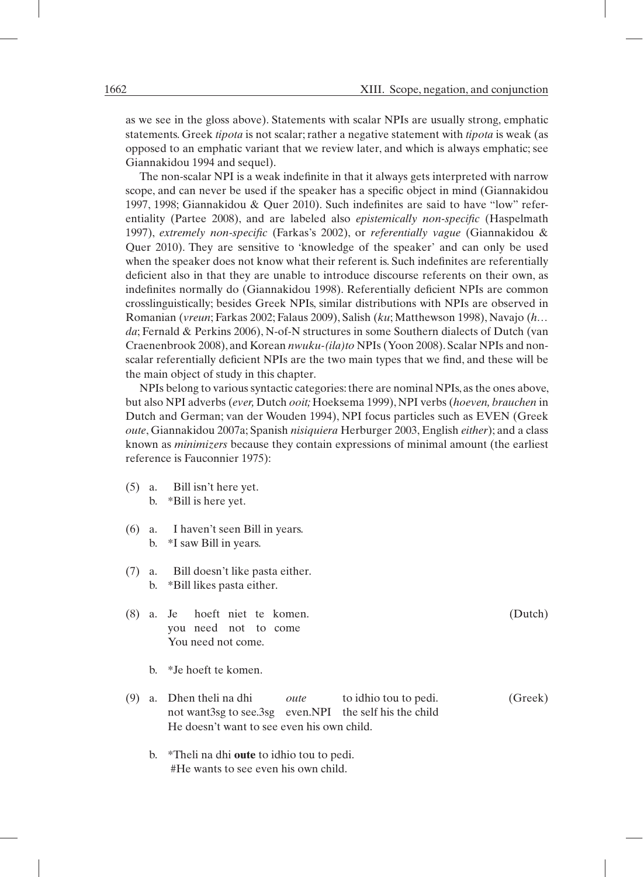as we see in the gloss above). Statements with scalar NPIs are usually strong, emphatic statements. Greek *tipota* is not scalar; rather a negative statement with *tipota* is weak (as opposed to an emphatic variant that we review later, and which is always emphatic; see Giannakidou 1994 and sequel).

The non-scalar NPI is a weak indefinite in that it always gets interpreted with narrow scope, and can never be used if the speaker has a specific object in mind (Giannakidou 1997, 1998; Giannakidou & Quer 2010). Such indefinites are said to have "low" referentiality (Partee 2008), and are labeled also *epistemically non-specific* (Haspelmath 1997), *extremely non-specific* (Farkas's 2002), or *referentially vague* (Giannakidou & Quer 2010). They are sensitive to 'knowledge of the speaker' and can only be used when the speaker does not know what their referent is. Such indefinites are referentially deficient also in that they are unable to introduce discourse referents on their own, as indefinites normally do (Giannakidou 1998). Referentially deficient NPIs are common crosslinguistically; besides Greek NPIs, similar distributions with NPIs are observed in Romanian (*vreun*; Farkas 2002; Falaus 2009), Salish (*ku*; Matthewson 1998), Navajo (*h… da*; Fernald & Perkins 2006), N-of-N structures in some Southern dialects of Dutch (van Craenenbrook 2008), and Korean *nwuku-(ila)to* NPIs (Yoon 2008). Scalar NPIs and non-scalar referentially deficient NPIs are the two main types that we find, and these will be the main object of study in this chapter.

NPIs belong to various syntactic categories: there are nominal NPIs, as the ones above, but also NPI adverbs (*ever,* Dutch *ooit;* Hoeksema 1999), NPI verbs (*hoeven, brauchen* in Dutch and German; van der Wouden 1994), NPI focus particles such as EVEN (Greek *oute*, Giannakidou 2007a; Spanish *nisiquiera* Herburger 2003, English *either*); and a class known as *minimizers* because they contain expressions of minimal amount (the earliest reference is Fauconnier 1975):

(5) a. Bill isn't here yet.
    b. *Bill is here yet.

(6) a. I haven't seen Bill in years.
    b. *I saw Bill in years.

(7) a. Bill doesn't like pasta either.
    b. *Bill likes pasta either.

(8) a. Je hoeft niet te komen. (Dutch)
    you need not to come
    You need not come.

    b. *Je hoeft te komen.

(9) a. Dhen theli na dhi *oute* to idhio tou to pedi. (Greek)
    not want3sg to see.3sg even.NPI the self his the child
    He doesn't want to see even his own child.

    b. *Theli na dhi **oute** to idhio tou to pedi.
    #He wants to see even his own child.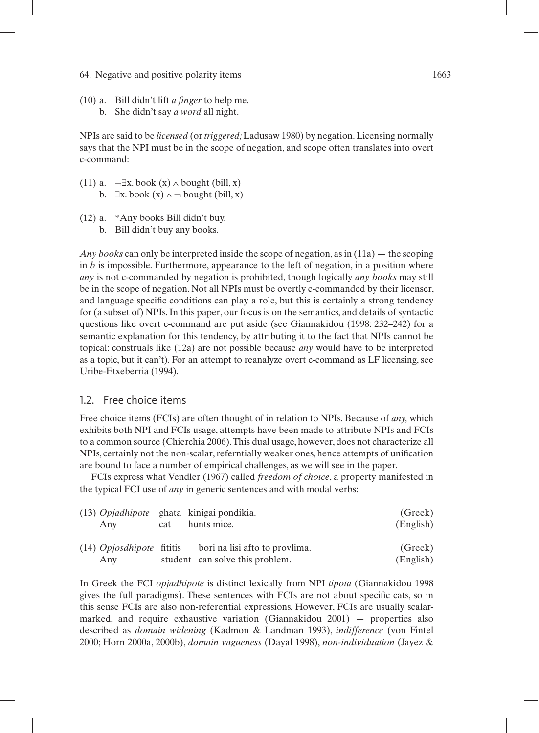(10) a. Bill didn't lift *a finger* to help me.
b. She didn't say *a word* all night.

NPIs are said to be *licensed* (or *triggered;* Ladusaw 1980) by negation. Licensing normally says that the NPI must be in the scope of negation, and scope often translates into overt c-command:

(11) a. $\neg\exists x.\ \text{book}\ (x) \wedge \text{bought}\ (\text{bill}, x)$
b. $\exists x.\ \text{book}\ (x) \wedge \neg\ \text{bought}\ (\text{bill}, x)$

(12) a. *Any books Bill didn't buy.
b. Bill didn't buy any books.

*Any books* can only be interpreted inside the scope of negation, as in (11a) — the scoping in *b* is impossible. Furthermore, appearance to the left of negation, in a position where *any* is not c-commanded by negation is prohibited, though logically *any books* may still be in the scope of negation. Not all NPIs must be overtly c-commanded by their licenser, and language specific conditions can play a role, but this is certainly a strong tendency for (a subset of) NPIs. In this paper, our focus is on the semantics, and details of syntactic questions like overt c-command are put aside (see Giannakidou (1998: 232–242) for a semantic explanation for this tendency, by attributing it to the fact that NPIs cannot be topical: construals like (12a) are not possible because *any* would have to be interpreted as a topic, but it can't). For an attempt to reanalyze overt c-command as LF licensing, see Uribe-Etxeberria (1994).

## 1.2. Free choice items

Free choice items (FCIs) are often thought of in relation to NPIs. Because of *any,* which exhibits both NPI and FCIs usage, attempts have been made to attribute NPIs and FCIs to a common source (Chierchia 2006). This dual usage, however, does not characterize all NPIs, certainly not the non-scalar, referntially weaker ones, hence attempts of unification are bound to face a number of empirical challenges, as we will see in the paper.

FCIs express what Vendler (1967) called *freedom of choice*, a property manifested in the typical FCI use of *any* in generic sentences and with modal verbs:

(13) *Opjadhipote* ghata kinigai pondikia. (Greek)
Any cat hunts mice. (English)

(14) *Opjosdhipote* fititis bori na lisi afto to provlima. (Greek)
Any student can solve this problem. (English)

In Greek the FCI *opjadhipote* is distinct lexically from NPI *tipota* (Giannakidou 1998 gives the full paradigms). These sentences with FCIs are not about specific cats, so in this sense FCIs are also non-referential expressions. However, FCIs are usually scalar-marked, and require exhaustive variation (Giannakidou 2001) — properties also described as *domain widening* (Kadmon & Landman 1993), *indifference* (von Fintel 2000; Horn 2000a, 2000b), *domain vagueness* (Dayal 1998), *non-individuation* (Jayez &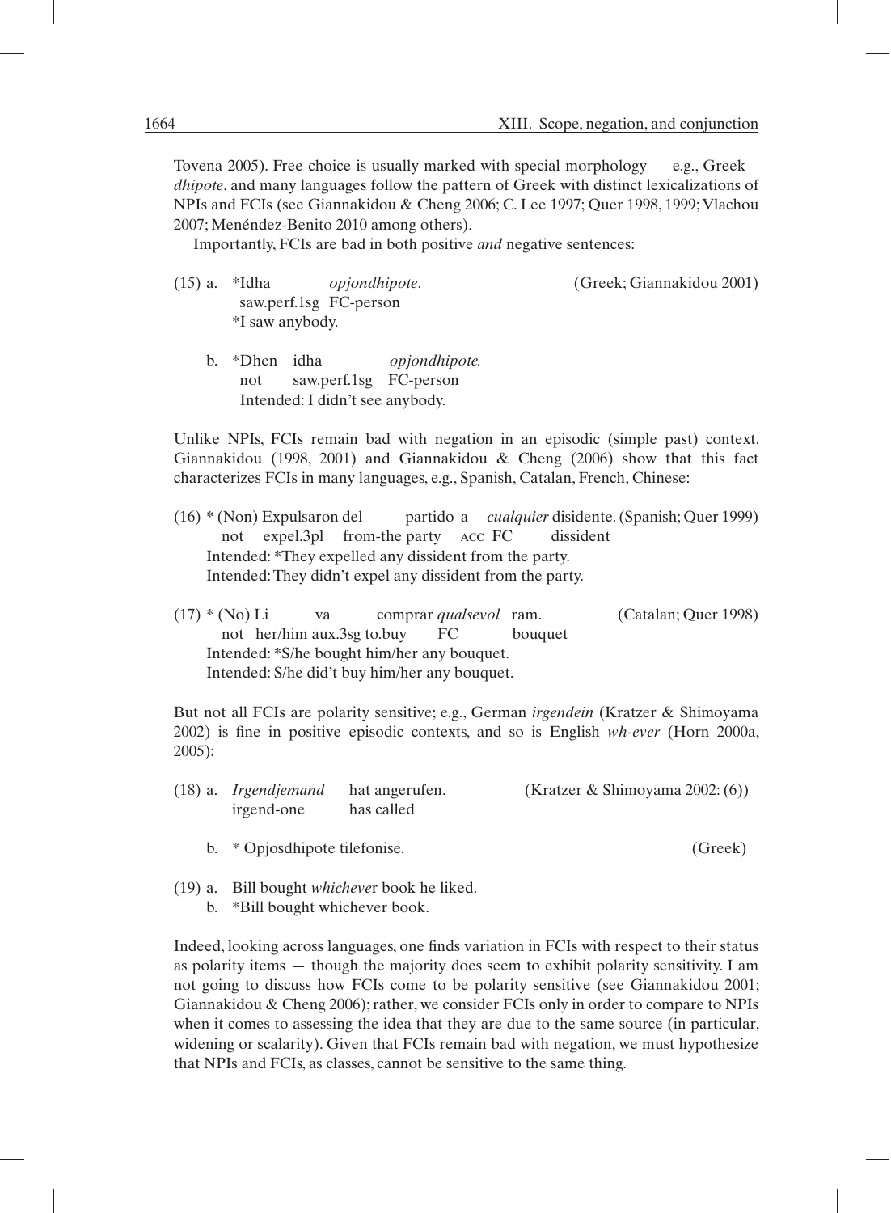Tovena 2005). Free choice is usually marked with special morphology — e.g., Greek –*dhipote*, and many languages follow the pattern of Greek with distinct lexicalizations of NPIs and FCIs (see Giannakidou & Cheng 2006; C. Lee 1997; Quer 1998, 1999; Vlachou 2007; Menéndez-Benito 2010 among others).

Importantly, FCIs are bad in both positive *and* negative sentences:

(15) a. \*Idha *opjondhipote*. (Greek; Giannakidou 2001)
saw.perf.1sg FC-person
\*I saw anybody.

b. \*Dhen idha *opjondhipote*.
not saw.perf.1sg FC-person
Intended: I didn't see anybody.

Unlike NPIs, FCIs remain bad with negation in an episodic (simple past) context. Giannakidou (1998, 2001) and Giannakidou & Cheng (2006) show that this fact characterizes FCIs in many languages, e.g., Spanish, Catalan, French, Chinese:

(16) \* (Non) Expulsaron del partido a *cualquier* disidente. (Spanish; Quer 1999)
not expel.3pl from-the party ACC FC dissident
Intended: \*They expelled any dissident from the party.
Intended: They didn't expel any dissident from the party.

(17) \* (No) Li va comprar *qualsevol* ram. (Catalan; Quer 1998)
not her/him aux.3sg to.buy FC bouquet
Intended: \*S/he bought him/her any bouquet.
Intended: S/he did't buy him/her any bouquet.

But not all FCIs are polarity sensitive; e.g., German *irgendein* (Kratzer & Shimoyama 2002) is fine in positive episodic contexts, and so is English *wh-ever* (Horn 2000a, 2005):

(18) a. *Irgendjemand* hat angerufen. (Kratzer & Shimoyama 2002: (6))
irgend-one has called

b. \* Opjosdhipote tilefonise. (Greek)

(19) a. Bill bought *whichever* book he liked.
b. \*Bill bought whichever book.

Indeed, looking across languages, one finds variation in FCIs with respect to their status as polarity items — though the majority does seem to exhibit polarity sensitivity. I am not going to discuss how FCIs come to be polarity sensitive (see Giannakidou 2001; Giannakidou & Cheng 2006); rather, we consider FCIs only in order to compare to NPIs when it comes to assessing the idea that they are due to the same source (in particular, widening or scalarity). Given that FCIs remain bad with negation, we must hypothesize that NPIs and FCIs, as classes, cannot be sensitive to the same thing.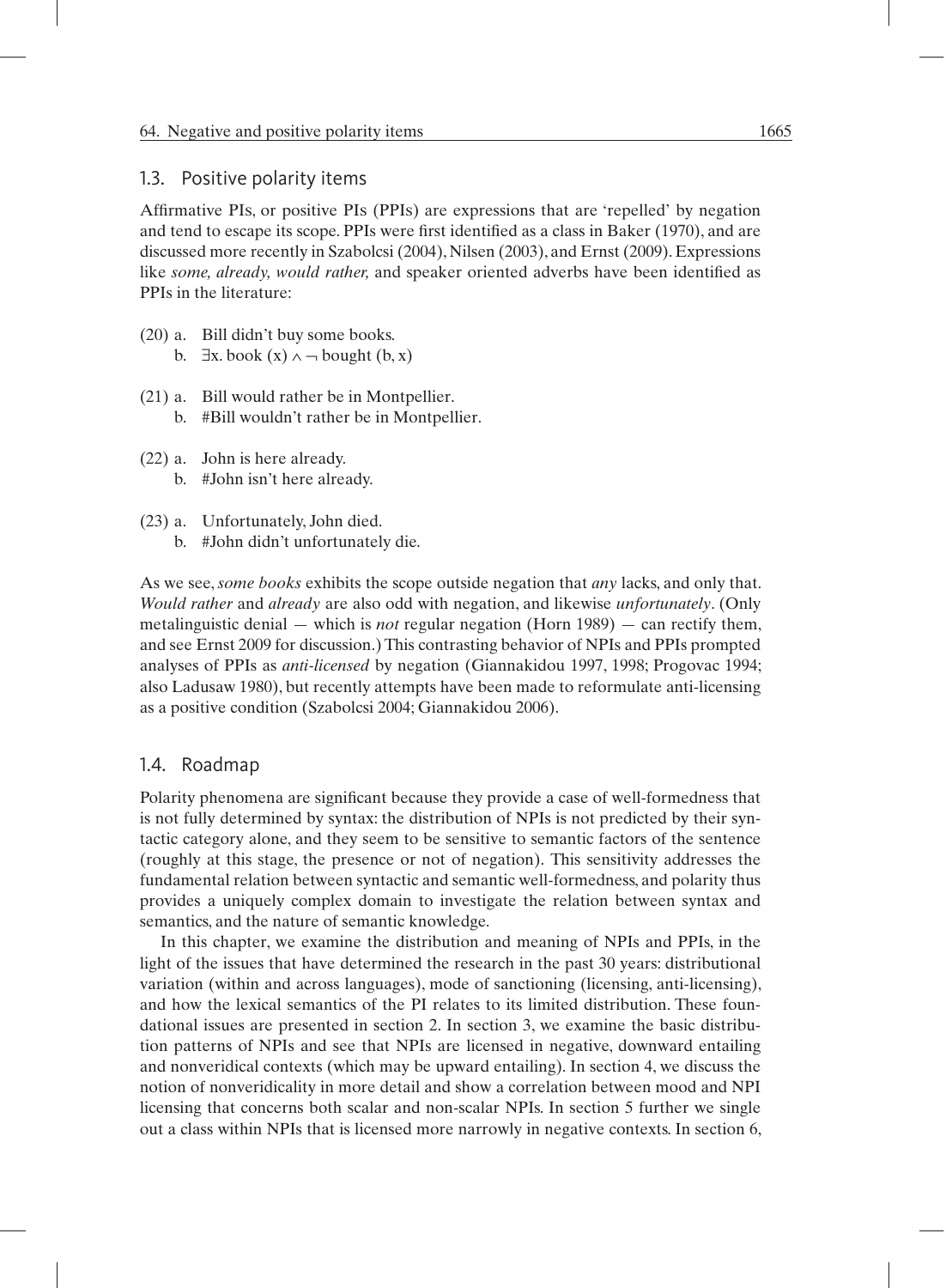### 1.3. Positive polarity items

Affirmative PIs, or positive PIs (PPIs) are expressions that are 'repelled' by negation and tend to escape its scope. PPIs were first identified as a class in Baker (1970), and are discussed more recently in Szabolcsi (2004), Nilsen (2003), and Ernst (2009). Expressions like *some, already, would rather,* and speaker oriented adverbs have been identified as PPIs in the literature:

(20) a. Bill didn't buy some books.
  b. $\exists x.\ \text{book}\ (x) \land \neg\ \text{bought}\ (b, x)$

(21) a. Bill would rather be in Montpellier.
  b. #Bill wouldn't rather be in Montpellier.

(22) a. John is here already.
  b. #John isn't here already.

(23) a. Unfortunately, John died.
  b. #John didn't unfortunately die.

As we see, *some books* exhibits the scope outside negation that *any* lacks, and only that. *Would rather* and *already* are also odd with negation, and likewise *unfortunately*. (Only metalinguistic denial — which is *not* regular negation (Horn 1989) — can rectify them, and see Ernst 2009 for discussion.) This contrasting behavior of NPIs and PPIs prompted analyses of PPIs as *anti-licensed* by negation (Giannakidou 1997, 1998; Progovac 1994; also Ladusaw 1980), but recently attempts have been made to reformulate anti-licensing as a positive condition (Szabolcsi 2004; Giannakidou 2006).

### 1.4. Roadmap

Polarity phenomena are significant because they provide a case of well-formedness that is not fully determined by syntax: the distribution of NPIs is not predicted by their syntactic category alone, and they seem to be sensitive to semantic factors of the sentence (roughly at this stage, the presence or not of negation). This sensitivity addresses the fundamental relation between syntactic and semantic well-formedness, and polarity thus provides a uniquely complex domain to investigate the relation between syntax and semantics, and the nature of semantic knowledge.

In this chapter, we examine the distribution and meaning of NPIs and PPIs, in the light of the issues that have determined the research in the past 30 years: distributional variation (within and across languages), mode of sanctioning (licensing, anti-licensing), and how the lexical semantics of the PI relates to its limited distribution. These foundational issues are presented in section 2. In section 3, we examine the basic distribution patterns of NPIs and see that NPIs are licensed in negative, downward entailing and nonveridical contexts (which may be upward entailing). In section 4, we discuss the notion of nonveridicality in more detail and show a correlation between mood and NPI licensing that concerns both scalar and non-scalar NPIs. In section 5 further we single out a class within NPIs that is licensed more narrowly in negative contexts. In section 6,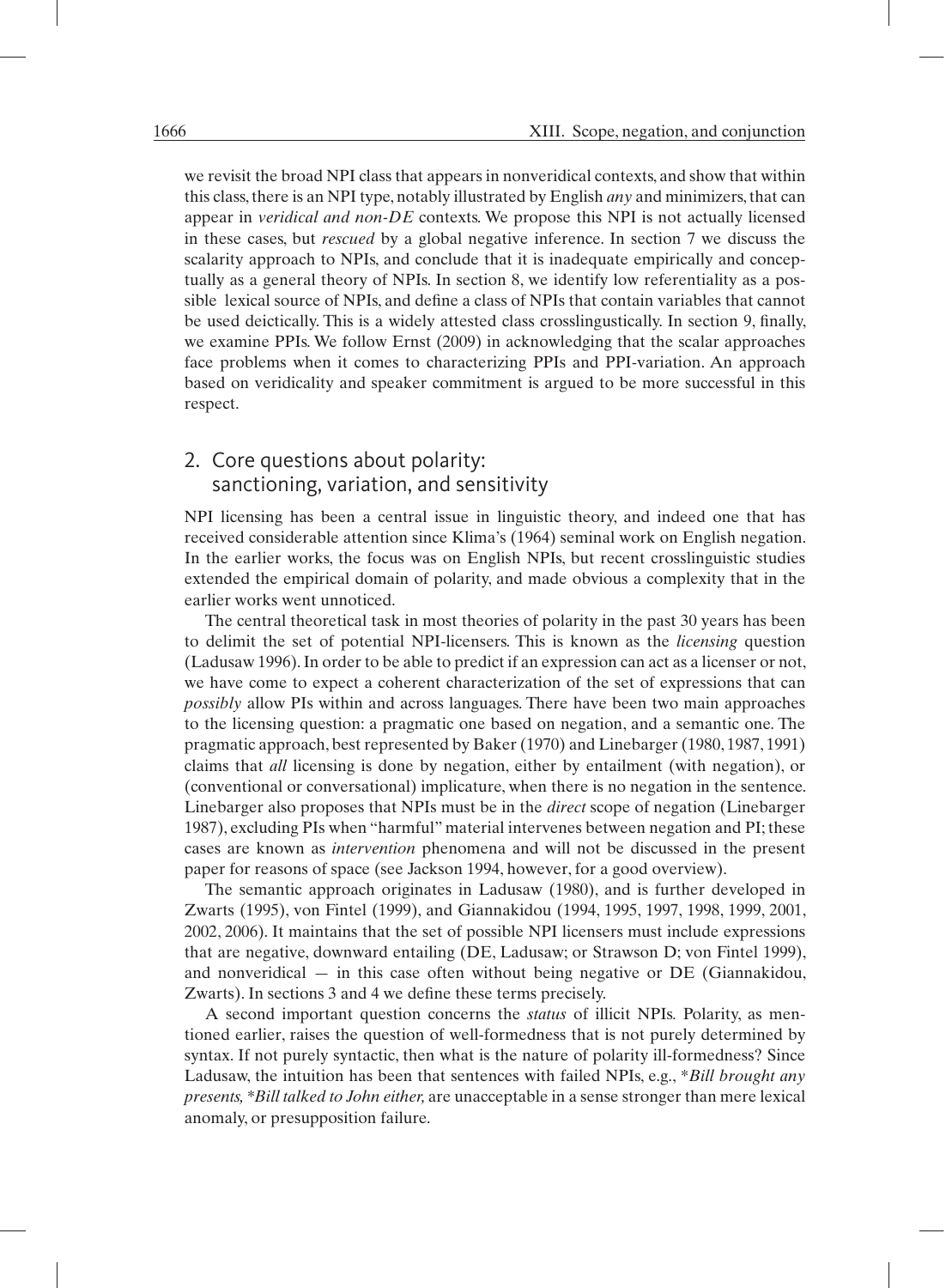we revisit the broad NPI class that appears in nonveridical contexts, and show that within this class, there is an NPI type, notably illustrated by English *any* and minimizers, that can appear in *veridical and non-DE* contexts. We propose this NPI is not actually licensed in these cases, but *rescued* by a global negative inference. In section 7 we discuss the scalarity approach to NPIs, and conclude that it is inadequate empirically and conceptually as a general theory of NPIs. In section 8, we identify low referentiality as a possible lexical source of NPIs, and define a class of NPIs that contain variables that cannot be used deictically. This is a widely attested class crosslingustically. In section 9, finally, we examine PPIs. We follow Ernst (2009) in acknowledging that the scalar approaches face problems when it comes to characterizing PPIs and PPI-variation. An approach based on veridicality and speaker commitment is argued to be more successful in this respect.

## 2. Core questions about polarity: sanctioning, variation, and sensitivity

NPI licensing has been a central issue in linguistic theory, and indeed one that has received considerable attention since Klima's (1964) seminal work on English negation. In the earlier works, the focus was on English NPIs, but recent crosslinguistic studies extended the empirical domain of polarity, and made obvious a complexity that in the earlier works went unnoticed.

The central theoretical task in most theories of polarity in the past 30 years has been to delimit the set of potential NPI-licensers. This is known as the *licensing* question (Ladusaw 1996). In order to be able to predict if an expression can act as a licenser or not, we have come to expect a coherent characterization of the set of expressions that can *possibly* allow PIs within and across languages. There have been two main approaches to the licensing question: a pragmatic one based on negation, and a semantic one. The pragmatic approach, best represented by Baker (1970) and Linebarger (1980, 1987, 1991) claims that *all* licensing is done by negation, either by entailment (with negation), or (conventional or conversational) implicature, when there is no negation in the sentence. Linebarger also proposes that NPIs must be in the *direct* scope of negation (Linebarger 1987), excluding PIs when "harmful" material intervenes between negation and PI; these cases are known as *intervention* phenomena and will not be discussed in the present paper for reasons of space (see Jackson 1994, however, for a good overview).

The semantic approach originates in Ladusaw (1980), and is further developed in Zwarts (1995), von Fintel (1999), and Giannakidou (1994, 1995, 1997, 1998, 1999, 2001, 2002, 2006). It maintains that the set of possible NPI licensers must include expressions that are negative, downward entailing (DE, Ladusaw; or Strawson D; von Fintel 1999), and nonveridical — in this case often without being negative or DE (Giannakidou, Zwarts). In sections 3 and 4 we define these terms precisely.

A second important question concerns the *status* of illicit NPIs. Polarity, as mentioned earlier, raises the question of well-formedness that is not purely determined by syntax. If not purely syntactic, then what is the nature of polarity ill-formedness? Since Ladusaw, the intuition has been that sentences with failed NPIs, e.g., \**Bill brought any presents,* \**Bill talked to John either,* are unacceptable in a sense stronger than mere lexical anomaly, or presupposition failure.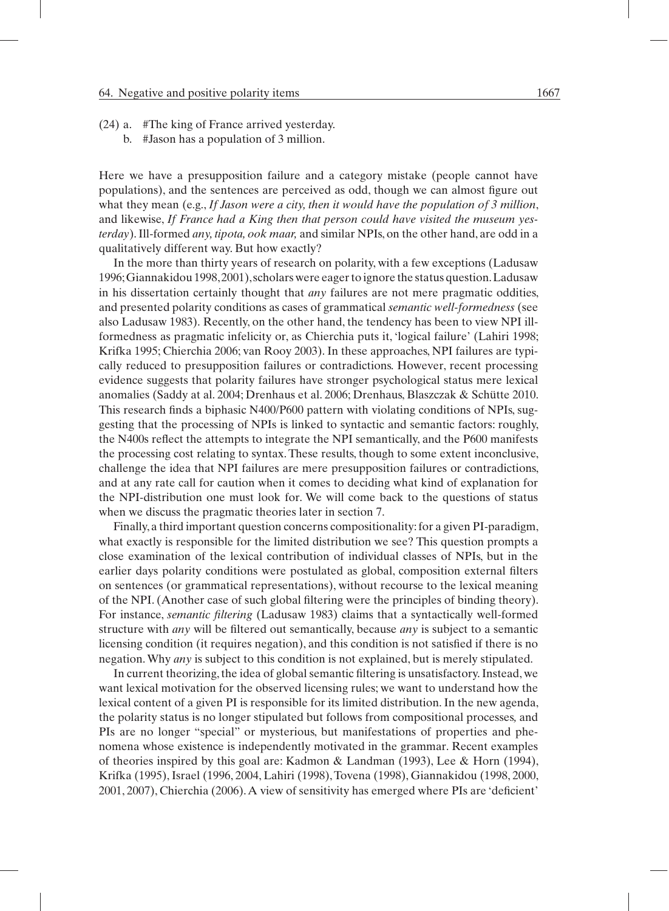(24) a. #The king of France arrived yesterday.

b. #Jason has a population of 3 million.

Here we have a presupposition failure and a category mistake (people cannot have populations), and the sentences are perceived as odd, though we can almost figure out what they mean (e.g., *If Jason were a city, then it would have the population of 3 million*, and likewise, *If France had a King then that person could have visited the museum yesterday*). Ill-formed *any, tipota, ook maar,* and similar NPIs, on the other hand, are odd in a qualitatively different way. But how exactly?

In the more than thirty years of research on polarity, with a few exceptions (Ladusaw 1996; Giannakidou 1998, 2001), scholars were eager to ignore the status question. Ladusaw in his dissertation certainly thought that *any* failures are not mere pragmatic oddities, and presented polarity conditions as cases of grammatical *semantic well-formedness* (see also Ladusaw 1983). Recently, on the other hand, the tendency has been to view NPI ill-formedness as pragmatic infelicity or, as Chierchia puts it, 'logical failure' (Lahiri 1998; Krifka 1995; Chierchia 2006; van Rooy 2003). In these approaches, NPI failures are typically reduced to presupposition failures or contradictions. However, recent processing evidence suggests that polarity failures have stronger psychological status mere lexical anomalies (Saddy at al. 2004; Drenhaus et al. 2006; Drenhaus, Blaszczak & Schütte 2010. This research finds a biphasic N400/P600 pattern with violating conditions of NPIs, suggesting that the processing of NPIs is linked to syntactic and semantic factors: roughly, the N400s reflect the attempts to integrate the NPI semantically, and the P600 manifests the processing cost relating to syntax. These results, though to some extent inconclusive, challenge the idea that NPI failures are mere presupposition failures or contradictions, and at any rate call for caution when it comes to deciding what kind of explanation for the NPI-distribution one must look for. We will come back to the questions of status when we discuss the pragmatic theories later in section 7.

Finally, a third important question concerns compositionality: for a given PI-paradigm, what exactly is responsible for the limited distribution we see? This question prompts a close examination of the lexical contribution of individual classes of NPIs, but in the earlier days polarity conditions were postulated as global, composition external filters on sentences (or grammatical representations), without recourse to the lexical meaning of the NPI. (Another case of such global filtering were the principles of binding theory). For instance, *semantic filtering* (Ladusaw 1983) claims that a syntactically well-formed structure with *any* will be filtered out semantically, because *any* is subject to a semantic licensing condition (it requires negation), and this condition is not satisfied if there is no negation. Why *any* is subject to this condition is not explained, but is merely stipulated.

In current theorizing, the idea of global semantic filtering is unsatisfactory. Instead, we want lexical motivation for the observed licensing rules; we want to understand how the lexical content of a given PI is responsible for its limited distribution. In the new agenda, the polarity status is no longer stipulated but follows from compositional processes, and PIs are no longer "special" or mysterious, but manifestations of properties and phenomena whose existence is independently motivated in the grammar. Recent examples of theories inspired by this goal are: Kadmon & Landman (1993), Lee & Horn (1994), Krifka (1995), Israel (1996, 2004, Lahiri (1998), Tovena (1998), Giannakidou (1998, 2000, 2001, 2007), Chierchia (2006). A view of sensitivity has emerged where PIs are 'deficient'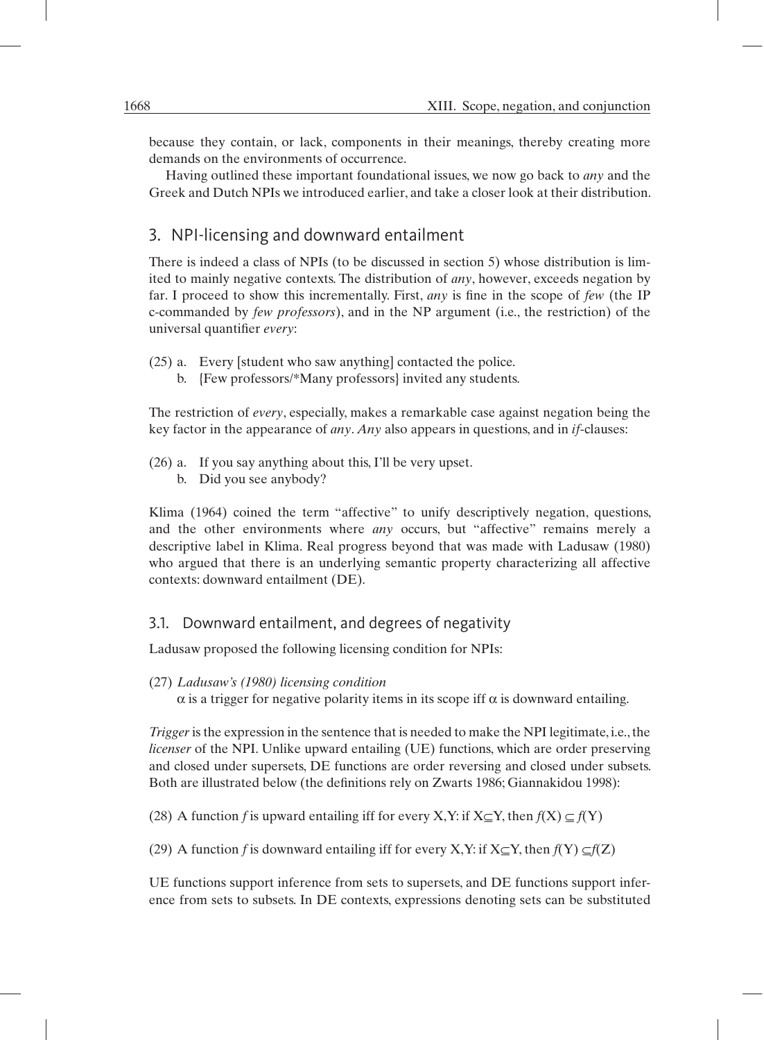because they contain, or lack, components in their meanings, thereby creating more demands on the environments of occurrence.

Having outlined these important foundational issues, we now go back to *any* and the Greek and Dutch NPIs we introduced earlier, and take a closer look at their distribution.

## 3. NPI-licensing and downward entailment

There is indeed a class of NPIs (to be discussed in section 5) whose distribution is limited to mainly negative contexts. The distribution of *any*, however, exceeds negation by far. I proceed to show this incrementally. First, *any* is fine in the scope of *few* (the IP c-commanded by *few professors*), and in the NP argument (i.e., the restriction) of the universal quantifier *every*:

(25) a. Every [student who saw anything] contacted the police.
b. {Few professors/*Many professors} invited any students.

The restriction of *every*, especially, makes a remarkable case against negation being the key factor in the appearance of *any*. *Any* also appears in questions, and in *if*-clauses:

(26) a. If you say anything about this, I'll be very upset.
b. Did you see anybody?

Klima (1964) coined the term "affective" to unify descriptively negation, questions, and the other environments where *any* occurs, but "affective" remains merely a descriptive label in Klima. Real progress beyond that was made with Ladusaw (1980) who argued that there is an underlying semantic property characterizing all affective contexts: downward entailment (DE).

### 3.1. Downward entailment, and degrees of negativity

Ladusaw proposed the following licensing condition for NPIs:

(27) *Ladusaw's (1980) licensing condition*
$\alpha$ is a trigger for negative polarity items in its scope iff $\alpha$ is downward entailing.

*Trigger* is the expression in the sentence that is needed to make the NPI legitimate, i.e., the *licenser* of the NPI. Unlike upward entailing (UE) functions, which are order preserving and closed under supersets, DE functions are order reversing and closed under subsets. Both are illustrated below (the definitions rely on Zwarts 1986; Giannakidou 1998):

(28) A function $f$ is upward entailing iff for every X,Y: if $X \subseteq Y$, then $f(X) \subseteq f(Y)$

(29) A function $f$ is downward entailing iff for every X,Y: if $X \subseteq Y$, then $f(Y) \subseteq f(Z)$

UE functions support inference from sets to supersets, and DE functions support inference from sets to subsets. In DE contexts, expressions denoting sets can be substituted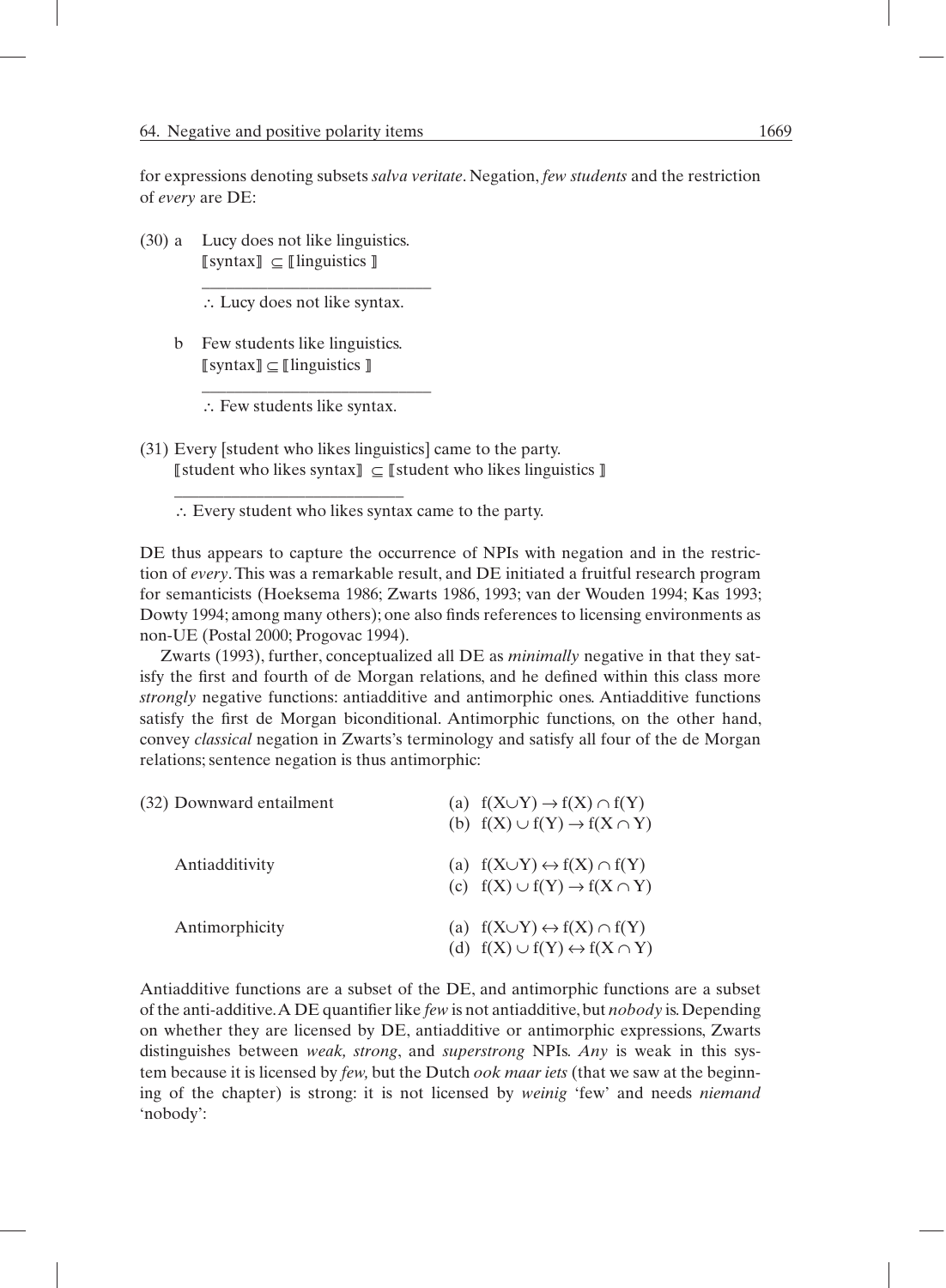for expressions denoting subsets *salva veritate*. Negation, *few students* and the restriction of *every* are DE:

(30) a Lucy does not like linguistics.
$[\![\text{syntax}]\!] \subseteq [\![\text{linguistics}]\!]$
\_\_\_\_\_\_\_\_\_\_\_\_\_\_\_\_\_\_\_\_\_\_\_\_\_\_\_
∴ Lucy does not like syntax.

b Few students like linguistics.
$[\![\text{syntax}]\!] \subseteq [\![\text{linguistics}]\!]$
\_\_\_\_\_\_\_\_\_\_\_\_\_\_\_\_\_\_\_\_\_\_\_\_\_\_\_
∴ Few students like syntax.

(31) Every [student who likes linguistics] came to the party.
$[\![\text{student who likes syntax}]\!] \subseteq [\![\text{student who likes linguistics}]\!]$
\_\_\_\_\_\_\_\_\_\_\_\_\_\_\_\_\_\_\_\_\_\_\_\_\_\_\_
∴ Every student who likes syntax came to the party.

DE thus appears to capture the occurrence of NPIs with negation and in the restriction of *every*. This was a remarkable result, and DE initiated a fruitful research program for semanticists (Hoeksema 1986; Zwarts 1986, 1993; van der Wouden 1994; Kas 1993; Dowty 1994; among many others); one also finds references to licensing environments as non-UE (Postal 2000; Progovac 1994).

Zwarts (1993), further, conceptualized all DE as *minimally* negative in that they satisfy the first and fourth of de Morgan relations, and he defined within this class more *strongly* negative functions: antiadditive and antimorphic ones. Antiadditive functions satisfy the first de Morgan biconditional. Antimorphic functions, on the other hand, convey *classical* negation in Zwarts's terminology and satisfy all four of the de Morgan relations; sentence negation is thus antimorphic:

(32) Downward entailment
(a) $f(X \cup Y) \rightarrow f(X) \cap f(Y)$
(b) $f(X) \cup f(Y) \rightarrow f(X \cap Y)$

Antiadditivity
(a) $f(X \cup Y) \leftrightarrow f(X) \cap f(Y)$
(c) $f(X) \cup f(Y) \rightarrow f(X \cap Y)$

Antimorphicity
(a) $f(X \cup Y) \leftrightarrow f(X) \cap f(Y)$
(d) $f(X) \cup f(Y) \leftrightarrow f(X \cap Y)$

Antiadditive functions are a subset of the DE, and antimorphic functions are a subset of the anti-additive. A DE quantifier like *few* is not antiadditive, but *nobody* is. Depending on whether they are licensed by DE, antiadditive or antimorphic expressions, Zwarts distinguishes between *weak, strong*, and *superstrong* NPIs. *Any* is weak in this system because it is licensed by *few,* but the Dutch *ook maar iets* (that we saw at the beginning of the chapter) is strong: it is not licensed by *weinig* 'few' and needs *niemand* 'nobody':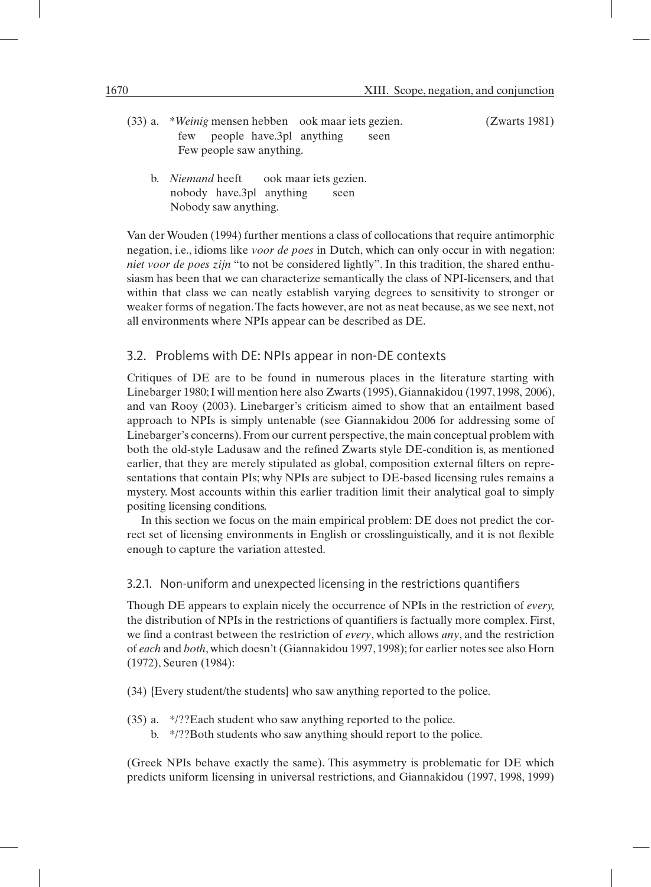(33) a. \**Weinig* mensen hebben ook maar iets gezien. (Zwarts 1981)
few people have.3pl anything seen
Few people saw anything.

b. *Niemand* heeft ook maar iets gezien.
nobody have.3pl anything seen
Nobody saw anything.

Van der Wouden (1994) further mentions a class of collocations that require antimorphic negation, i.e., idioms like *voor de poes* in Dutch, which can only occur in with negation: *niet voor de poes zijn* "to not be considered lightly". In this tradition, the shared enthusiasm has been that we can characterize semantically the class of NPI-licensers, and that within that class we can neatly establish varying degrees to sensitivity to stronger or weaker forms of negation. The facts however, are not as neat because, as we see next, not all environments where NPIs appear can be described as DE.

## 3.2. Problems with DE: NPIs appear in non-DE contexts

Critiques of DE are to be found in numerous places in the literature starting with Linebarger 1980; I will mention here also Zwarts (1995), Giannakidou (1997, 1998, 2006), and van Rooy (2003). Linebarger's criticism aimed to show that an entailment based approach to NPIs is simply untenable (see Giannakidou 2006 for addressing some of Linebarger's concerns). From our current perspective, the main conceptual problem with both the old-style Ladusaw and the refined Zwarts style DE-condition is, as mentioned earlier, that they are merely stipulated as global, composition external filters on representations that contain PIs; why NPIs are subject to DE-based licensing rules remains a mystery. Most accounts within this earlier tradition limit their analytical goal to simply positing licensing conditions.

In this section we focus on the main empirical problem: DE does not predict the correct set of licensing environments in English or crosslinguistically, and it is not flexible enough to capture the variation attested.

### 3.2.1. Non-uniform and unexpected licensing in the restrictions quantifiers

Though DE appears to explain nicely the occurrence of NPIs in the restriction of *every,* the distribution of NPIs in the restrictions of quantifiers is factually more complex. First, we find a contrast between the restriction of *every*, which allows *any*, and the restriction of *each* and *both*, which doesn't (Giannakidou 1997, 1998); for earlier notes see also Horn (1972), Seuren (1984):

(34) {Every student/the students} who saw anything reported to the police.

(35) a. */??Each student who saw anything reported to the police.
b. */??Both students who saw anything should report to the police.

(Greek NPIs behave exactly the same). This asymmetry is problematic for DE which predicts uniform licensing in universal restrictions, and Giannakidou (1997, 1998, 1999)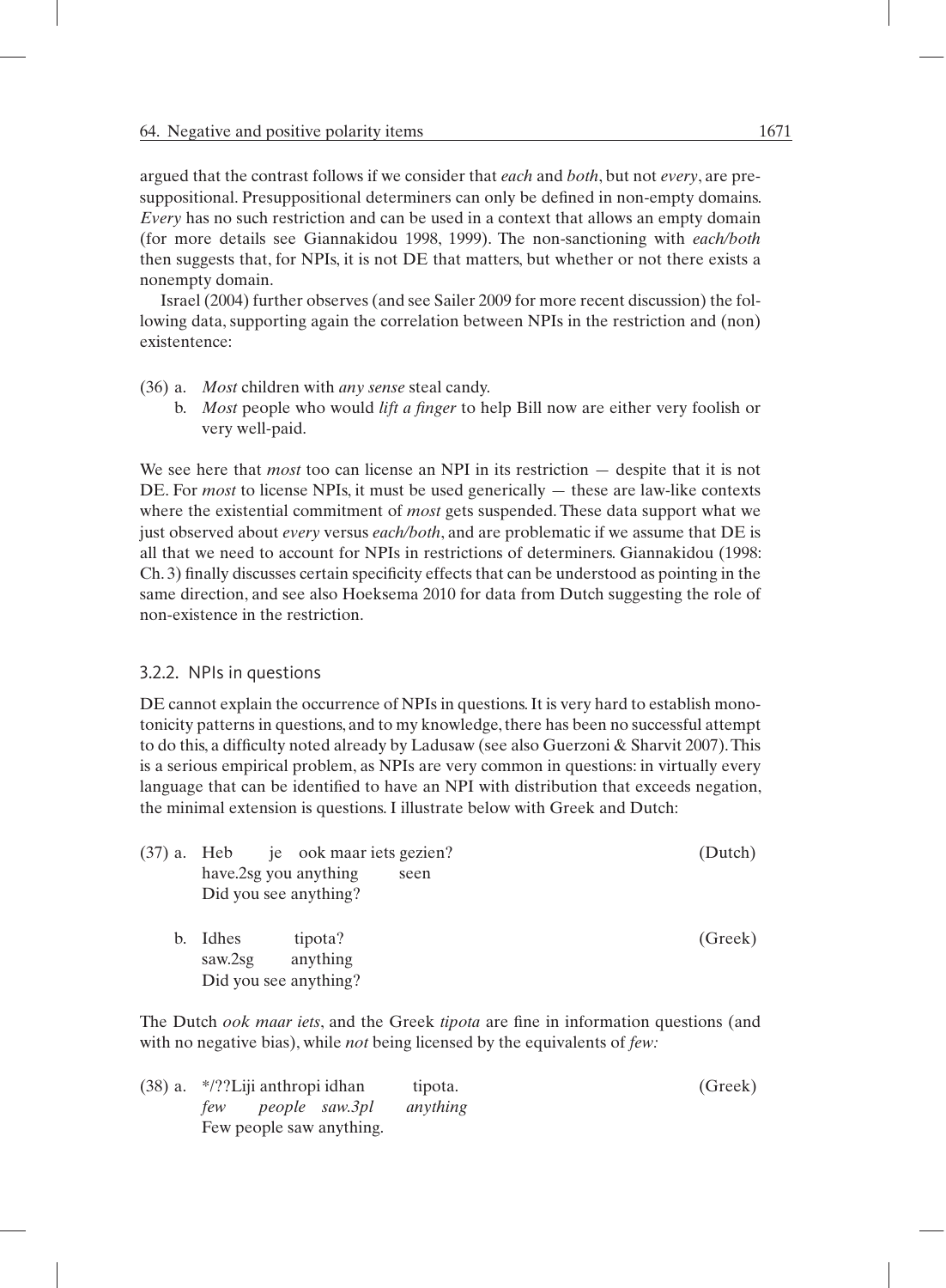argued that the contrast follows if we consider that *each* and *both*, but not *every*, are presuppositional. Presuppositional determiners can only be defined in non-empty domains. *Every* has no such restriction and can be used in a context that allows an empty domain (for more details see Giannakidou 1998, 1999). The non-sanctioning with *each/both* then suggests that, for NPIs, it is not DE that matters, but whether or not there exists a nonempty domain.

Israel (2004) further observes (and see Sailer 2009 for more recent discussion) the following data, supporting again the correlation between NPIs in the restriction and (non) existentence:

(36) a. *Most* children with *any sense* steal candy.

b. *Most* people who would *lift a finger* to help Bill now are either very foolish or very well-paid.

We see here that *most* too can license an NPI in its restriction — despite that it is not DE. For *most* to license NPIs, it must be used generically — these are law-like contexts where the existential commitment of *most* gets suspended. These data support what we just observed about *every* versus *each/both*, and are problematic if we assume that DE is all that we need to account for NPIs in restrictions of determiners. Giannakidou (1998: Ch. 3) finally discusses certain specificity effects that can be understood as pointing in the same direction, and see also Hoeksema 2010 for data from Dutch suggesting the role of non-existence in the restriction.

### 3.2.2. NPIs in questions

DE cannot explain the occurrence of NPIs in questions. It is very hard to establish monotonicity patterns in questions, and to my knowledge, there has been no successful attempt to do this, a difficulty noted already by Ladusaw (see also Guerzoni & Sharvit 2007). This is a serious empirical problem, as NPIs are very common in questions: in virtually every language that can be identified to have an NPI with distribution that exceeds negation, the minimal extension is questions. I illustrate below with Greek and Dutch:

(37) a. Heb je ook maar iets gezien? (Dutch)
have.2sg you anything seen
Did you see anything?

b. Idhes tipota? (Greek)
saw.2sg anything
Did you see anything?

The Dutch *ook maar iets*, and the Greek *tipota* are fine in information questions (and with no negative bias), while *not* being licensed by the equivalents of *few:*

(38) a. */??Liji anthropi idhan tipota. (Greek)
*few people saw.3pl anything*
Few people saw anything.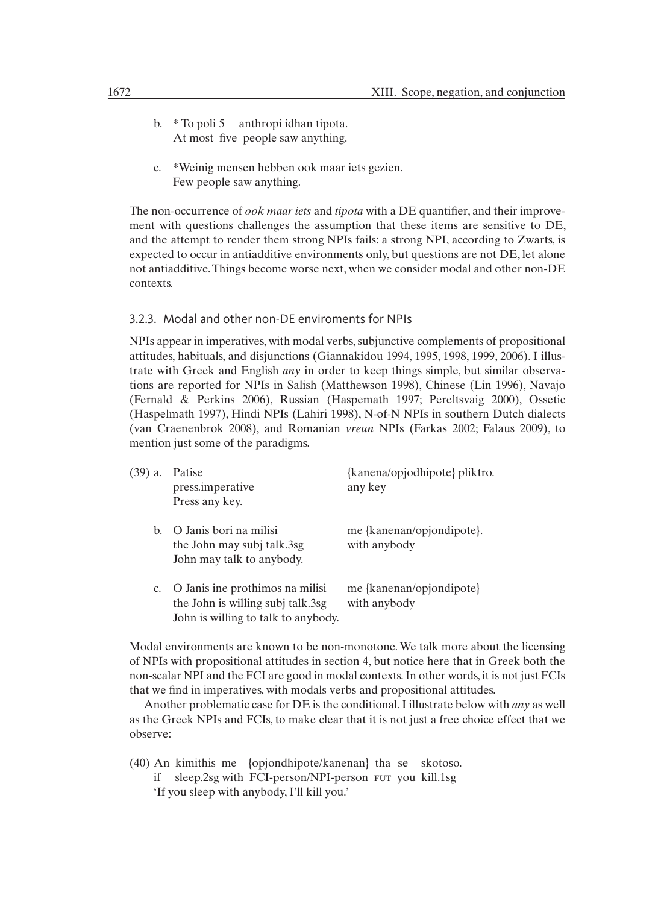b. * To poli 5 anthropi idhan tipota.
   At most five people saw anything.

c. *Weinig mensen hebben ook maar iets gezien.
   Few people saw anything.

The non-occurrence of *ook maar iets* and *tipota* with a DE quantifier, and their improvement with questions challenges the assumption that these items are sensitive to DE, and the attempt to render them strong NPIs fails: a strong NPI, according to Zwarts, is expected to occur in antiadditive environments only, but questions are not DE, let alone not antiadditive. Things become worse next, when we consider modal and other non-DE contexts.

### 3.2.3. Modal and other non-DE enviroments for NPIs

NPIs appear in imperatives, with modal verbs, subjunctive complements of propositional attitudes, habituals, and disjunctions (Giannakidou 1994, 1995, 1998, 1999, 2006). I illustrate with Greek and English *any* in order to keep things simple, but similar observations are reported for NPIs in Salish (Matthewson 1998), Chinese (Lin 1996), Navajo (Fernald & Perkins 2006), Russian (Haspemath 1997; Pereltsvaig 2000), Ossetic (Haspelmath 1997), Hindi NPIs (Lahiri 1998), N-of-N NPIs in southern Dutch dialects (van Craenenbrok 2008), and Romanian *vreun* NPIs (Farkas 2002; Falaus 2009), to mention just some of the paradigms.

(39) a. Patise {kanena/opjodhipote} pliktro.
   press.imperative any key
   Press any key.

b. O Janis bori na milisi me {kanenan/opjondipote}.
   the John may subj talk.3sg with anybody
   John may talk to anybody.

c. O Janis ine prothimos na milisi me {kanenan/opjondipote}
   the John is willing subj talk.3sg with anybody
   John is willing to talk to anybody.

Modal environments are known to be non-monotone. We talk more about the licensing of NPIs with propositional attitudes in section 4, but notice here that in Greek both the non-scalar NPI and the FCI are good in modal contexts. In other words, it is not just FCIs that we find in imperatives, with modals verbs and propositional attitudes.

Another problematic case for DE is the conditional. I illustrate below with *any* as well as the Greek NPIs and FCIs, to make clear that it is not just a free choice effect that we observe:

(40) An kimithis me {opjondhipote/kanenan} tha se skotoso.
   if sleep.2sg with FCI-person/NPI-person FUT you kill.1sg
   'If you sleep with anybody, I'll kill you.'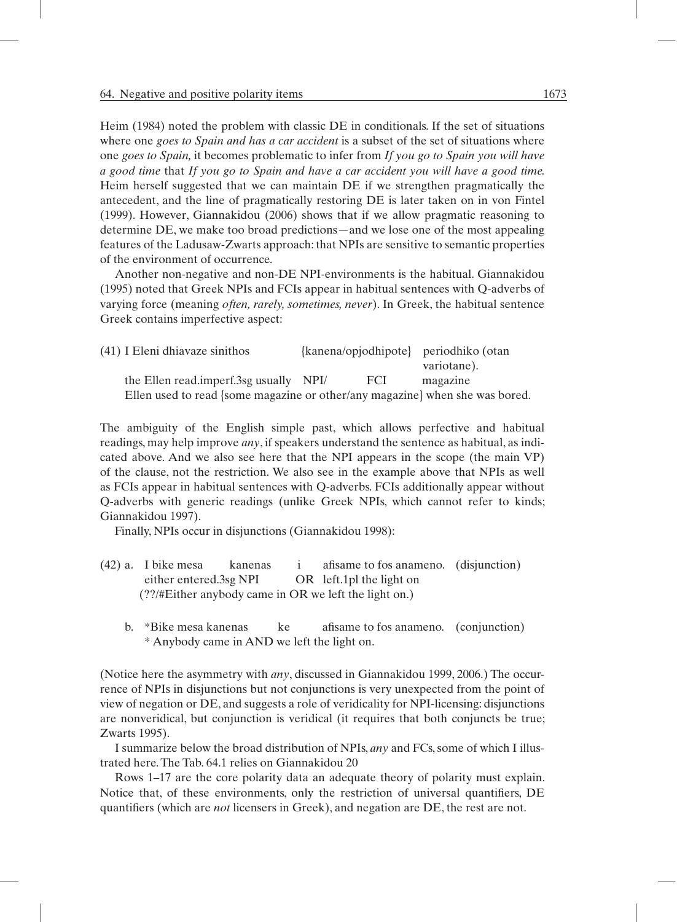Heim (1984) noted the problem with classic DE in conditionals. If the set of situations where one *goes to Spain and has a car accident* is a subset of the set of situations where one *goes to Spain,* it becomes problematic to infer from *If you go to Spain you will have a good time* that *If you go to Spain and have a car accident you will have a good time.* Heim herself suggested that we can maintain DE if we strengthen pragmatically the antecedent, and the line of pragmatically restoring DE is later taken on in von Fintel (1999). However, Giannakidou (2006) shows that if we allow pragmatic reasoning to determine DE, we make too broad predictions—and we lose one of the most appealing features of the Ladusaw-Zwarts approach: that NPIs are sensitive to semantic properties of the environment of occurrence.

Another non-negative and non-DE NPI-environments is the habitual. Giannakidou (1995) noted that Greek NPIs and FCIs appear in habitual sentences with Q-adverbs of varying force (meaning *often, rarely, sometimes, never*). In Greek, the habitual sentence Greek contains imperfective aspect:

(41) I Eleni dhiavaze sinithos {kanena/opjodhipote} periodhiko (otan variotane).
the Ellen read.imperf.3sg usually NPI/ FCI magazine
Ellen used to read {some magazine or other/any magazine} when she was bored.

The ambiguity of the English simple past, which allows perfective and habitual readings, may help improve *any*, if speakers understand the sentence as habitual, as indicated above. And we also see here that the NPI appears in the scope (the main VP) of the clause, not the restriction. We also see in the example above that NPIs as well as FCIs appear in habitual sentences with Q-adverbs. FCIs additionally appear without Q-adverbs with generic readings (unlike Greek NPIs, which cannot refer to kinds; Giannakidou 1997).

Finally, NPIs occur in disjunctions (Giannakidou 1998):

(42) a. I bike mesa kanenas i afisame to fos anameno. (disjunction)
either entered.3sg NPI OR left.1pl the light on
(??/#Either anybody came in OR we left the light on.)

b. *Bike mesa kanenas ke afisame to fos anameno. (conjunction)
* Anybody came in AND we left the light on.

(Notice here the asymmetry with *any*, discussed in Giannakidou 1999, 2006.) The occurrence of NPIs in disjunctions but not conjunctions is very unexpected from the point of view of negation or DE, and suggests a role of veridicality for NPI-licensing: disjunctions are nonveridical, but conjunction is veridical (it requires that both conjuncts be true; Zwarts 1995).

I summarize below the broad distribution of NPIs, *any* and FCs, some of which I illustrated here. The Tab. 64.1 relies on Giannakidou 20

Rows 1–17 are the core polarity data an adequate theory of polarity must explain. Notice that, of these environments, only the restriction of universal quantifiers, DE quantifiers (which are *not* licensers in Greek), and negation are DE, the rest are not.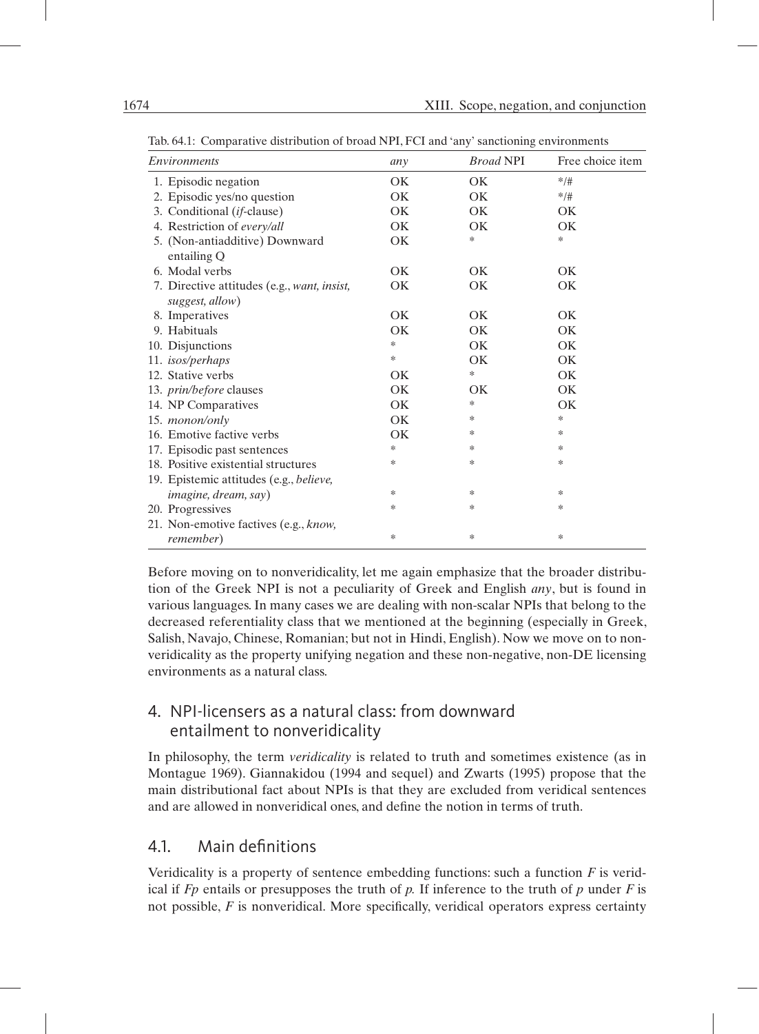Tab. 64.1: Comparative distribution of broad NPI, FCI and 'any' sanctioning environments

| *Environments* | *any* | *Broad* NPI | Free choice item |
|---|---|---|---|
| 1. Episodic negation | OK | OK | */# |
| 2. Episodic yes/no question | OK | OK | */# |
| 3. Conditional (*if*-clause) | OK | OK | OK |
| 4. Restriction of *every/all* | OK | OK | OK |
| 5. (Non-antiadditive) Downward entailing Q | OK | * | * |
| 6. Modal verbs | OK | OK | OK |
| 7. Directive attitudes (e.g., *want, insist, suggest, allow*) | OK | OK | OK |
| 8. Imperatives | OK | OK | OK |
| 9. Habituals | OK | OK | OK |
| 10. Disjunctions | * | OK | OK |
| 11. *isos/perhaps* | * | OK | OK |
| 12. Stative verbs | OK | * | OK |
| 13. *prin/before* clauses | OK | OK | OK |
| 14. NP Comparatives | OK | * | OK |
| 15. *monon/only* | OK | * | * |
| 16. Emotive factive verbs | OK | * | * |
| 17. Episodic past sentences | * | * | * |
| 18. Positive existential structures | * | * | * |
| 19. Epistemic attitudes (e.g., *believe, imagine, dream, say*) | * | * | * |
| 20. Progressives | * | * | * |
| 21. Non-emotive factives (e.g., *know, remember*) | * | * | * |

Before moving on to nonveridicality, let me again emphasize that the broader distribution of the Greek NPI is not a peculiarity of Greek and English *any*, but is found in various languages. In many cases we are dealing with non-scalar NPIs that belong to the decreased referentiality class that we mentioned at the beginning (especially in Greek, Salish, Navajo, Chinese, Romanian; but not in Hindi, English). Now we move on to nonveridicality as the property unifying negation and these non-negative, non-DE licensing environments as a natural class.

## 4. NPI-licensers as a natural class: from downward entailment to nonveridicality

In philosophy, the term *veridicality* is related to truth and sometimes existence (as in Montague 1969). Giannakidou (1994 and sequel) and Zwarts (1995) propose that the main distributional fact about NPIs is that they are excluded from veridical sentences and are allowed in nonveridical ones, and define the notion in terms of truth.

### 4.1. Main definitions

Veridicality is a property of sentence embedding functions: such a function $F$ is veridical if $Fp$ entails or presupposes the truth of $p$. If inference to the truth of $p$ under $F$ is not possible, $F$ is nonveridical. More specifically, veridical operators express certainty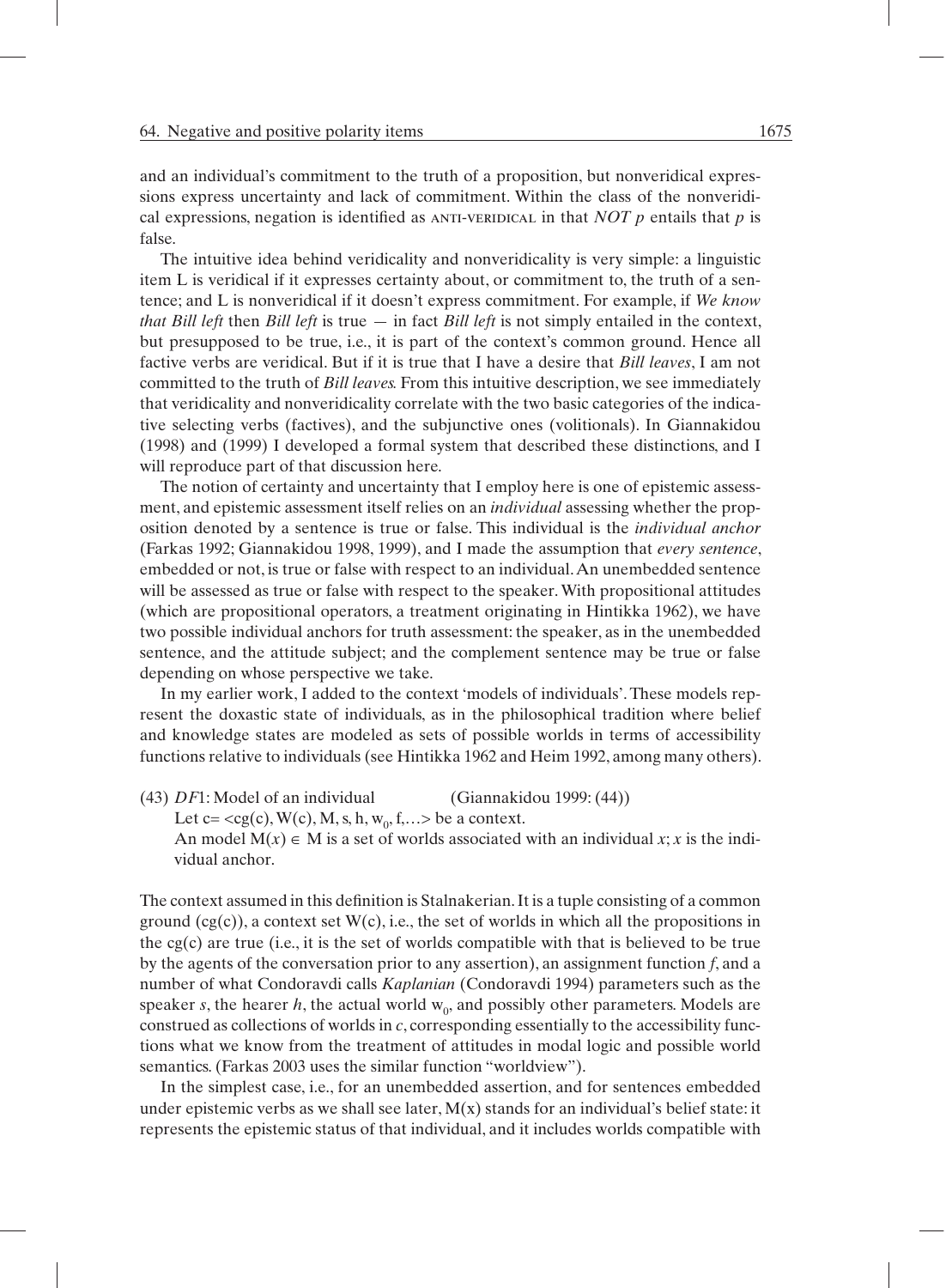and an individual's commitment to the truth of a proposition, but nonveridical expressions express uncertainty and lack of commitment. Within the class of the nonveridical expressions, negation is identified as ANTI-VERIDICAL in that *NOT p* entails that *p* is false.

The intuitive idea behind veridicality and nonveridicality is very simple: a linguistic item L is veridical if it expresses certainty about, or commitment to, the truth of a sentence; and L is nonveridical if it doesn't express commitment. For example, if *We know that Bill left* then *Bill left* is true — in fact *Bill left* is not simply entailed in the context, but presupposed to be true, i.e., it is part of the context's common ground. Hence all factive verbs are veridical. But if it is true that I have a desire that *Bill leaves*, I am not committed to the truth of *Bill leaves*. From this intuitive description, we see immediately that veridicality and nonveridicality correlate with the two basic categories of the indicative selecting verbs (factives), and the subjunctive ones (volitionals). In Giannakidou (1998) and (1999) I developed a formal system that described these distinctions, and I will reproduce part of that discussion here.

The notion of certainty and uncertainty that I employ here is one of epistemic assessment, and epistemic assessment itself relies on an *individual* assessing whether the proposition denoted by a sentence is true or false. This individual is the *individual anchor* (Farkas 1992; Giannakidou 1998, 1999), and I made the assumption that *every sentence*, embedded or not, is true or false with respect to an individual. An unembedded sentence will be assessed as true or false with respect to the speaker. With propositional attitudes (which are propositional operators, a treatment originating in Hintikka 1962), we have two possible individual anchors for truth assessment: the speaker, as in the unembedded sentence, and the attitude subject; and the complement sentence may be true or false depending on whose perspective we take.

In my earlier work, I added to the context 'models of individuals'. These models represent the doxastic state of individuals, as in the philosophical tradition where belief and knowledge states are modeled as sets of possible worlds in terms of accessibility functions relative to individuals (see Hintikka 1962 and Heim 1992, among many others).

(43) *DF*1: Model of an individual (Giannakidou 1999: (44))
Let c= <cg(c), W(c), M, s, h, $w_0$, f,…> be a context.
An model $M(x) \in M$ is a set of worlds associated with an individual *x*; *x* is the individual anchor.

The context assumed in this definition is Stalnakerian. It is a tuple consisting of a common ground (cg(c)), a context set W(c), i.e., the set of worlds in which all the propositions in the cg(c) are true (i.e., it is the set of worlds compatible with that is believed to be true by the agents of the conversation prior to any assertion), an assignment function *f*, and a number of what Condoravdi calls *Kaplanian* (Condoravdi 1994) parameters such as the speaker *s*, the hearer *h*, the actual world $w_0$, and possibly other parameters. Models are construed as collections of worlds in *c*, corresponding essentially to the accessibility functions what we know from the treatment of attitudes in modal logic and possible world semantics. (Farkas 2003 uses the similar function "worldview").

In the simplest case, i.e., for an unembedded assertion, and for sentences embedded under epistemic verbs as we shall see later, M(x) stands for an individual's belief state: it represents the epistemic status of that individual, and it includes worlds compatible with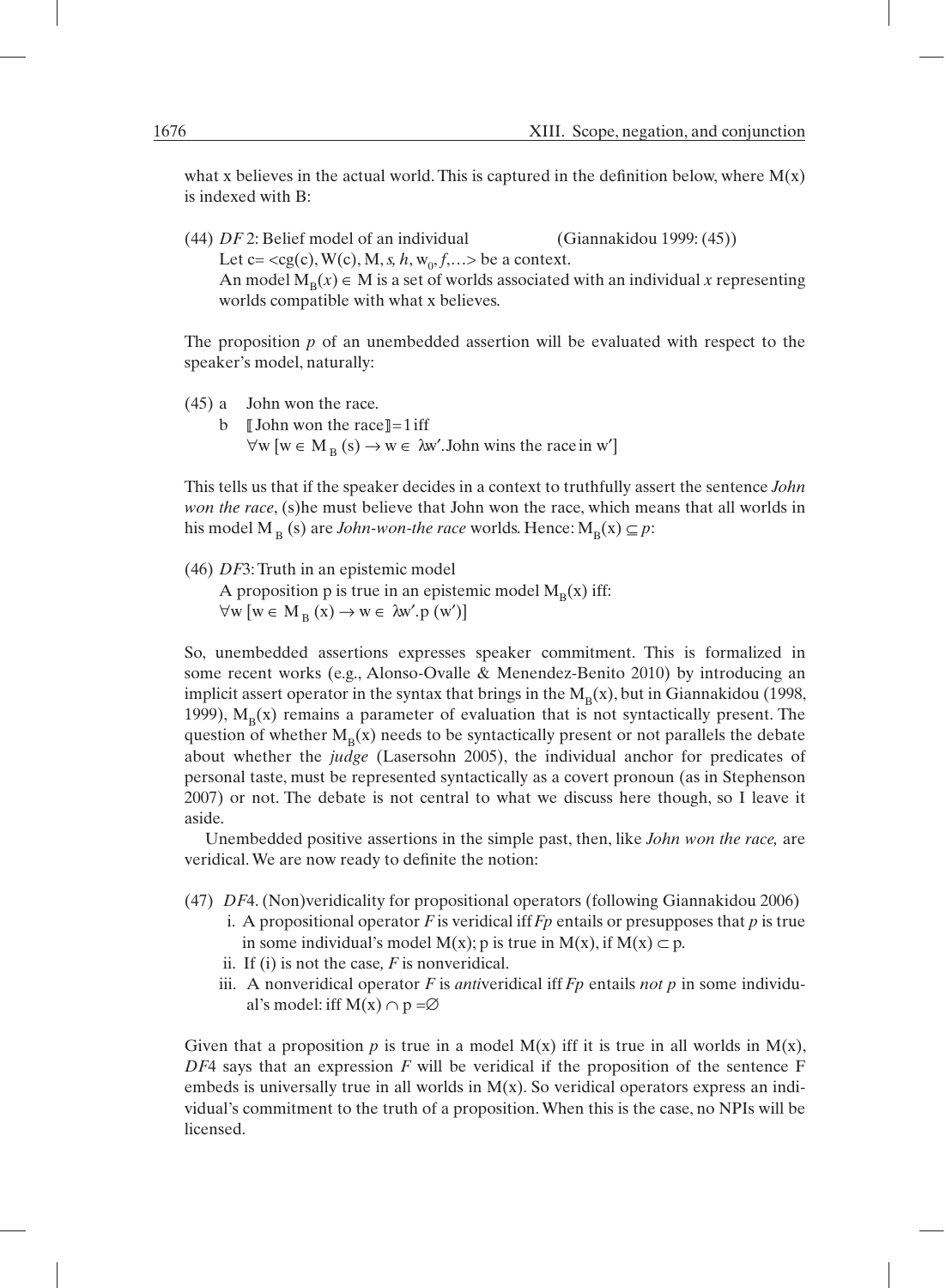what x believes in the actual world. This is captured in the definition below, where $M(x)$ is indexed with B:

(44) *DF* 2: Belief model of an individual (Giannakidou 1999: (45))
Let $c= <cg(c), W(c), M, s, h, w_0, f, \ldots>$ be a context.
An model $M_B(x) \in M$ is a set of worlds associated with an individual *x* representing worlds compatible with what x believes.

The proposition *p* of an unembedded assertion will be evaluated with respect to the speaker's model, naturally:

(45) a John won the race.
b $[\![$John won the race$]\!] = 1$ iff
$\forall w\, [w \in M_B(s) \rightarrow w \in \lambda w'.\text{John wins the race in } w']$

This tells us that if the speaker decides in a context to truthfully assert the sentence *John won the race*, (s)he must believe that John won the race, which means that all worlds in his model $M_B(s)$ are *John-won-the race* worlds. Hence: $M_B(x) \subseteq p$:

(46) *DF*3: Truth in an epistemic model
A proposition p is true in an epistemic model $M_B(x)$ iff:
$\forall w\, [w \in M_B(x) \rightarrow w \in \lambda w'.p(w')]$

So, unembedded assertions expresses speaker commitment. This is formalized in some recent works (e.g., Alonso-Ovalle & Menendez-Benito 2010) by introducing an implicit assert operator in the syntax that brings in the $M_B(x)$, but in Giannakidou (1998, 1999), $M_B(x)$ remains a parameter of evaluation that is not syntactically present. The question of whether $M_B(x)$ needs to be syntactically present or not parallels the debate about whether the *judge* (Lasersohn 2005), the individual anchor for predicates of personal taste, must be represented syntactically as a covert pronoun (as in Stephenson 2007) or not. The debate is not central to what we discuss here though, so I leave it aside.

Unembedded positive assertions in the simple past, then, like *John won the race,* are veridical. We are now ready to definite the notion:

(47) *DF*4. (Non)veridicality for propositional operators (following Giannakidou 2006)
i. A propositional operator *F* is veridical iff *Fp* entails or presupposes that *p* is true in some individual's model $M(x)$; p is true in $M(x)$, if $M(x) \subset p$.
ii. If (i) is not the case*, F* is nonveridical.
iii. A nonveridical operator *F* is *anti*veridical iff *Fp* entails *not p* in some individual's model: iff $M(x) \cap p = \varnothing$

Given that a proposition *p* is true in a model $M(x)$ iff it is true in all worlds in $M(x)$, *DF*4 says that an expression *F* will be veridical if the proposition of the sentence F embeds is universally true in all worlds in $M(x)$. So veridical operators express an individual's commitment to the truth of a proposition. When this is the case, no NPIs will be licensed.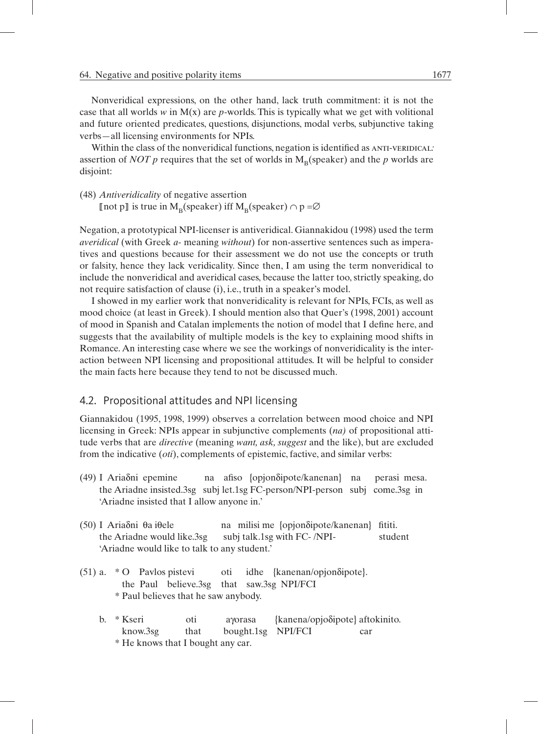Nonveridical expressions, on the other hand, lack truth commitment: it is not the case that all worlds $w$ in $M(x)$ are $p$-worlds. This is typically what we get with volitional and future oriented predicates, questions, disjunctions, modal verbs, subjunctive taking verbs—all licensing environments for NPIs.

Within the class of the nonveridical functions, negation is identified as ANTI-VERIDICAL: assertion of *NOT p* requires that the set of worlds in $M_B$(speaker) and the $p$ worlds are disjoint:

(48) *Antiveridicality* of negative assertion
$[\![\text{not p}]\!]$ is true in $M_B(\text{speaker})$ iff $M_B(\text{speaker}) \cap p = \varnothing$

Negation, a prototypical NPI-licenser is antiveridical. Giannakidou (1998) used the term *averidical* (with Greek *a-* meaning *without*) for non-assertive sentences such as imperatives and questions because for their assessment we do not use the concepts or truth or falsity, hence they lack veridicality. Since then, I am using the term nonveridical to include the nonveridical and averidical cases, because the latter too, strictly speaking, do not require satisfaction of clause (i), i.e., truth in a speaker's model.

I showed in my earlier work that nonveridicality is relevant for NPIs, FCIs, as well as mood choice (at least in Greek). I should mention also that Quer's (1998, 2001) account of mood in Spanish and Catalan implements the notion of model that I define here, and suggests that the availability of multiple models is the key to explaining mood shifts in Romance. An interesting case where we see the workings of nonveridicality is the interaction between NPI licensing and propositional attitudes. It will be helpful to consider the main facts here because they tend to not be discussed much.

## 4.2. Propositional attitudes and NPI licensing

Giannakidou (1995, 1998, 1999) observes a correlation between mood choice and NPI licensing in Greek: NPIs appear in subjunctive complements (*na*) of propositional attitude verbs that are *directive* (meaning *want, ask, suggest* and the like), but are excluded from the indicative (*oti*), complements of epistemic, factive, and similar verbs:

(49) I Ariaδni epemine na afiso {opjonδipote/kanenan} na perasi mesa.
the Ariadne insisted.3sg subj let.1sg FC-person/NPI-person subj come.3sg in
'Ariadne insisted that I allow anyone in.'

(50) I Ariaδni θa iθele na milisi me {opjonδipote/kanenan} fititi.
the Ariadne would like.3sg subj talk.1sg with FC- /NPI- student
'Ariadne would like to talk to any student.'

(51) a. * O Pavlos pistevi oti idhe {kanenan/opjonδipote}.
the Paul believe.3sg that saw.3sg NPI/FCI
* Paul believes that he saw anybody.

b. * Kseri oti aγorasa {kanena/opjoδipote} aftokinito.
know.3sg that bought.1sg NPI/FCI car
* He knows that I bought any car.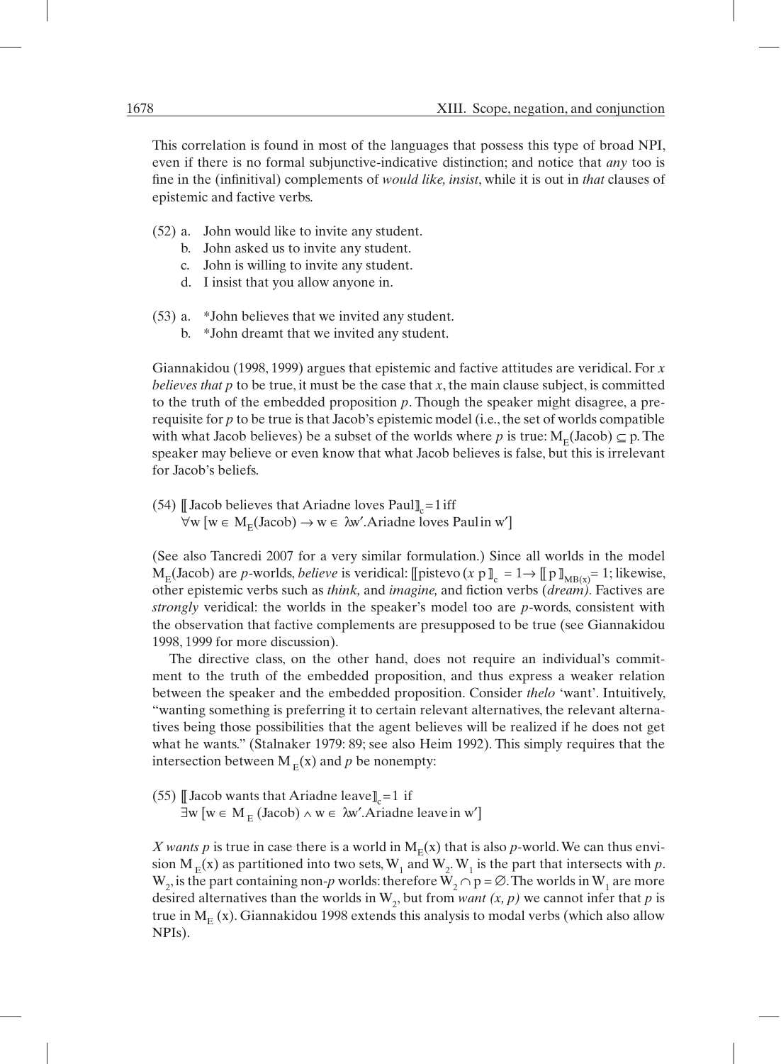This correlation is found in most of the languages that possess this type of broad NPI, even if there is no formal subjunctive-indicative distinction; and notice that *any* too is fine in the (infinitival) complements of *would like, insist*, while it is out in *that* clauses of epistemic and factive verbs.

(52) a. John would like to invite any student.
b. John asked us to invite any student.
c. John is willing to invite any student.
d. I insist that you allow anyone in.

(53) a. *John believes that we invited any student.
b. *John dreamt that we invited any student.

Giannakidou (1998, 1999) argues that epistemic and factive attitudes are veridical. For *x believes that p* to be true, it must be the case that *x*, the main clause subject, is committed to the truth of the embedded proposition *p*. Though the speaker might disagree, a prerequisite for *p* to be true is that Jacob's epistemic model (i.e., the set of worlds compatible with what Jacob believes) be a subset of the worlds where *p* is true: $M_E(\text{Jacob}) \subseteq p$. The speaker may believe or even know that what Jacob believes is false, but this is irrelevant for Jacob's beliefs.

(54) $[\![\text{Jacob believes that Ariadne loves Paul}]\!]_c = 1$ iff
$\forall w\, [w \in M_E(\text{Jacob}) \rightarrow w \in \lambda w'.\text{Ariadne loves Paul in } w']$

(See also Tancredi 2007 for a very similar formulation.) Since all worlds in the model $M_E(\text{Jacob})$ are *p*-worlds, *believe* is veridical: $[\![\text{pistevo}\,(x\ p)]\!]_c = 1 \rightarrow [\![p]\!]_{MB(x)} = 1$; likewise, other epistemic verbs such as *think,* and *imagine,* and fiction verbs (*dream).* Factives are *strongly* veridical: the worlds in the speaker's model too are *p*-words, consistent with the observation that factive complements are presupposed to be true (see Giannakidou 1998, 1999 for more discussion).

The directive class, on the other hand, does not require an individual's commitment to the truth of the embedded proposition, and thus express a weaker relation between the speaker and the embedded proposition. Consider *thelo* 'want'. Intuitively, "wanting something is preferring it to certain relevant alternatives, the relevant alternatives being those possibilities that the agent believes will be realized if he does not get what he wants." (Stalnaker 1979: 89; see also Heim 1992). This simply requires that the intersection between $M_E(x)$ and *p* be nonempty:

(55) $[\![\text{Jacob wants that Ariadne leave}]\!]_c = 1$ if
$\exists w\, [w \in M_E(\text{Jacob}) \wedge w \in \lambda w'.\text{Ariadne leave in } w']$

*X wants p* is true in case there is a world in $M_E(x)$ that is also *p*-world. We can thus envision $M_E(x)$ as partitioned into two sets, $W_1$ and $W_2$. $W_1$ is the part that intersects with *p*. $W_2$, is the part containing non-*p* worlds: therefore $W_2 \cap p = \varnothing$. The worlds in $W_1$ are more desired alternatives than the worlds in $W_2$, but from *want (x, p)* we cannot infer that *p* is true in $M_E(x)$. Giannakidou 1998 extends this analysis to modal verbs (which also allow NPIs).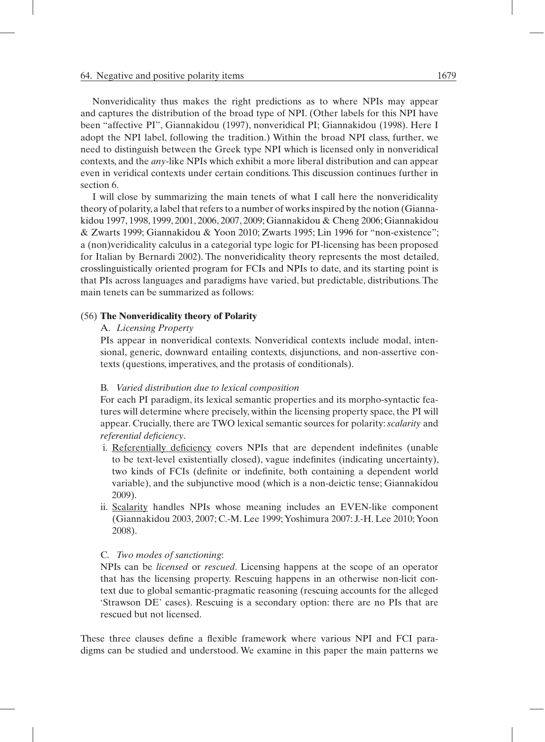Nonveridicality thus makes the right predictions as to where NPIs may appear and captures the distribution of the broad type of NPI. (Other labels for this NPI have been "affective PI", Giannakidou (1997), nonveridical PI; Giannakidou (1998). Here I adopt the NPI label, following the tradition.) Within the broad NPI class, further, we need to distinguish between the Greek type NPI which is licensed only in nonveridical contexts, and the *any*-like NPIs which exhibit a more liberal distribution and can appear even in veridical contexts under certain conditions. This discussion continues further in section 6.

I will close by summarizing the main tenets of what I call here the nonveridicality theory of polarity, a label that refers to a number of works inspired by the notion (Giannakidou 1997, 1998, 1999, 2001, 2006, 2007, 2009; Giannakidou & Cheng 2006; Giannakidou & Zwarts 1999; Giannakidou & Yoon 2010; Zwarts 1995; Lin 1996 for "non-existence"; a (non)veridicality calculus in a categorial type logic for PI-licensing has been proposed for Italian by Bernardi 2002). The nonveridicality theory represents the most detailed, crosslinguistically oriented program for FCIs and NPIs to date, and its starting point is that PIs across languages and paradigms have varied, but predictable, distributions. The main tenets can be summarized as follows:

(56) **The Nonveridicality theory of Polarity**

A. *Licensing Property*

PIs appear in nonveridical contexts. Nonveridical contexts include modal, intensional, generic, downward entailing contexts, disjunctions, and non-assertive contexts (questions, imperatives, and the protasis of conditionals).

B. *Varied distribution due to lexical composition*

For each PI paradigm, its lexical semantic properties and its morpho-syntactic features will determine where precisely, within the licensing property space, the PI will appear. Crucially, there are TWO lexical semantic sources for polarity: *scalarity* and *referential deficiency*.

i. Referentially deficiency covers NPIs that are dependent indefinites (unable to be text-level existentially closed), vague indefinites (indicating uncertainty), two kinds of FCIs (definite or indefinite, both containing a dependent world variable), and the subjunctive mood (which is a non-deictic tense; Giannakidou 2009).

ii. Scalarity handles NPIs whose meaning includes an EVEN-like component (Giannakidou 2003, 2007; C.-M. Lee 1999; Yoshimura 2007: J.-H. Lee 2010; Yoon 2008).

C. *Two modes of sanctioning*:

NPIs can be *licensed* or *rescued*. Licensing happens at the scope of an operator that has the licensing property. Rescuing happens in an otherwise non-licit context due to global semantic-pragmatic reasoning (rescuing accounts for the alleged 'Strawson DE' cases). Rescuing is a secondary option: there are no PIs that are rescued but not licensed.

These three clauses define a flexible framework where various NPI and FCI paradigms can be studied and understood. We examine in this paper the main patterns we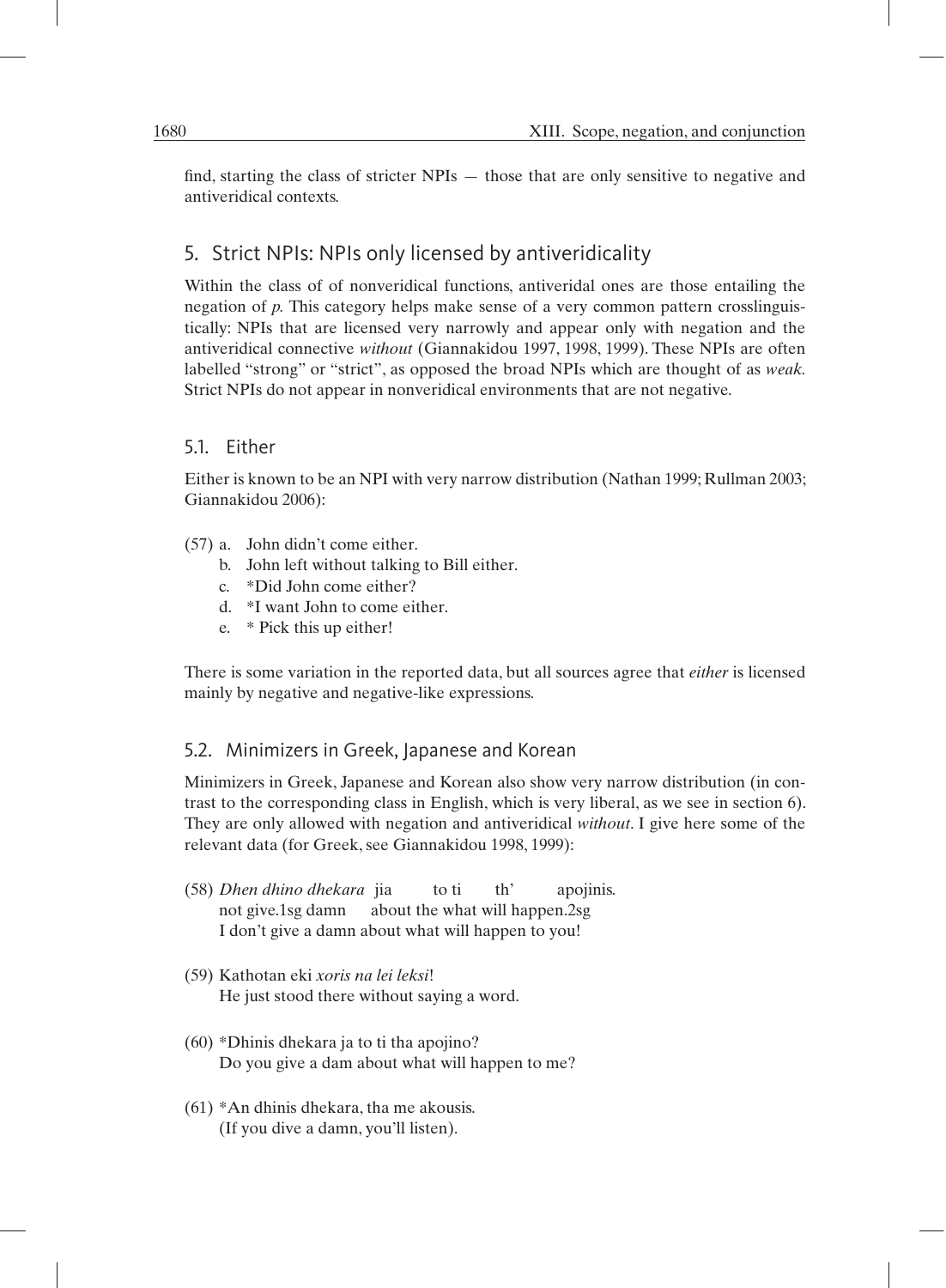find, starting the class of stricter NPIs — those that are only sensitive to negative and antiveridical contexts.

## 5. Strict NPIs: NPIs only licensed by antiveridicality

Within the class of of nonveridical functions, antiveridal ones are those entailing the negation of *p*. This category helps make sense of a very common pattern crosslinguistically: NPIs that are licensed very narrowly and appear only with negation and the antiveridical connective *without* (Giannakidou 1997, 1998, 1999). These NPIs are often labelled "strong" or "strict", as opposed the broad NPIs which are thought of as *weak*. Strict NPIs do not appear in nonveridical environments that are not negative.

### 5.1. Either

Either is known to be an NPI with very narrow distribution (Nathan 1999; Rullman 2003; Giannakidou 2006):

(57) a. John didn't come either.
  b. John left without talking to Bill either.
  c. *Did John come either?
  d. *I want John to come either.
  e. * Pick this up either!

There is some variation in the reported data, but all sources agree that *either* is licensed mainly by negative and negative-like expressions.

### 5.2. Minimizers in Greek, Japanese and Korean

Minimizers in Greek, Japanese and Korean also show very narrow distribution (in contrast to the corresponding class in English, which is very liberal, as we see in section 6). They are only allowed with negation and antiveridical *without*. I give here some of the relevant data (for Greek, see Giannakidou 1998, 1999):

(58) *Dhen dhino dhekara* jia to ti th' apojinis.
  not give.1sg damn about the what will happen.2sg
  I don't give a damn about what will happen to you!

(59) Kathotan eki *xoris na lei leksi*!
  He just stood there without saying a word.

(60) *Dhinis dhekara ja to ti tha apojino?
  Do you give a dam about what will happen to me?

(61) *An dhinis dhekara, tha me akousis.
  (If you dive a damn, you'll listen).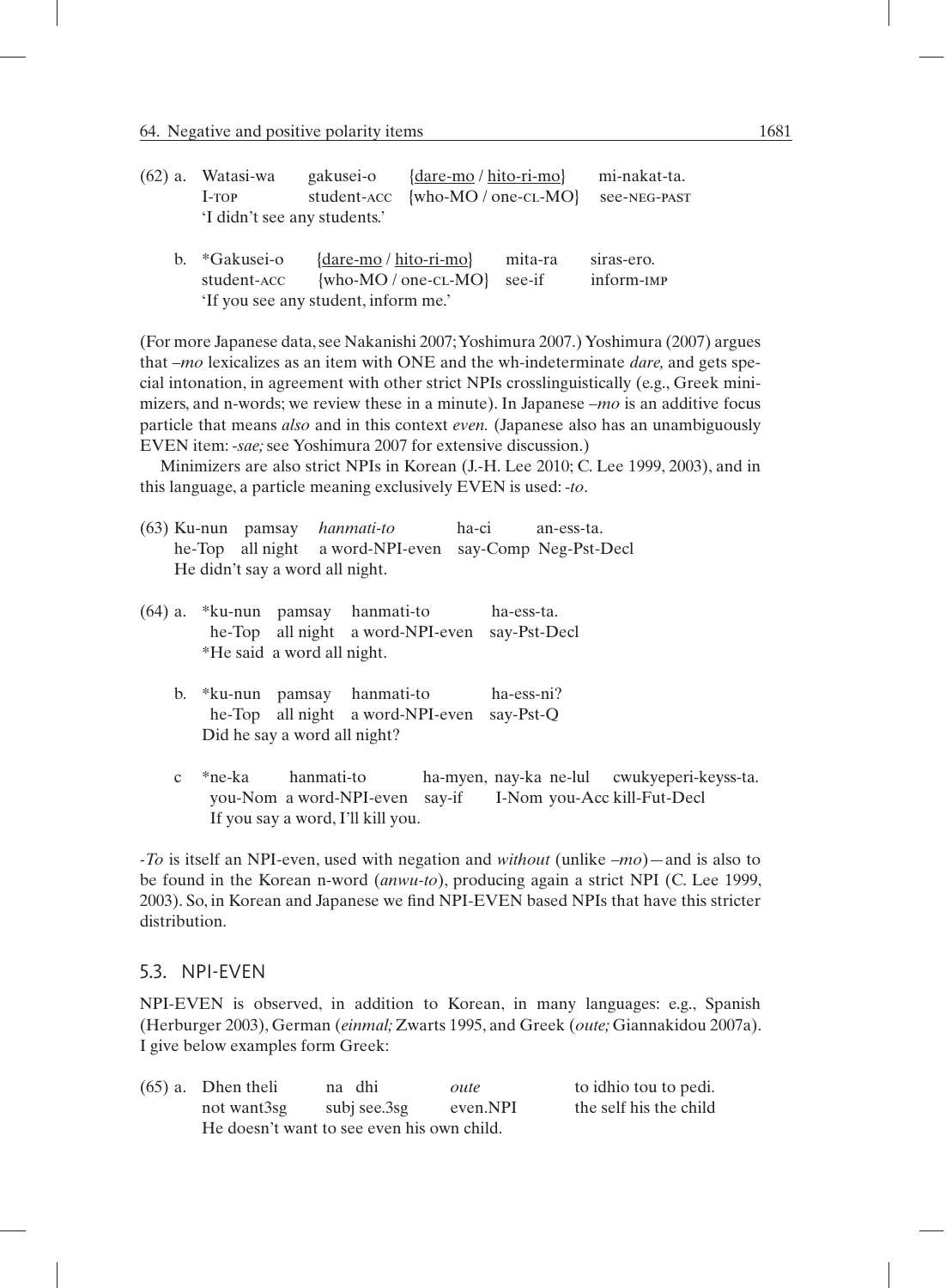(62) a. Watasi-wa gakusei-o {<u>dare-mo</u> / <u>hito-ri-mo</u>} mi-nakat-ta.
I-TOP student-ACC {who-MO / one-CL-MO} see-NEG-PAST
'I didn't see any students.'

b. *Gakusei-o {<u>dare-mo</u> / <u>hito-ri-mo</u>} mita-ra siras-ero.
student-ACC {who-MO / one-CL-MO} see-if inform-IMP
'If you see any student, inform me.'

(For more Japanese data, see Nakanishi 2007; Yoshimura 2007.) Yoshimura (2007) argues that *–mo* lexicalizes as an item with ONE and the wh-indeterminate *dare,* and gets special intonation, in agreement with other strict NPIs crosslinguistically (e.g., Greek minimizers, and n-words; we review these in a minute). In Japanese *–mo* is an additive focus particle that means *also* and in this context *even.* (Japanese also has an unambiguously EVEN item: *-sae;* see Yoshimura 2007 for extensive discussion.)

Minimizers are also strict NPIs in Korean (J.-H. Lee 2010; C. Lee 1999, 2003), and in this language, a particle meaning exclusively EVEN is used: *-to*.

(63) Ku-nun pamsay *hanmati-to* ha-ci an-ess-ta.
he-Top all night a word-NPI-even say-Comp Neg-Pst-Decl
He didn't say a word all night.

(64) a. *ku-nun pamsay hanmati-to ha-ess-ta.
he-Top all night a word-NPI-even say-Pst-Decl
*He said a word all night.

b. *ku-nun pamsay hanmati-to ha-ess-ni?
he-Top all night a word-NPI-even say-Pst-Q
Did he say a word all night?

c *ne-ka hanmati-to ha-myen, nay-ka ne-lul cwukyeperi-keyss-ta.
you-Nom a word-NPI-even say-if I-Nom you-Acc kill-Fut-Decl
If you say a word, I'll kill you.

*-To* is itself an NPI-even, used with negation and *without* (unlike *–mo*)—and is also to be found in the Korean n-word (*anwu-to*), producing again a strict NPI (C. Lee 1999, 2003). So, in Korean and Japanese we find NPI-EVEN based NPIs that have this stricter distribution.

## 5.3. NPI-EVEN

NPI-EVEN is observed, in addition to Korean, in many languages: e.g., Spanish (Herburger 2003), German (*einmal;* Zwarts 1995, and Greek (*oute;* Giannakidou 2007a). I give below examples form Greek:

(65) a. Dhen theli na dhi *oute* to idhio tou to pedi.
not want3sg subj see.3sg even.NPI the self his the child
He doesn't want to see even his own child.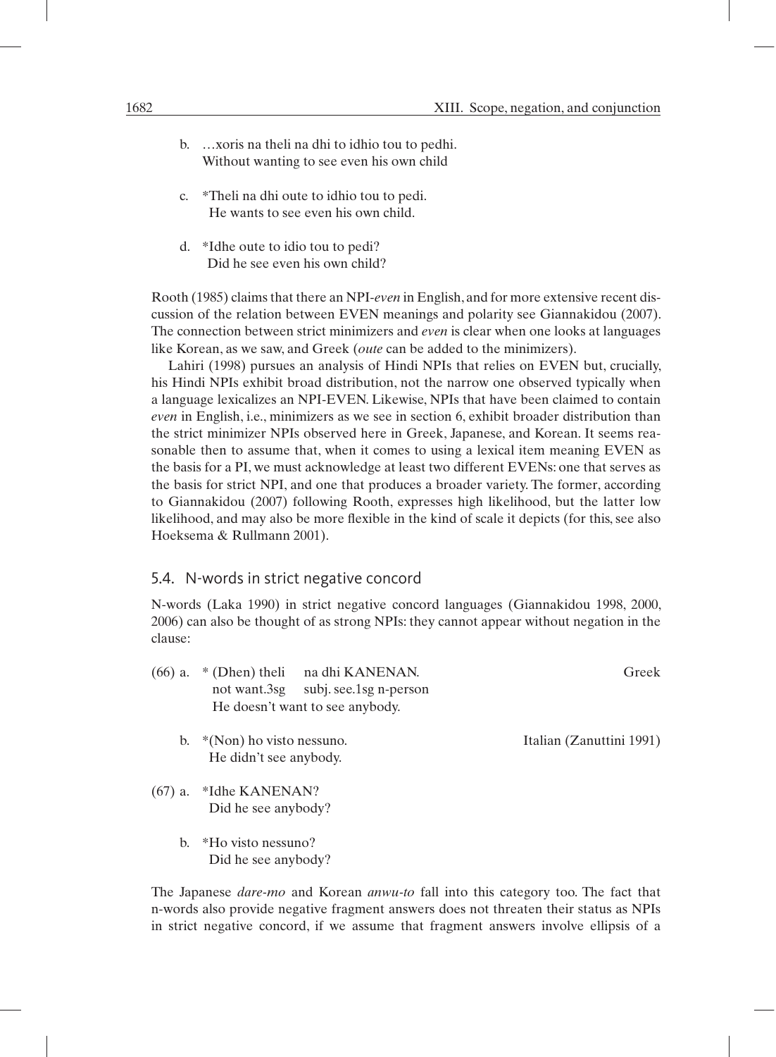b. …xoris na theli na dhi to idhio tou to pedhi.
   Without wanting to see even his own child

c. *Theli na dhi oute to idhio tou to pedi.
   He wants to see even his own child.

d. *Idhe oute to idio tou to pedi?
   Did he see even his own child?

Rooth (1985) claims that there an NPI-*even* in English, and for more extensive recent discussion of the relation between EVEN meanings and polarity see Giannakidou (2007). The connection between strict minimizers and *even* is clear when one looks at languages like Korean, as we saw, and Greek (*oute* can be added to the minimizers).

Lahiri (1998) pursues an analysis of Hindi NPIs that relies on EVEN but, crucially, his Hindi NPIs exhibit broad distribution, not the narrow one observed typically when a language lexicalizes an NPI-EVEN. Likewise, NPIs that have been claimed to contain *even* in English, i.e., minimizers as we see in section 6, exhibit broader distribution than the strict minimizer NPIs observed here in Greek, Japanese, and Korean. It seems reasonable then to assume that, when it comes to using a lexical item meaning EVEN as the basis for a PI, we must acknowledge at least two different EVENs: one that serves as the basis for strict NPI, and one that produces a broader variety. The former, according to Giannakidou (2007) following Rooth, expresses high likelihood, but the latter low likelihood, and may also be more flexible in the kind of scale it depicts (for this, see also Hoeksema & Rullmann 2001).

## 5.4. N-words in strict negative concord

N-words (Laka 1990) in strict negative concord languages (Giannakidou 1998, 2000, 2006) can also be thought of as strong NPIs: they cannot appear without negation in the clause:

(66) a. * (Dhen) theli na dhi KANENAN. — Greek
   not want.3sg subj. see.1sg n-person
   He doesn't want to see anybody.

b. *(Non) ho visto nessuno. — Italian (Zanuttini 1991)
   He didn't see anybody.

(67) a. *Idhe KANENAN?
   Did he see anybody?

b. *Ho visto nessuno?
   Did he see anybody?

The Japanese *dare-mo* and Korean *anwu-to* fall into this category too. The fact that n-words also provide negative fragment answers does not threaten their status as NPIs in strict negative concord, if we assume that fragment answers involve ellipsis of a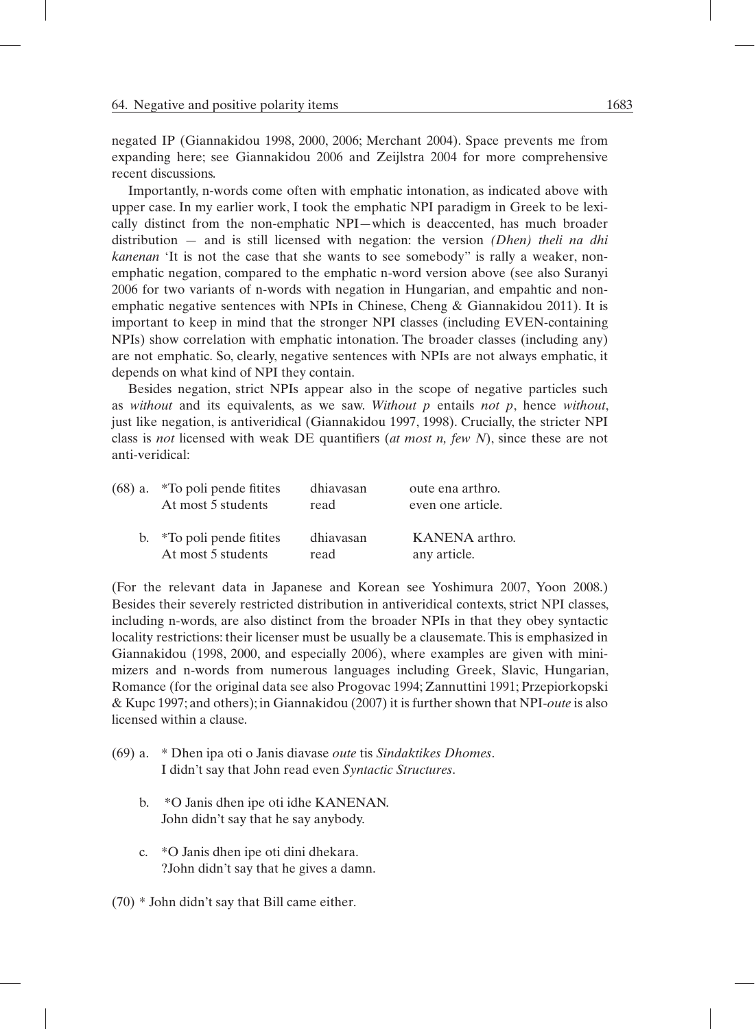negated IP (Giannakidou 1998, 2000, 2006; Merchant 2004). Space prevents me from expanding here; see Giannakidou 2006 and Zeijlstra 2004 for more comprehensive recent discussions.

Importantly, n-words come often with emphatic intonation, as indicated above with upper case. In my earlier work, I took the emphatic NPI paradigm in Greek to be lexically distinct from the non-emphatic NPI—which is deaccented, has much broader distribution — and is still licensed with negation: the version *(Dhen) theli na dhi kanenan* 'It is not the case that she wants to see somebody" is rally a weaker, non-emphatic negation, compared to the emphatic n-word version above (see also Suranyi 2006 for two variants of n-words with negation in Hungarian, and empahtic and non-emphatic negative sentences with NPIs in Chinese, Cheng & Giannakidou 2011). It is important to keep in mind that the stronger NPI classes (including EVEN-containing NPIs) show correlation with emphatic intonation. The broader classes (including any) are not emphatic. So, clearly, negative sentences with NPIs are not always emphatic, it depends on what kind of NPI they contain.

Besides negation, strict NPIs appear also in the scope of negative particles such as *without* and its equivalents, as we saw. *Without p* entails *not p*, hence *without*, just like negation, is antiveridical (Giannakidou 1997, 1998). Crucially, the stricter NPI class is *not* licensed with weak DE quantifiers (*at most n, few N*), since these are not anti-veridical:

(68) a. *To poli pende fitites dhiavasan oute ena arthro.
At most 5 students read even one article.

b. *To poli pende fitites dhiavasan KANENA arthro.
At most 5 students read any article.

(For the relevant data in Japanese and Korean see Yoshimura 2007, Yoon 2008.) Besides their severely restricted distribution in antiveridical contexts, strict NPI classes, including n-words, are also distinct from the broader NPIs in that they obey syntactic locality restrictions: their licenser must be usually be a clausemate. This is emphasized in Giannakidou (1998, 2000, and especially 2006), where examples are given with minimizers and n-words from numerous languages including Greek, Slavic, Hungarian, Romance (for the original data see also Progovac 1994; Zannuttini 1991; Przepiorkopski & Kupc 1997; and others); in Giannakidou (2007) it is further shown that NPI-*oute* is also licensed within a clause.

(69) a. * Dhen ipa oti o Janis diavase *oute* tis *Sindaktikes Dhomes*.
I didn't say that John read even *Syntactic Structures*.

b. *O Janis dhen ipe oti idhe KANENAN.
John didn't say that he say anybody.

c. *O Janis dhen ipe oti dini dhekara.
?John didn't say that he gives a damn.

(70) * John didn't say that Bill came either.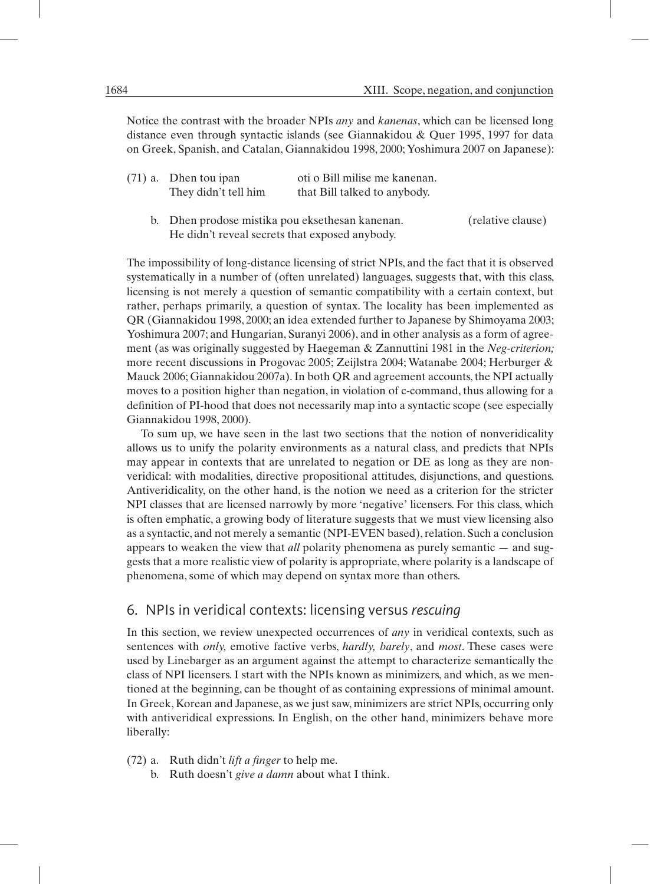Notice the contrast with the broader NPIs *any* and *kanenas*, which can be licensed long distance even through syntactic islands (see Giannakidou & Quer 1995, 1997 for data on Greek, Spanish, and Catalan, Giannakidou 1998, 2000; Yoshimura 2007 on Japanese):

(71) a. Dhen tou ipan oti o Bill milise me kanenan.
They didn't tell him that Bill talked to anybody.

b. Dhen prodose mistika pou eksethesan kanenan. (relative clause)
He didn't reveal secrets that exposed anybody.

The impossibility of long-distance licensing of strict NPIs, and the fact that it is observed systematically in a number of (often unrelated) languages, suggests that, with this class, licensing is not merely a question of semantic compatibility with a certain context, but rather, perhaps primarily, a question of syntax. The locality has been implemented as QR (Giannakidou 1998, 2000; an idea extended further to Japanese by Shimoyama 2003; Yoshimura 2007; and Hungarian, Suranyi 2006), and in other analysis as a form of agreement (as was originally suggested by Haegeman & Zannuttini 1981 in the *Neg-criterion;* more recent discussions in Progovac 2005; Zeijlstra 2004; Watanabe 2004; Herburger & Mauck 2006; Giannakidou 2007a). In both QR and agreement accounts, the NPI actually moves to a position higher than negation, in violation of c-command, thus allowing for a definition of PI-hood that does not necessarily map into a syntactic scope (see especially Giannakidou 1998, 2000).

To sum up, we have seen in the last two sections that the notion of nonveridicality allows us to unify the polarity environments as a natural class, and predicts that NPIs may appear in contexts that are unrelated to negation or DE as long as they are nonveridical: with modalities, directive propositional attitudes, disjunctions, and questions. Antiveridicality, on the other hand, is the notion we need as a criterion for the stricter NPI classes that are licensed narrowly by more 'negative' licensers. For this class, which is often emphatic, a growing body of literature suggests that we must view licensing also as a syntactic, and not merely a semantic (NPI-EVEN based), relation. Such a conclusion appears to weaken the view that *all* polarity phenomena as purely semantic — and suggests that a more realistic view of polarity is appropriate, where polarity is a landscape of phenomena, some of which may depend on syntax more than others.

## 6. NPIs in veridical contexts: licensing versus *rescuing*

In this section, we review unexpected occurrences of *any* in veridical contexts, such as sentences with *only,* emotive factive verbs, *hardly, barely*, and *most*. These cases were used by Linebarger as an argument against the attempt to characterize semantically the class of NPI licensers. I start with the NPIs known as minimizers, and which, as we mentioned at the beginning, can be thought of as containing expressions of minimal amount. In Greek, Korean and Japanese, as we just saw, minimizers are strict NPIs, occurring only with antiveridical expressions. In English, on the other hand, minimizers behave more liberally:

(72) a. Ruth didn't *lift a finger* to help me.
b. Ruth doesn't *give a damn* about what I think.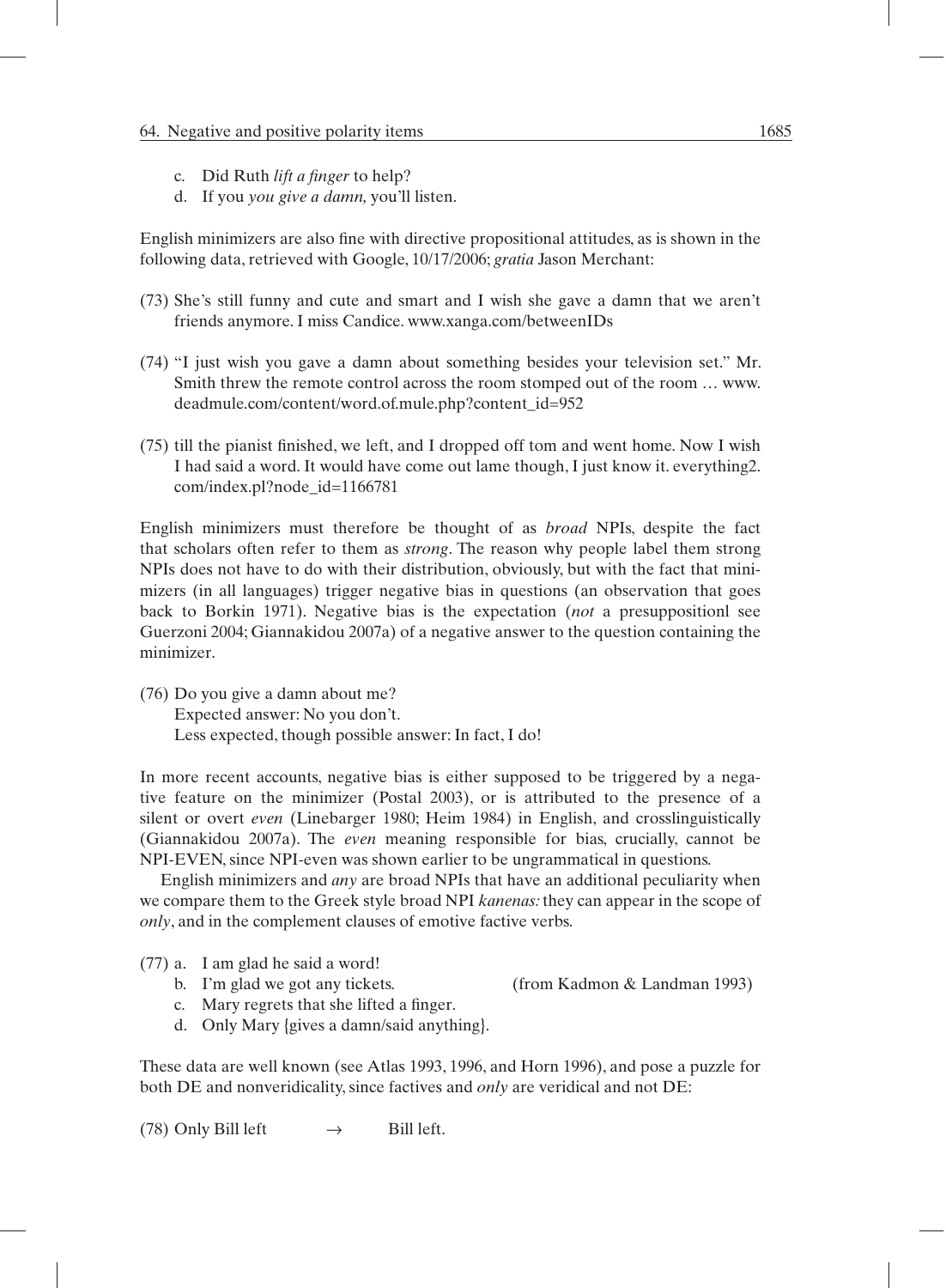c. Did Ruth *lift a finger* to help?
d. If you *you give a damn,* you'll listen.

English minimizers are also fine with directive propositional attitudes, as is shown in the following data, retrieved with Google, 10/17/2006; *gratia* Jason Merchant:

(73) She's still funny and cute and smart and I wish she gave a damn that we aren't friends anymore. I miss Candice. www.xanga.com/betweenIDs

(74) "I just wish you gave a damn about something besides your television set." Mr. Smith threw the remote control across the room stomped out of the room … www.deadmule.com/content/word.of.mule.php?content_id=952

(75) till the pianist finished, we left, and I dropped off tom and went home. Now I wish I had said a word. It would have come out lame though, I just know it. everything2.com/index.pl?node_id=1166781

English minimizers must therefore be thought of as *broad* NPIs, despite the fact that scholars often refer to them as *strong*. The reason why people label them strong NPIs does not have to do with their distribution, obviously, but with the fact that minimizers (in all languages) trigger negative bias in questions (an observation that goes back to Borkin 1971). Negative bias is the expectation (*not* a presuppositionl see Guerzoni 2004; Giannakidou 2007a) of a negative answer to the question containing the minimizer.

(76) Do you give a damn about me?
Expected answer: No you don't.
Less expected, though possible answer: In fact, I do!

In more recent accounts, negative bias is either supposed to be triggered by a negative feature on the minimizer (Postal 2003), or is attributed to the presence of a silent or overt *even* (Linebarger 1980; Heim 1984) in English, and crosslinguistically (Giannakidou 2007a). The *even* meaning responsible for bias, crucially, cannot be NPI-EVEN, since NPI-even was shown earlier to be ungrammatical in questions.

English minimizers and *any* are broad NPIs that have an additional peculiarity when we compare them to the Greek style broad NPI *kanenas:* they can appear in the scope of *only*, and in the complement clauses of emotive factive verbs.

(77) a. I am glad he said a word!
b. I'm glad we got any tickets. (from Kadmon & Landman 1993)
c. Mary regrets that she lifted a finger.
d. Only Mary {gives a damn/said anything}.

These data are well known (see Atlas 1993, 1996, and Horn 1996), and pose a puzzle for both DE and nonveridicality, since factives and *only* are veridical and not DE:

(78) Only Bill left $\rightarrow$ Bill left.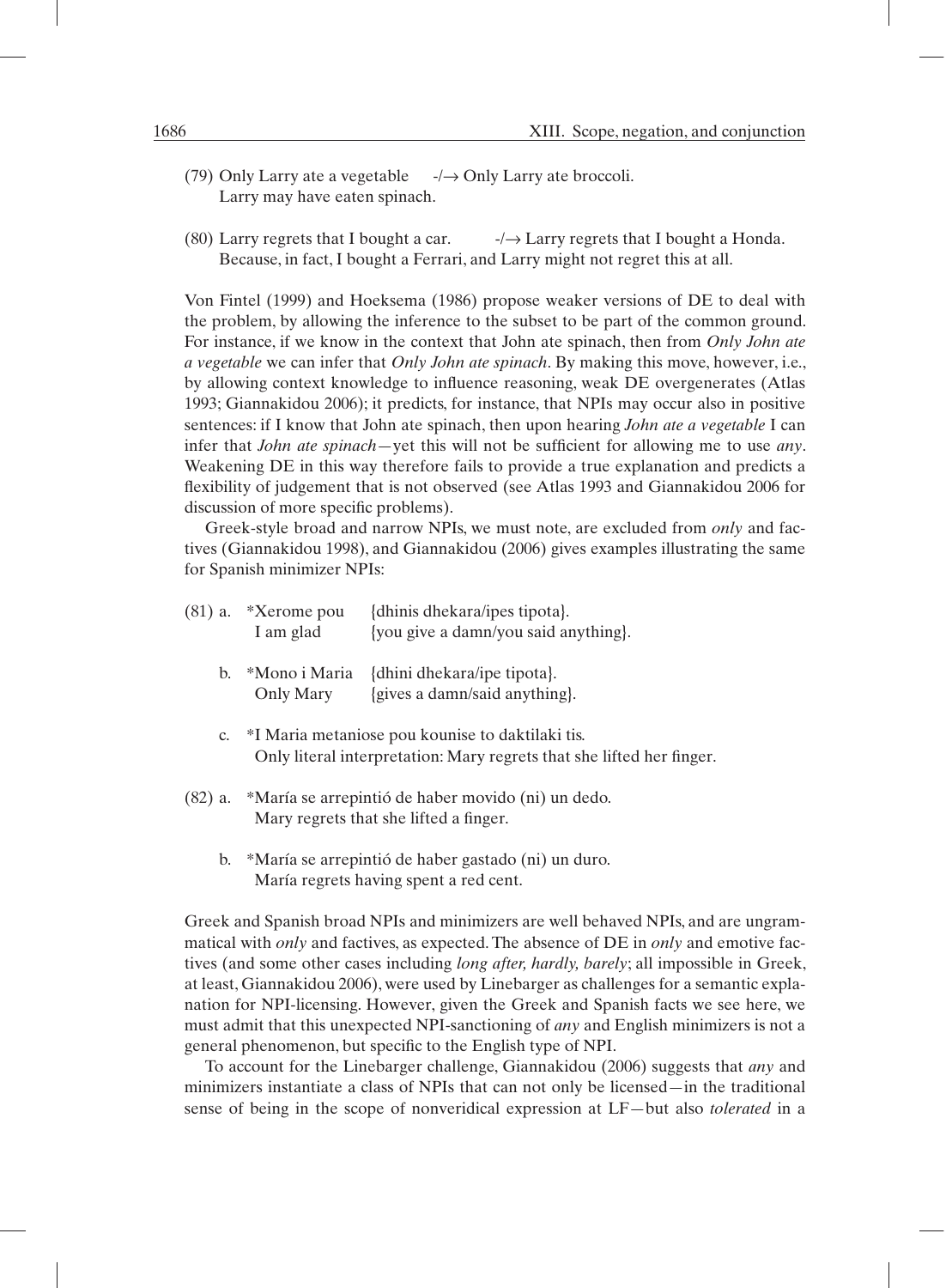(79) Only Larry ate a vegetable  -/→ Only Larry ate broccoli.
  Larry may have eaten spinach.

(80) Larry regrets that I bought a car.  -/→ Larry regrets that I bought a Honda.
  Because, in fact, I bought a Ferrari, and Larry might not regret this at all.

Von Fintel (1999) and Hoeksema (1986) propose weaker versions of DE to deal with the problem, by allowing the inference to the subset to be part of the common ground. For instance, if we know in the context that John ate spinach, then from *Only John ate a vegetable* we can infer that *Only John ate spinach*. By making this move, however, i.e., by allowing context knowledge to influence reasoning, weak DE overgenerates (Atlas 1993; Giannakidou 2006); it predicts, for instance, that NPIs may occur also in positive sentences: if I know that John ate spinach, then upon hearing *John ate a vegetable* I can infer that *John ate spinach*—yet this will not be sufficient for allowing me to use *any*. Weakening DE in this way therefore fails to provide a true explanation and predicts a flexibility of judgement that is not observed (see Atlas 1993 and Giannakidou 2006 for discussion of more specific problems).

Greek-style broad and narrow NPIs, we must note, are excluded from *only* and factives (Giannakidou 1998), and Giannakidou (2006) gives examples illustrating the same for Spanish minimizer NPIs:

(81) a. *Xerome pou  {dhinis dhekara/ipes tipota}.
  I am glad  {you give a damn/you said anything}.

 b. *Mono i Maria  {dhini dhekara/ipe tipota}.
  Only Mary  {gives a damn/said anything}.

 c. *I Maria metaniose pou kounise to daktilaki tis.
  Only literal interpretation: Mary regrets that she lifted her finger.

(82) a. *María se arrepintió de haber movido (ni) un dedo.
  Mary regrets that she lifted a finger.

 b. *María se arrepintió de haber gastado (ni) un duro.
  María regrets having spent a red cent.

Greek and Spanish broad NPIs and minimizers are well behaved NPIs, and are ungrammatical with *only* and factives, as expected. The absence of DE in *only* and emotive factives (and some other cases including *long after, hardly, barely*; all impossible in Greek, at least, Giannakidou 2006), were used by Linebarger as challenges for a semantic explanation for NPI-licensing. However, given the Greek and Spanish facts we see here, we must admit that this unexpected NPI-sanctioning of *any* and English minimizers is not a general phenomenon, but specific to the English type of NPI.

To account for the Linebarger challenge, Giannakidou (2006) suggests that *any* and minimizers instantiate a class of NPIs that can not only be licensed—in the traditional sense of being in the scope of nonveridical expression at LF—but also *tolerated* in a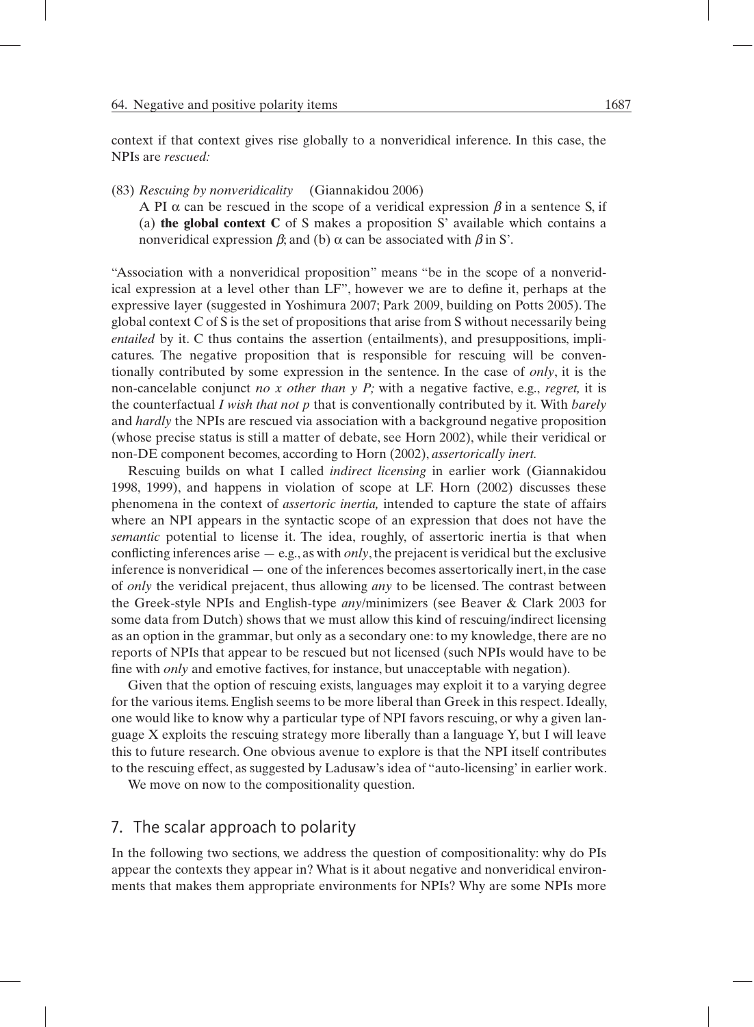context if that context gives rise globally to a nonveridical inference. In this case, the NPIs are *rescued:*

(83) *Rescuing by nonveridicality* (Giannakidou 2006)
A PI $\alpha$ can be rescued in the scope of a veridical expression $\beta$ in a sentence S, if (a) **the global context C** of S makes a proposition S' available which contains a nonveridical expression $\beta$; and (b) $\alpha$ can be associated with $\beta$ in S'.

"Association with a nonveridical proposition" means "be in the scope of a nonveridical expression at a level other than LF", however we are to define it, perhaps at the expressive layer (suggested in Yoshimura 2007; Park 2009, building on Potts 2005). The global context C of S is the set of propositions that arise from S without necessarily being *entailed* by it. C thus contains the assertion (entailments), and presuppositions, implicatures. The negative proposition that is responsible for rescuing will be conventionally contributed by some expression in the sentence. In the case of *only*, it is the non-cancelable conjunct *no x other than y P;* with a negative factive, e.g., *regret,* it is the counterfactual *I wish that not p* that is conventionally contributed by it. With *barely* and *hardly* the NPIs are rescued via association with a background negative proposition (whose precise status is still a matter of debate, see Horn 2002), while their veridical or non-DE component becomes, according to Horn (2002), *assertorically inert.*

Rescuing builds on what I called *indirect licensing* in earlier work (Giannakidou 1998, 1999), and happens in violation of scope at LF. Horn (2002) discusses these phenomena in the context of *assertoric inertia,* intended to capture the state of affairs where an NPI appears in the syntactic scope of an expression that does not have the *semantic* potential to license it. The idea, roughly, of assertoric inertia is that when conflicting inferences arise — e.g., as with *only*, the prejacent is veridical but the exclusive inference is nonveridical — one of the inferences becomes assertorically inert, in the case of *only* the veridical prejacent, thus allowing *any* to be licensed. The contrast between the Greek-style NPIs and English-type *any*/minimizers (see Beaver & Clark 2003 for some data from Dutch) shows that we must allow this kind of rescuing/indirect licensing as an option in the grammar, but only as a secondary one: to my knowledge, there are no reports of NPIs that appear to be rescued but not licensed (such NPIs would have to be fine with *only* and emotive factives, for instance, but unacceptable with negation).

Given that the option of rescuing exists, languages may exploit it to a varying degree for the various items. English seems to be more liberal than Greek in this respect. Ideally, one would like to know why a particular type of NPI favors rescuing, or why a given language X exploits the rescuing strategy more liberally than a language Y, but I will leave this to future research. One obvious avenue to explore is that the NPI itself contributes to the rescuing effect, as suggested by Ladusaw's idea of "auto-licensing' in earlier work.

We move on now to the compositionality question.

## 7. The scalar approach to polarity

In the following two sections, we address the question of compositionality: why do PIs appear the contexts they appear in? What is it about negative and nonveridical environments that makes them appropriate environments for NPIs? Why are some NPIs more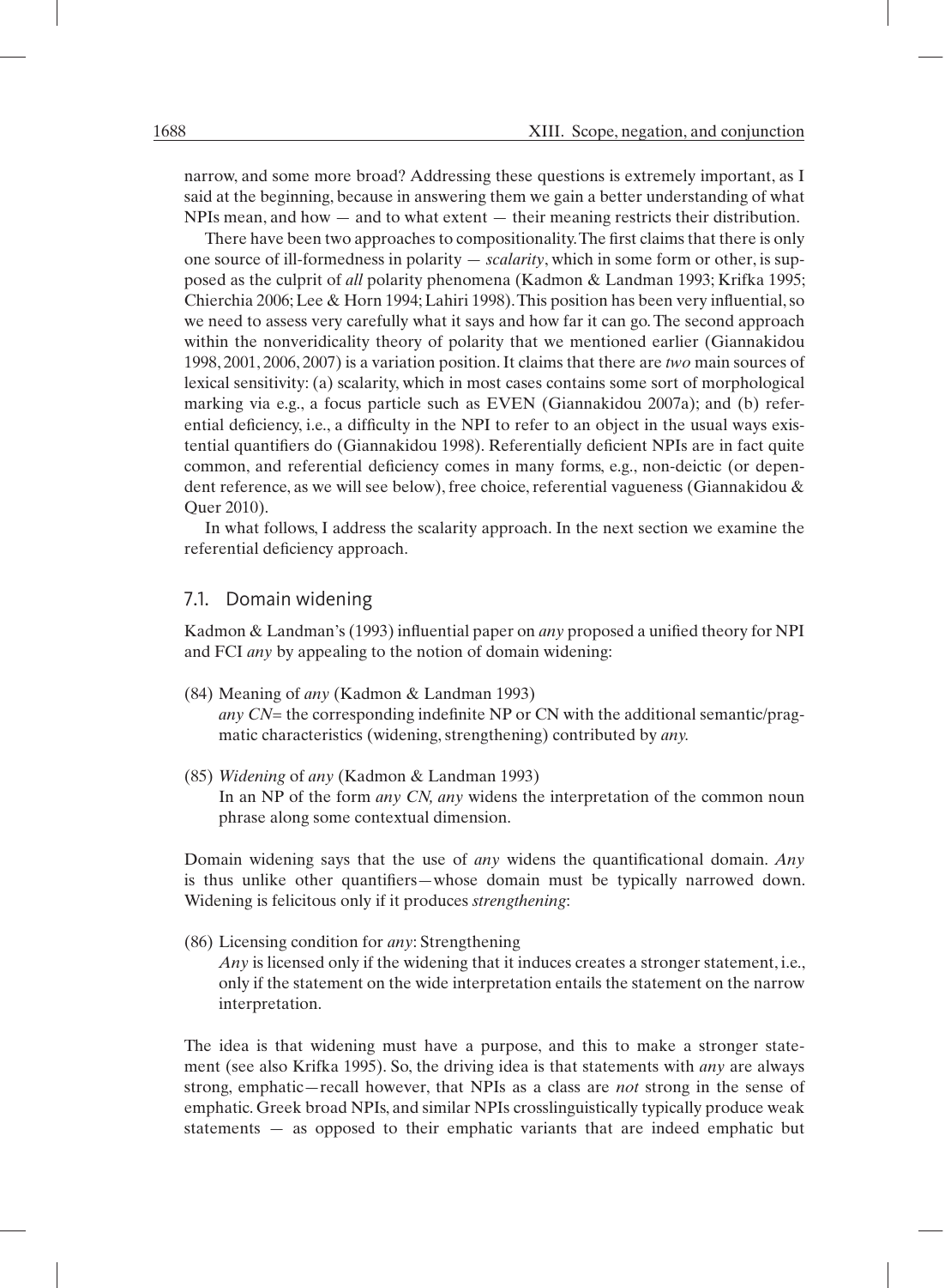narrow, and some more broad? Addressing these questions is extremely important, as I said at the beginning, because in answering them we gain a better understanding of what NPIs mean, and how — and to what extent — their meaning restricts their distribution.

There have been two approaches to compositionality. The first claims that there is only one source of ill-formedness in polarity — *scalarity*, which in some form or other, is supposed as the culprit of *all* polarity phenomena (Kadmon & Landman 1993; Krifka 1995; Chierchia 2006; Lee & Horn 1994; Lahiri 1998). This position has been very influential, so we need to assess very carefully what it says and how far it can go. The second approach within the nonveridicality theory of polarity that we mentioned earlier (Giannakidou 1998, 2001, 2006, 2007) is a variation position. It claims that there are *two* main sources of lexical sensitivity: (a) scalarity, which in most cases contains some sort of morphological marking via e.g., a focus particle such as EVEN (Giannakidou 2007a); and (b) referential deficiency, i.e., a difficulty in the NPI to refer to an object in the usual ways existential quantifiers do (Giannakidou 1998). Referentially deficient NPIs are in fact quite common, and referential deficiency comes in many forms, e.g., non-deictic (or dependent reference, as we will see below), free choice, referential vagueness (Giannakidou & Quer 2010).

In what follows, I address the scalarity approach. In the next section we examine the referential deficiency approach.

### 7.1. Domain widening

Kadmon & Landman's (1993) influential paper on *any* proposed a unified theory for NPI and FCI *any* by appealing to the notion of domain widening:

(84) Meaning of *any* (Kadmon & Landman 1993)
*any CN*= the corresponding indefinite NP or CN with the additional semantic/pragmatic characteristics (widening, strengthening) contributed by *any*.

(85) *Widening* of *any* (Kadmon & Landman 1993)
In an NP of the form *any CN, any* widens the interpretation of the common noun phrase along some contextual dimension.

Domain widening says that the use of *any* widens the quantificational domain. *Any* is thus unlike other quantifiers—whose domain must be typically narrowed down. Widening is felicitous only if it produces *strengthening*:

(86) Licensing condition for *any*: Strengthening
*Any* is licensed only if the widening that it induces creates a stronger statement, i.e., only if the statement on the wide interpretation entails the statement on the narrow interpretation.

The idea is that widening must have a purpose, and this to make a stronger statement (see also Krifka 1995). So, the driving idea is that statements with *any* are always strong, emphatic—recall however, that NPIs as a class are *not* strong in the sense of emphatic. Greek broad NPIs, and similar NPIs crosslinguistically typically produce weak statements — as opposed to their emphatic variants that are indeed emphatic but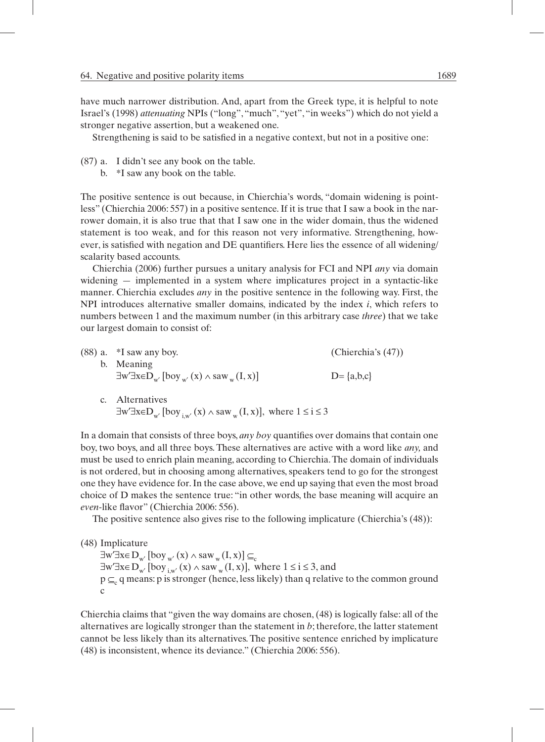have much narrower distribution. And, apart from the Greek type, it is helpful to note Israel's (1998) *attenuating* NPIs ("long", "much", "yet", "in weeks") which do not yield a stronger negative assertion, but a weakened one.

Strengthening is said to be satisfied in a negative context, but not in a positive one:

(87) a. I didn't see any book on the table.
 b. *I saw any book on the table.

The positive sentence is out because, in Chierchia's words, "domain widening is pointless" (Chierchia 2006: 557) in a positive sentence. If it is true that I saw a book in the narrower domain, it is also true that that I saw one in the wider domain, thus the widened statement is too weak, and for this reason not very informative. Strengthening, however, is satisfied with negation and DE quantifiers. Here lies the essence of all widening/scalarity based accounts.

Chierchia (2006) further pursues a unitary analysis for FCI and NPI *any* via domain widening — implemented in a system where implicatures project in a syntactic-like manner. Chierchia excludes *any* in the positive sentence in the following way. First, the NPI introduces alternative smaller domains, indicated by the index *i*, which refers to numbers between 1 and the maximum number (in this arbitrary case *three*) that we take our largest domain to consist of:

(88) a. *I saw any boy. (Chierchia's (47))
 b. Meaning
 $\exists w' \exists x \in D_{w'} [boy_{w'}(x) \wedge saw_{w}(I, x)]$ $D = \{a,b,c\}$
 c. Alternatives
 $\exists w' \exists x \in D_{w'} [boy_{i,w'}(x) \wedge saw_{w}(I, x)]$, where $1 \leq i \leq 3$

In a domain that consists of three boys, *any boy* quantifies over domains that contain one boy, two boys, and all three boys. These alternatives are active with a word like *any,* and must be used to enrich plain meaning, according to Chierchia. The domain of individuals is not ordered, but in choosing among alternatives, speakers tend to go for the strongest one they have evidence for. In the case above, we end up saying that even the most broad choice of D makes the sentence true: "in other words, the base meaning will acquire an *even*-like flavor" (Chierchia 2006: 556).

The positive sentence also gives rise to the following implicature (Chierchia's (48)):

(48) Implicature
 $\exists w' \exists x \in D_{w'} [boy_{w'}(x) \wedge saw_{w}(I, x)] \subseteq_{c}$
 $\exists w' \exists x \in D_{w'} [boy_{i,w'}(x) \wedge saw_{w}(I, x)]$, where $1 \leq i \leq 3$, and
 $p \subseteq_{c} q$ means: p is stronger (hence, less likely) than q relative to the common ground c

Chierchia claims that "given the way domains are chosen, (48) is logically false: all of the alternatives are logically stronger than the statement in *b*; therefore, the latter statement cannot be less likely than its alternatives. The positive sentence enriched by implicature (48) is inconsistent, whence its deviance." (Chierchia 2006: 556).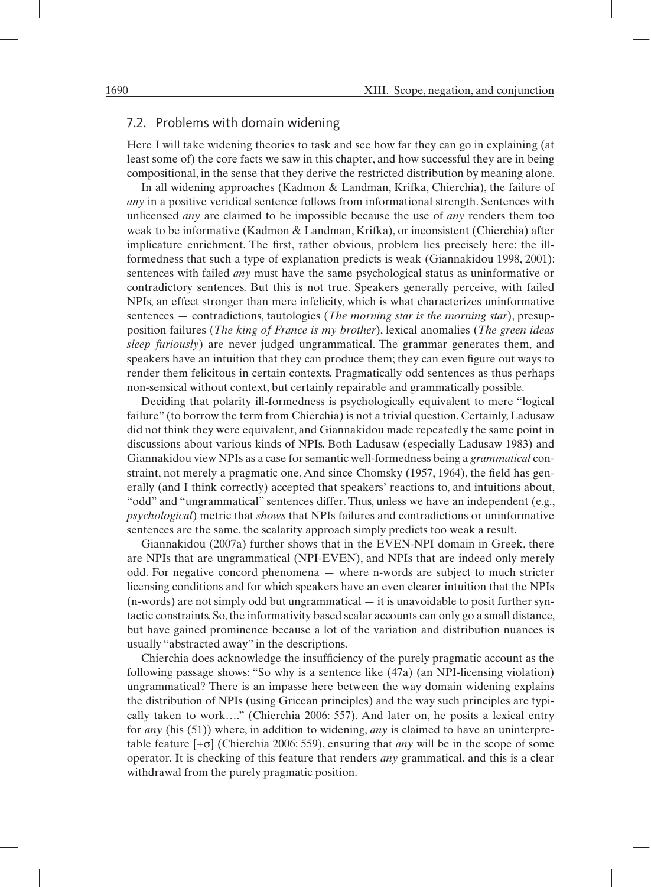## 7.2. Problems with domain widening

Here I will take widening theories to task and see how far they can go in explaining (at least some of) the core facts we saw in this chapter, and how successful they are in being compositional, in the sense that they derive the restricted distribution by meaning alone.

In all widening approaches (Kadmon & Landman, Krifka, Chierchia), the failure of *any* in a positive veridical sentence follows from informational strength. Sentences with unlicensed *any* are claimed to be impossible because the use of *any* renders them too weak to be informative (Kadmon & Landman, Krifka), or inconsistent (Chierchia) after implicature enrichment. The first, rather obvious, problem lies precisely here: the ill-formedness that such a type of explanation predicts is weak (Giannakidou 1998, 2001): sentences with failed *any* must have the same psychological status as uninformative or contradictory sentences. But this is not true. Speakers generally perceive, with failed NPIs, an effect stronger than mere infelicity, which is what characterizes uninformative sentences — contradictions, tautologies (*The morning star is the morning star*), presupposition failures (*The king of France is my brother*), lexical anomalies (*The green ideas sleep furiously*) are never judged ungrammatical. The grammar generates them, and speakers have an intuition that they can produce them; they can even figure out ways to render them felicitous in certain contexts. Pragmatically odd sentences as thus perhaps non-sensical without context, but certainly repairable and grammatically possible.

Deciding that polarity ill-formedness is psychologically equivalent to mere "logical failure" (to borrow the term from Chierchia) is not a trivial question. Certainly, Ladusaw did not think they were equivalent, and Giannakidou made repeatedly the same point in discussions about various kinds of NPIs. Both Ladusaw (especially Ladusaw 1983) and Giannakidou view NPIs as a case for semantic well-formedness being a *grammatical* constraint, not merely a pragmatic one. And since Chomsky (1957, 1964), the field has generally (and I think correctly) accepted that speakers' reactions to, and intuitions about, "odd" and "ungrammatical" sentences differ. Thus, unless we have an independent (e.g., *psychological*) metric that *shows* that NPIs failures and contradictions or uninformative sentences are the same, the scalarity approach simply predicts too weak a result.

Giannakidou (2007a) further shows that in the EVEN-NPI domain in Greek, there are NPIs that are ungrammatical (NPI-EVEN), and NPIs that are indeed only merely odd. For negative concord phenomena — where n-words are subject to much stricter licensing conditions and for which speakers have an even clearer intuition that the NPIs (n-words) are not simply odd but ungrammatical — it is unavoidable to posit further syntactic constraints. So, the informativity based scalar accounts can only go a small distance, but have gained prominence because a lot of the variation and distribution nuances is usually "abstracted away" in the descriptions.

Chierchia does acknowledge the insufficiency of the purely pragmatic account as the following passage shows: "So why is a sentence like (47a) (an NPI-licensing violation) ungrammatical? There is an impasse here between the way domain widening explains the distribution of NPIs (using Gricean principles) and the way such principles are typically taken to work…." (Chierchia 2006: 557). And later on, he posits a lexical entry for *any* (his (51)) where, in addition to widening, *any* is claimed to have an uninterpretable feature [+σ] (Chierchia 2006: 559), ensuring that *any* will be in the scope of some operator. It is checking of this feature that renders *any* grammatical, and this is a clear withdrawal from the purely pragmatic position.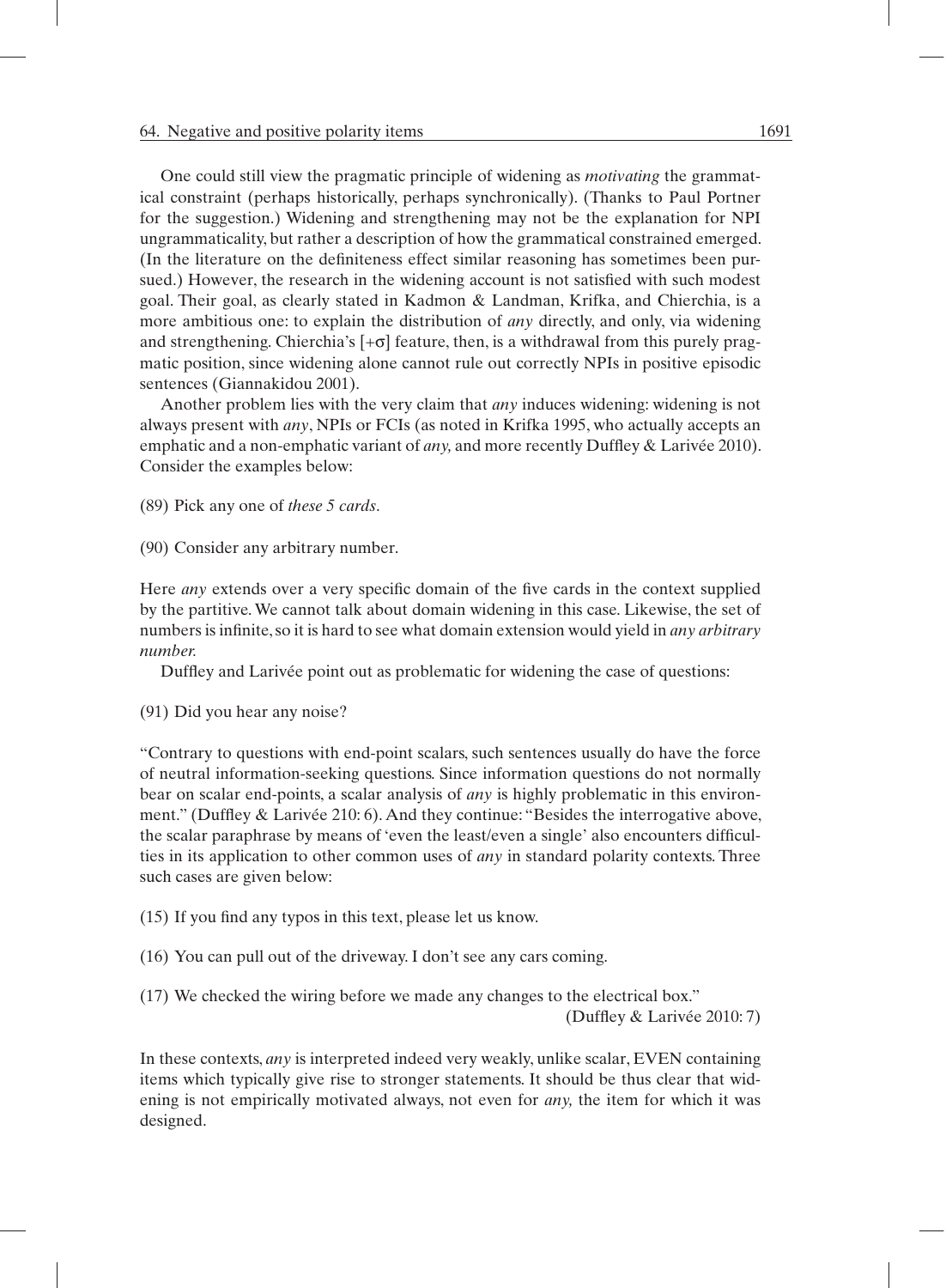One could still view the pragmatic principle of widening as *motivating* the grammatical constraint (perhaps historically, perhaps synchronically). (Thanks to Paul Portner for the suggestion.) Widening and strengthening may not be the explanation for NPI ungrammaticality, but rather a description of how the grammatical constrained emerged. (In the literature on the definiteness effect similar reasoning has sometimes been pursued.) However, the research in the widening account is not satisfied with such modest goal. Their goal, as clearly stated in Kadmon & Landman, Krifka, and Chierchia, is a more ambitious one: to explain the distribution of *any* directly, and only, via widening and strengthening. Chierchia's [+σ] feature, then, is a withdrawal from this purely pragmatic position, since widening alone cannot rule out correctly NPIs in positive episodic sentences (Giannakidou 2001).

Another problem lies with the very claim that *any* induces widening: widening is not always present with *any*, NPIs or FCIs (as noted in Krifka 1995, who actually accepts an emphatic and a non-emphatic variant of *any,* and more recently Duffley & Larivée 2010). Consider the examples below:

(89) Pick any one of *these 5 cards*.

(90) Consider any arbitrary number.

Here *any* extends over a very specific domain of the five cards in the context supplied by the partitive. We cannot talk about domain widening in this case. Likewise, the set of numbers is infinite, so it is hard to see what domain extension would yield in *any arbitrary number.*

Duffley and Larivée point out as problematic for widening the case of questions:

(91) Did you hear any noise?

"Contrary to questions with end-point scalars, such sentences usually do have the force of neutral information-seeking questions. Since information questions do not normally bear on scalar end-points, a scalar analysis of *any* is highly problematic in this environment." (Duffley & Larivée 210: 6). And they continue: "Besides the interrogative above, the scalar paraphrase by means of 'even the least/even a single' also encounters difficulties in its application to other common uses of *any* in standard polarity contexts. Three such cases are given below:

(15) If you find any typos in this text, please let us know.

(16) You can pull out of the driveway. I don't see any cars coming.

(17) We checked the wiring before we made any changes to the electrical box."

(Duffley & Larivée 2010: 7)

In these contexts, *any* is interpreted indeed very weakly, unlike scalar, EVEN containing items which typically give rise to stronger statements. It should be thus clear that widening is not empirically motivated always, not even for *any,* the item for which it was designed.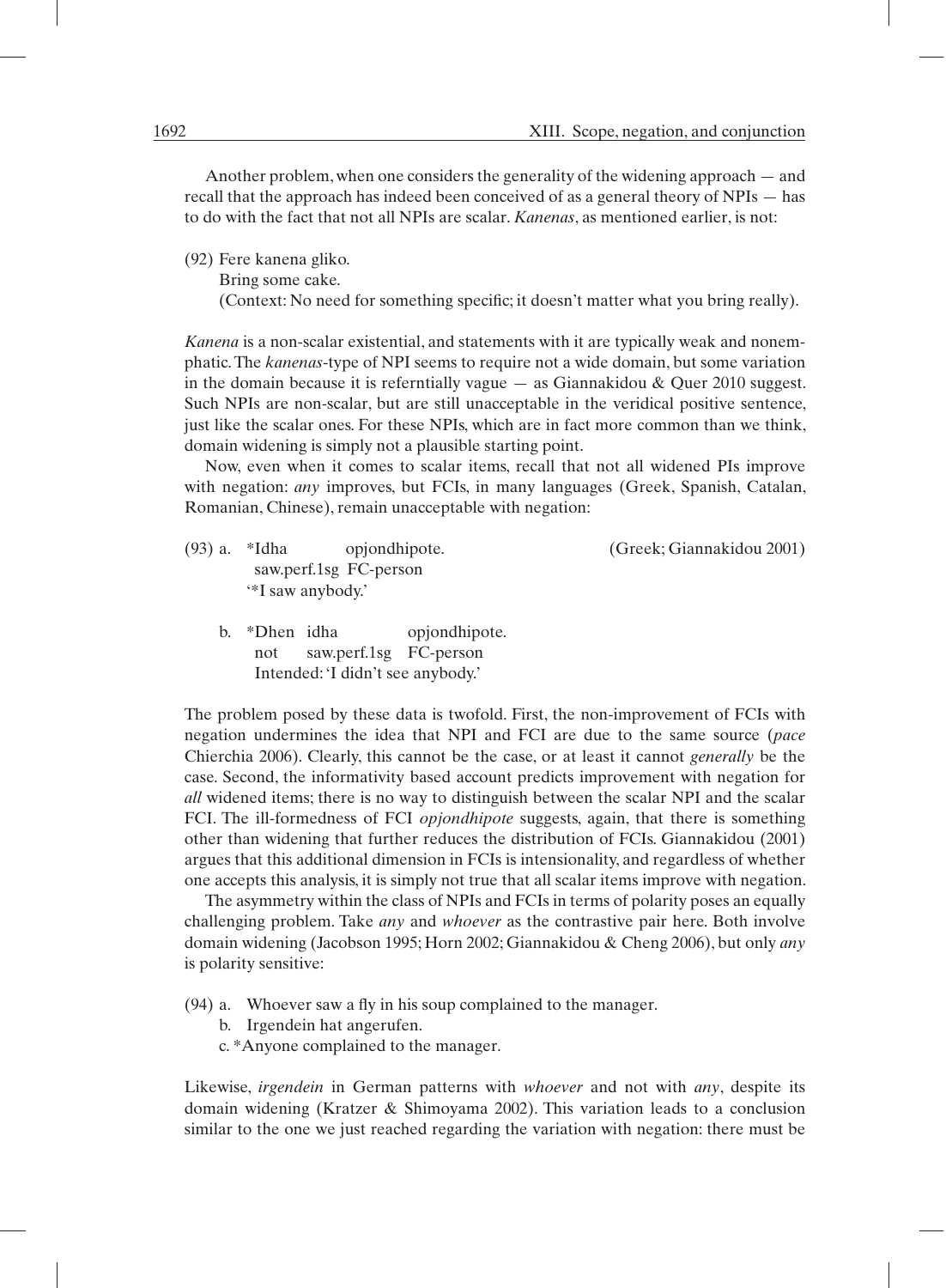Another problem, when one considers the generality of the widening approach — and recall that the approach has indeed been conceived of as a general theory of NPIs — has to do with the fact that not all NPIs are scalar. *Kanenas*, as mentioned earlier, is not:

(92) Fere kanena gliko.
Bring some cake.
(Context: No need for something specific; it doesn't matter what you bring really).

*Kanena* is a non-scalar existential, and statements with it are typically weak and nonemphatic. The *kanenas*-type of NPI seems to require not a wide domain, but some variation in the domain because it is referntially vague — as Giannakidou & Quer 2010 suggest. Such NPIs are non-scalar, but are still unacceptable in the veridical positive sentence, just like the scalar ones. For these NPIs, which are in fact more common than we think, domain widening is simply not a plausible starting point.

Now, even when it comes to scalar items, recall that not all widened PIs improve with negation: *any* improves, but FCIs, in many languages (Greek, Spanish, Catalan, Romanian, Chinese), remain unacceptable with negation:

(93) a. *Idha opjondhipote. (Greek; Giannakidou 2001)
saw.perf.1sg FC-person
'*I saw anybody.'

b. *Dhen idha opjondhipote.
not saw.perf.1sg FC-person
Intended: 'I didn't see anybody.'

The problem posed by these data is twofold. First, the non-improvement of FCIs with negation undermines the idea that NPI and FCI are due to the same source (*pace* Chierchia 2006). Clearly, this cannot be the case, or at least it cannot *generally* be the case. Second, the informativity based account predicts improvement with negation for *all* widened items; there is no way to distinguish between the scalar NPI and the scalar FCI. The ill-formedness of FCI *opjondhipote* suggests, again, that there is something other than widening that further reduces the distribution of FCIs. Giannakidou (2001) argues that this additional dimension in FCIs is intensionality, and regardless of whether one accepts this analysis, it is simply not true that all scalar items improve with negation.

The asymmetry within the class of NPIs and FCIs in terms of polarity poses an equally challenging problem. Take *any* and *whoever* as the contrastive pair here. Both involve domain widening (Jacobson 1995; Horn 2002; Giannakidou & Cheng 2006), but only *any* is polarity sensitive:

(94) a. Whoever saw a fly in his soup complained to the manager.
b. Irgendein hat angerufen.
c. *Anyone complained to the manager.

Likewise, *irgendein* in German patterns with *whoever* and not with *any*, despite its domain widening (Kratzer & Shimoyama 2002). This variation leads to a conclusion similar to the one we just reached regarding the variation with negation: there must be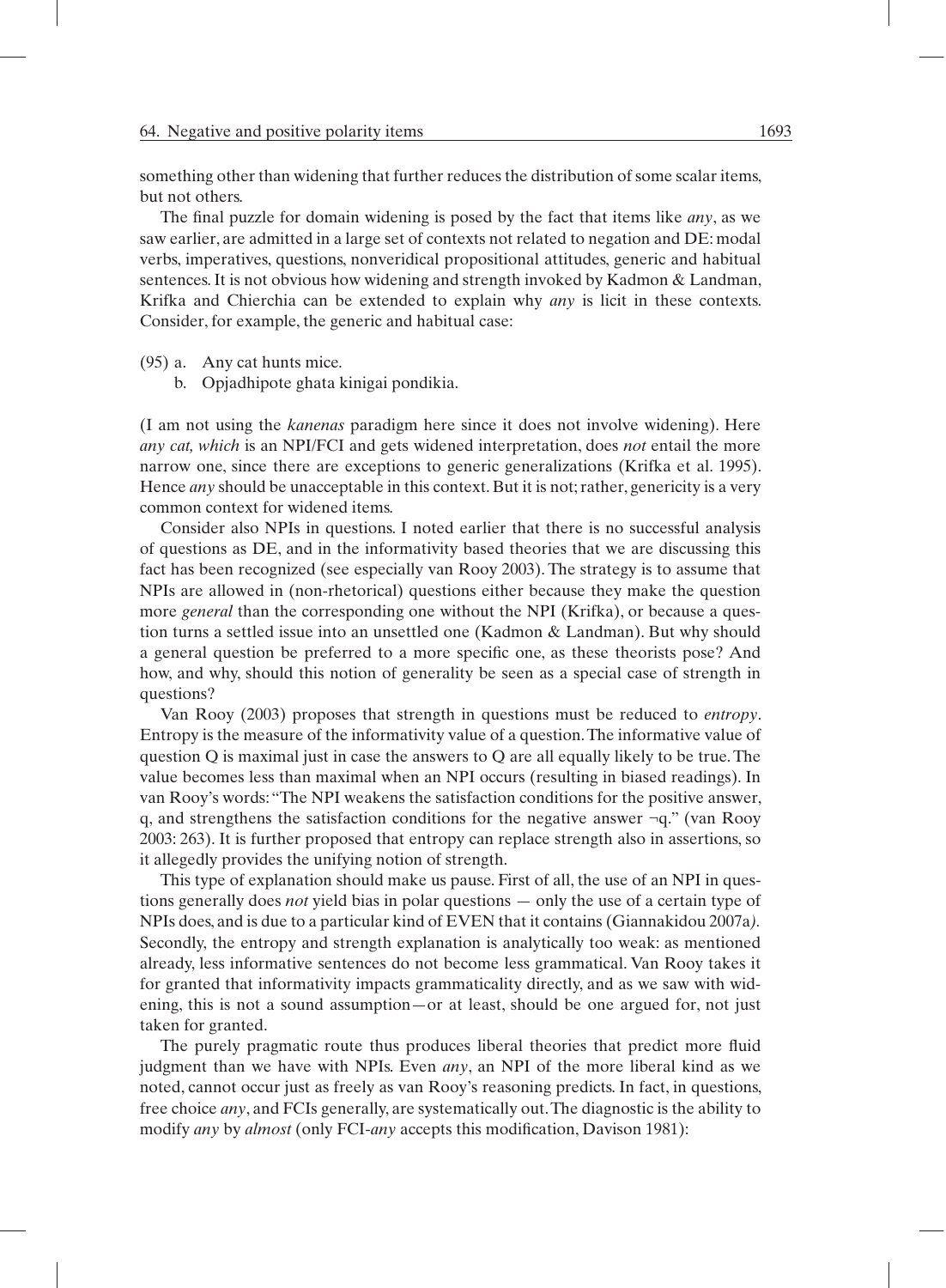something other than widening that further reduces the distribution of some scalar items, but not others.

The final puzzle for domain widening is posed by the fact that items like *any*, as we saw earlier, are admitted in a large set of contexts not related to negation and DE: modal verbs, imperatives, questions, nonveridical propositional attitudes, generic and habitual sentences. It is not obvious how widening and strength invoked by Kadmon & Landman, Krifka and Chierchia can be extended to explain why *any* is licit in these contexts. Consider, for example, the generic and habitual case:

(95) a. Any cat hunts mice.

b. Opjadhipote ghata kinigai pondikia.

(I am not using the *kanenas* paradigm here since it does not involve widening). Here *any cat, which* is an NPI/FCI and gets widened interpretation, does *not* entail the more narrow one, since there are exceptions to generic generalizations (Krifka et al. 1995). Hence *any* should be unacceptable in this context. But it is not; rather, genericity is a very common context for widened items.

Consider also NPIs in questions. I noted earlier that there is no successful analysis of questions as DE, and in the informativity based theories that we are discussing this fact has been recognized (see especially van Rooy 2003). The strategy is to assume that NPIs are allowed in (non-rhetorical) questions either because they make the question more *general* than the corresponding one without the NPI (Krifka), or because a question turns a settled issue into an unsettled one (Kadmon & Landman). But why should a general question be preferred to a more specific one, as these theorists pose? And how, and why, should this notion of generality be seen as a special case of strength in questions?

Van Rooy (2003) proposes that strength in questions must be reduced to *entropy*. Entropy is the measure of the informativity value of a question. The informative value of question Q is maximal just in case the answers to Q are all equally likely to be true. The value becomes less than maximal when an NPI occurs (resulting in biased readings). In van Rooy's words: "The NPI weakens the satisfaction conditions for the positive answer, q, and strengthens the satisfaction conditions for the negative answer ¬q." (van Rooy 2003: 263). It is further proposed that entropy can replace strength also in assertions, so it allegedly provides the unifying notion of strength.

This type of explanation should make us pause. First of all, the use of an NPI in questions generally does *not* yield bias in polar questions — only the use of a certain type of NPIs does, and is due to a particular kind of EVEN that it contains (Giannakidou 2007a*)*. Secondly, the entropy and strength explanation is analytically too weak: as mentioned already, less informative sentences do not become less grammatical. Van Rooy takes it for granted that informativity impacts grammaticality directly, and as we saw with widening, this is not a sound assumption—or at least, should be one argued for, not just taken for granted.

The purely pragmatic route thus produces liberal theories that predict more fluid judgment than we have with NPIs. Even *any*, an NPI of the more liberal kind as we noted, cannot occur just as freely as van Rooy's reasoning predicts. In fact, in questions, free choice *any*, and FCIs generally, are systematically out. The diagnostic is the ability to modify *any* by *almost* (only FCI-*any* accepts this modification, Davison 1981):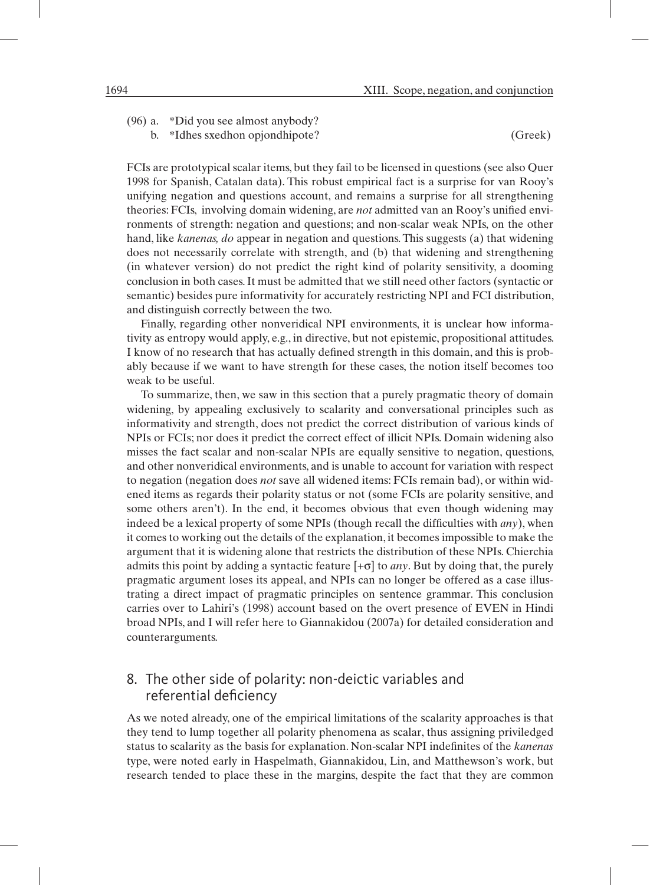(96) a. *Did you see almost anybody?

b. *Idhes sxedhon opjondhipote? (Greek)

FCIs are prototypical scalar items, but they fail to be licensed in questions (see also Quer 1998 for Spanish, Catalan data). This robust empirical fact is a surprise for van Rooy's unifying negation and questions account, and remains a surprise for all strengthening theories: FCIs, involving domain widening, are *not* admitted van an Rooy's unified environments of strength: negation and questions; and non-scalar weak NPIs, on the other hand, like *kanenas, do* appear in negation and questions. This suggests (a) that widening does not necessarily correlate with strength, and (b) that widening and strengthening (in whatever version) do not predict the right kind of polarity sensitivity, a dooming conclusion in both cases. It must be admitted that we still need other factors (syntactic or semantic) besides pure informativity for accurately restricting NPI and FCI distribution, and distinguish correctly between the two.

Finally, regarding other nonveridical NPI environments, it is unclear how informativity as entropy would apply, e.g., in directive, but not epistemic, propositional attitudes. I know of no research that has actually defined strength in this domain, and this is probably because if we want to have strength for these cases, the notion itself becomes too weak to be useful.

To summarize, then, we saw in this section that a purely pragmatic theory of domain widening, by appealing exclusively to scalarity and conversational principles such as informativity and strength, does not predict the correct distribution of various kinds of NPIs or FCIs; nor does it predict the correct effect of illicit NPIs. Domain widening also misses the fact scalar and non-scalar NPIs are equally sensitive to negation, questions, and other nonveridical environments, and is unable to account for variation with respect to negation (negation does *not* save all widened items: FCIs remain bad), or within widened items as regards their polarity status or not (some FCIs are polarity sensitive, and some others aren't). In the end, it becomes obvious that even though widening may indeed be a lexical property of some NPIs (though recall the difficulties with *any*), when it comes to working out the details of the explanation, it becomes impossible to make the argument that it is widening alone that restricts the distribution of these NPIs. Chierchia admits this point by adding a syntactic feature [+σ] to *any*. But by doing that, the purely pragmatic argument loses its appeal, and NPIs can no longer be offered as a case illustrating a direct impact of pragmatic principles on sentence grammar. This conclusion carries over to Lahiri's (1998) account based on the overt presence of EVEN in Hindi broad NPIs, and I will refer here to Giannakidou (2007a) for detailed consideration and counterarguments.

## 8. The other side of polarity: non-deictic variables and referential deficiency

As we noted already, one of the empirical limitations of the scalarity approaches is that they tend to lump together all polarity phenomena as scalar, thus assigning priviledged status to scalarity as the basis for explanation. Non-scalar NPI indefinites of the *kanenas* type, were noted early in Haspelmath, Giannakidou, Lin, and Matthewson's work, but research tended to place these in the margins, despite the fact that they are common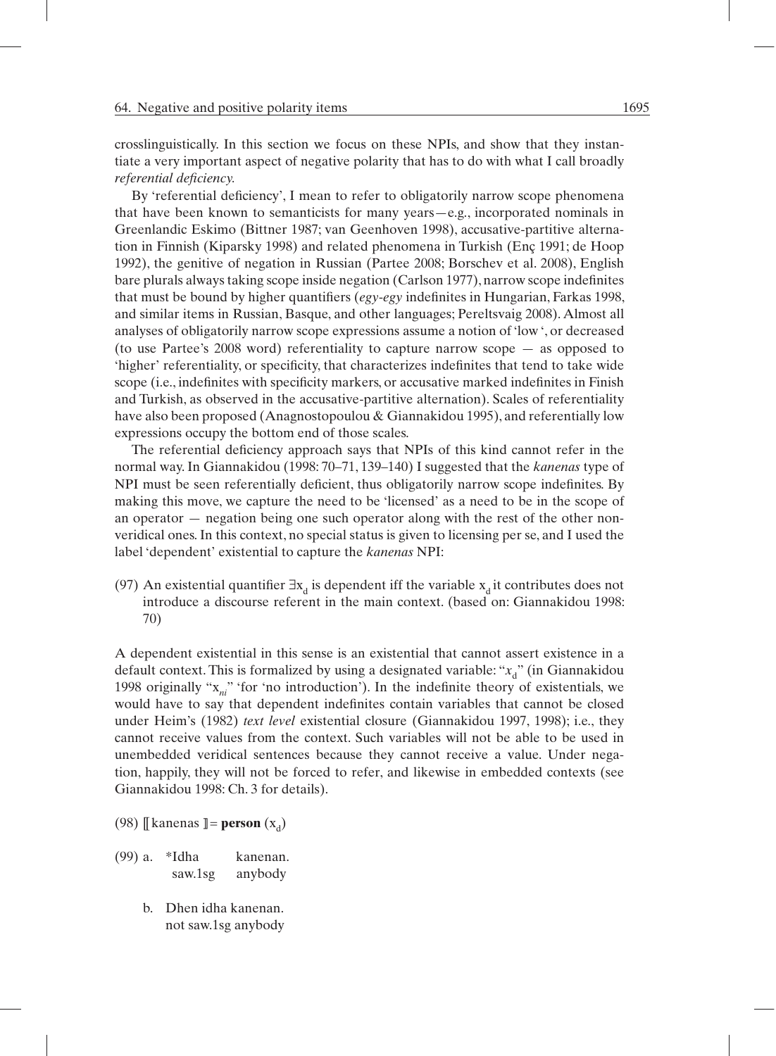crosslinguistically. In this section we focus on these NPIs, and show that they instantiate a very important aspect of negative polarity that has to do with what I call broadly *referential deficiency*.

By 'referential deficiency', I mean to refer to obligatorily narrow scope phenomena that have been known to semanticists for many years—e.g., incorporated nominals in Greenlandic Eskimo (Bittner 1987; van Geenhoven 1998), accusative-partitive alternation in Finnish (Kiparsky 1998) and related phenomena in Turkish (Enç 1991; de Hoop 1992), the genitive of negation in Russian (Partee 2008; Borschev et al. 2008), English bare plurals always taking scope inside negation (Carlson 1977), narrow scope indefinites that must be bound by higher quantifiers (*egy-egy* indefinites in Hungarian, Farkas 1998, and similar items in Russian, Basque, and other languages; Pereltsvaig 2008). Almost all analyses of obligatorily narrow scope expressions assume a notion of 'low ', or decreased (to use Partee's 2008 word) referentiality to capture narrow scope — as opposed to 'higher' referentiality, or specificity, that characterizes indefinites that tend to take wide scope (i.e., indefinites with specificity markers, or accusative marked indefinites in Finish and Turkish, as observed in the accusative-partitive alternation). Scales of referentiality have also been proposed (Anagnostopoulou & Giannakidou 1995), and referentially low expressions occupy the bottom end of those scales.

The referential deficiency approach says that NPIs of this kind cannot refer in the normal way. In Giannakidou (1998: 70–71, 139–140) I suggested that the *kanenas* type of NPI must be seen referentially deficient, thus obligatorily narrow scope indefinites. By making this move, we capture the need to be 'licensed' as a need to be in the scope of an operator — negation being one such operator along with the rest of the other nonveridical ones. In this context, no special status is given to licensing per se, and I used the label 'dependent' existential to capture the *kanenas* NPI:

(97) An existential quantifier $\exists x_d$ is dependent iff the variable $x_d$ it contributes does not introduce a discourse referent in the main context. (based on: Giannakidou 1998: 70)

A dependent existential in this sense is an existential that cannot assert existence in a default context. This is formalized by using a designated variable: "$x_d$" (in Giannakidou 1998 originally "$x_{ni}$" 'for 'no introduction'). In the indefinite theory of existentials, we would have to say that dependent indefinites contain variables that cannot be closed under Heim's (1982) *text level* existential closure (Giannakidou 1997, 1998); i.e., they cannot receive values from the context. Such variables will not be able to be used in unembedded veridical sentences because they cannot receive a value. Under negation, happily, they will not be forced to refer, and likewise in embedded contexts (see Giannakidou 1998: Ch. 3 for details).

(98) $[\![$ kanenas $]\!] = \textbf{person}(x_d)$

(99) a. *Idha kanenan.
saw.1sg anybody

b. Dhen idha kanenan.
not saw.1sg anybody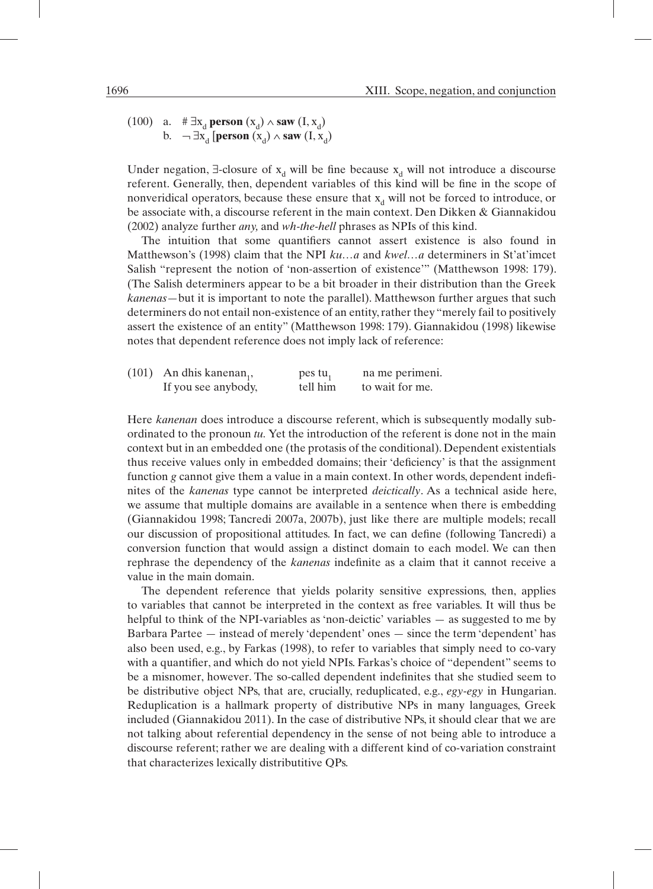(100) a. # $\exists x_d$ **person** $(x_d) \wedge$ **saw** $(I, x_d)$
b. $\neg \exists x_d$ [**person** $(x_d) \wedge$ **saw** $(I, x_d)$

Under negation, $\exists$-closure of $x_d$ will be fine because $x_d$ will not introduce a discourse referent. Generally, then, dependent variables of this kind will be fine in the scope of nonveridical operators, because these ensure that $x_d$ will not be forced to introduce, or be associate with, a discourse referent in the main context. Den Dikken & Giannakidou (2002) analyze further *any,* and *wh-the-hell* phrases as NPIs of this kind.

The intuition that some quantifiers cannot assert existence is also found in Matthewson's (1998) claim that the NPI *ku…a* and *kwel…a* determiners in St'at'imcet Salish "represent the notion of 'non-assertion of existence'" (Matthewson 1998: 179). (The Salish determiners appear to be a bit broader in their distribution than the Greek *kanenas*—but it is important to note the parallel). Matthewson further argues that such determiners do not entail non-existence of an entity, rather they "merely fail to positively assert the existence of an entity" (Matthewson 1998: 179). Giannakidou (1998) likewise notes that dependent reference does not imply lack of reference:

(101) An dhis kanenan$_1$, pes tu$_1$ na me perimeni.
If you see anybody, tell him to wait for me.

Here *kanenan* does introduce a discourse referent, which is subsequently modally subordinated to the pronoun *tu.* Yet the introduction of the referent is done not in the main context but in an embedded one (the protasis of the conditional). Dependent existentials thus receive values only in embedded domains; their 'deficiency' is that the assignment function *g* cannot give them a value in a main context. In other words, dependent indefinites of the *kanenas* type cannot be interpreted *deictically*. As a technical aside here, we assume that multiple domains are available in a sentence when there is embedding (Giannakidou 1998; Tancredi 2007a, 2007b), just like there are multiple models; recall our discussion of propositional attitudes. In fact, we can define (following Tancredi) a conversion function that would assign a distinct domain to each model. We can then rephrase the dependency of the *kanenas* indefinite as a claim that it cannot receive a value in the main domain.

The dependent reference that yields polarity sensitive expressions, then, applies to variables that cannot be interpreted in the context as free variables. It will thus be helpful to think of the NPI-variables as 'non-deictic' variables — as suggested to me by Barbara Partee — instead of merely 'dependent' ones — since the term 'dependent' has also been used, e.g., by Farkas (1998), to refer to variables that simply need to co-vary with a quantifier, and which do not yield NPIs. Farkas's choice of "dependent" seems to be a misnomer, however. The so-called dependent indefinites that she studied seem to be distributive object NPs, that are, crucially, reduplicated, e.g., *egy-egy* in Hungarian. Reduplication is a hallmark property of distributive NPs in many languages, Greek included (Giannakidou 2011). In the case of distributive NPs, it should clear that we are not talking about referential dependency in the sense of not being able to introduce a discourse referent; rather we are dealing with a different kind of co-variation constraint that characterizes lexically distributitive QPs.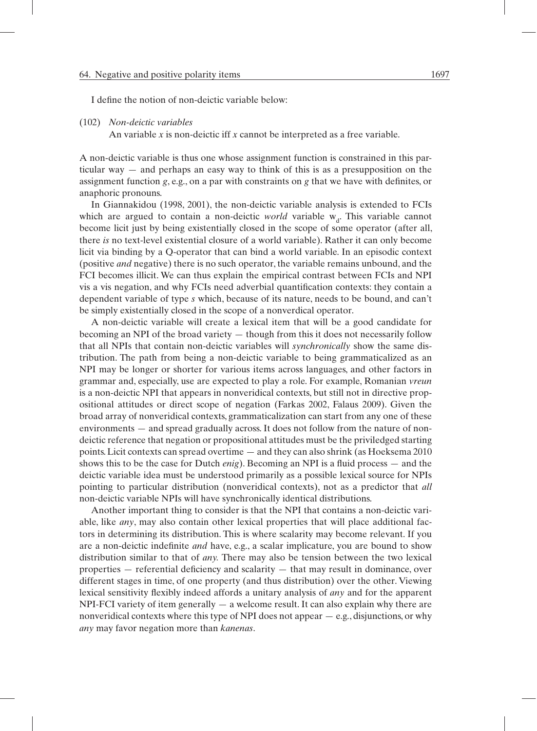I define the notion of non-deictic variable below:

(102) *Non-deictic variables*
An variable $x$ is non-deictic iff $x$ cannot be interpreted as a free variable.

A non-deictic variable is thus one whose assignment function is constrained in this particular way — and perhaps an easy way to think of this is as a presupposition on the assignment function $g$, e.g., on a par with constraints on $g$ that we have with definites, or anaphoric pronouns.

In Giannakidou (1998, 2001), the non-deictic variable analysis is extended to FCIs which are argued to contain a non-deictic *world* variable $w_d$. This variable cannot become licit just by being existentially closed in the scope of some operator (after all, there *is* no text-level existential closure of a world variable). Rather it can only become licit via binding by a Q-operator that can bind a world variable. In an episodic context (positive *and* negative) there is no such operator, the variable remains unbound, and the FCI becomes illicit. We can thus explain the empirical contrast between FCIs and NPI vis a vis negation, and why FCIs need adverbial quantification contexts: they contain a dependent variable of type *s* which, because of its nature, needs to be bound, and can't be simply existentially closed in the scope of a nonverdical operator.

A non-deictic variable will create a lexical item that will be a good candidate for becoming an NPI of the broad variety — though from this it does not necessarily follow that all NPIs that contain non-deictic variables will *synchronically* show the same distribution. The path from being a non-deictic variable to being grammaticalized as an NPI may be longer or shorter for various items across languages, and other factors in grammar and, especially, use are expected to play a role. For example, Romanian *vreun* is a non-deictic NPI that appears in nonveridical contexts, but still not in directive propositional attitudes or direct scope of negation (Farkas 2002, Falaus 2009). Given the broad array of nonveridical contexts, grammaticalization can start from any one of these environments — and spread gradually across. It does not follow from the nature of non-deictic reference that negation or propositional attitudes must be the priviledged starting points. Licit contexts can spread overtime — and they can also shrink (as Hoeksema 2010 shows this to be the case for Dutch *enig*). Becoming an NPI is a fluid process — and the deictic variable idea must be understood primarily as a possible lexical source for NPIs pointing to particular distribution (nonveridical contexts), not as a predictor that *all* non-deictic variable NPIs will have synchronically identical distributions.

Another important thing to consider is that the NPI that contains a non-deictic variable, like *any*, may also contain other lexical properties that will place additional factors in determining its distribution. This is where scalarity may become relevant. If you are a non-deictic indefinite *and* have, e.g., a scalar implicature, you are bound to show distribution similar to that of *any.* There may also be tension between the two lexical properties — referential deficiency and scalarity — that may result in dominance, over different stages in time, of one property (and thus distribution) over the other. Viewing lexical sensitivity flexibly indeed affords a unitary analysis of *any* and for the apparent NPI-FCI variety of item generally — a welcome result. It can also explain why there are nonveridical contexts where this type of NPI does not appear — e.g., disjunctions, or why *any* may favor negation more than *kanenas*.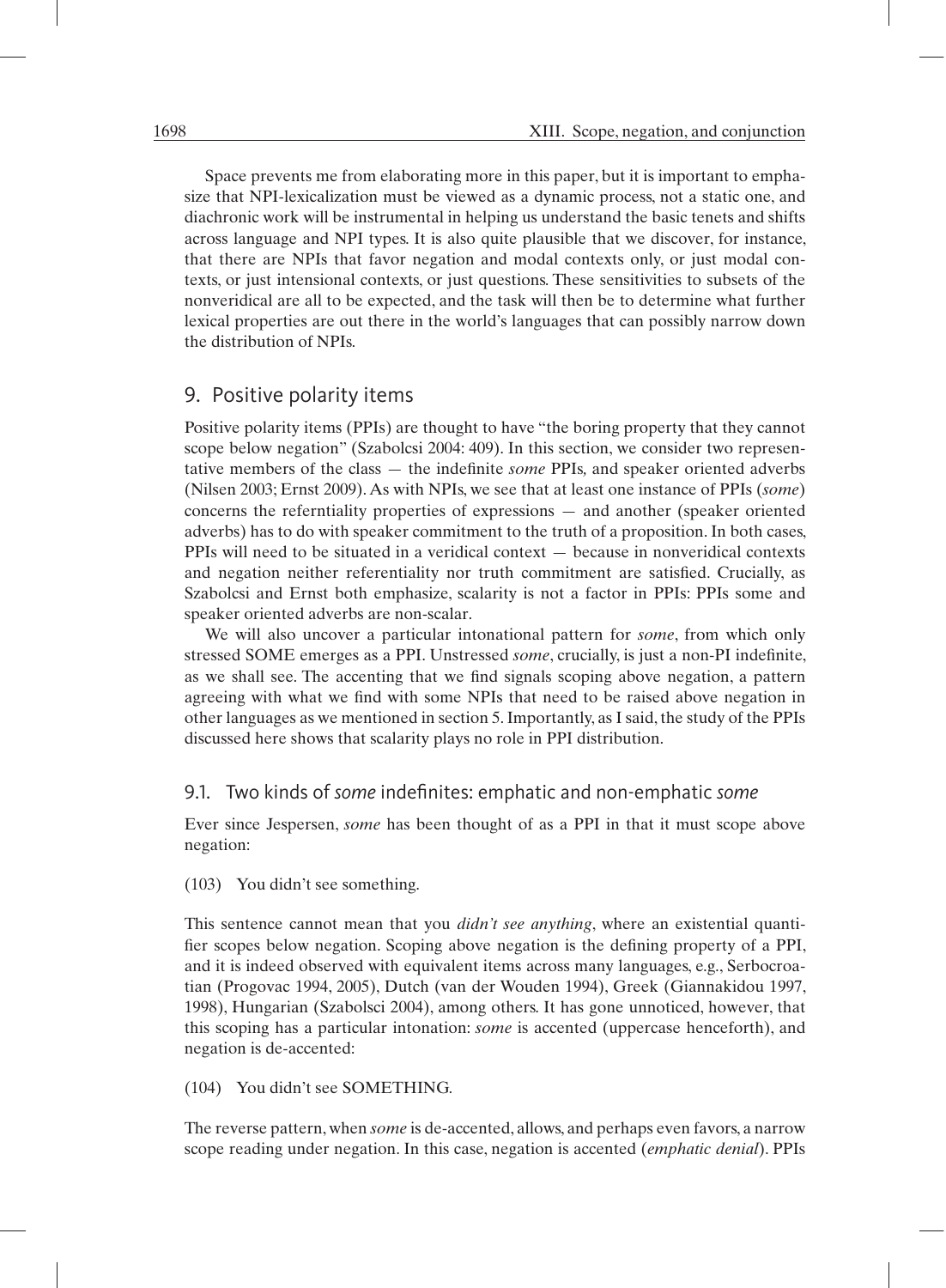Space prevents me from elaborating more in this paper, but it is important to emphasize that NPI-lexicalization must be viewed as a dynamic process, not a static one, and diachronic work will be instrumental in helping us understand the basic tenets and shifts across language and NPI types. It is also quite plausible that we discover, for instance, that there are NPIs that favor negation and modal contexts only, or just modal contexts, or just intensional contexts, or just questions. These sensitivities to subsets of the nonveridical are all to be expected, and the task will then be to determine what further lexical properties are out there in the world's languages that can possibly narrow down the distribution of NPIs.

## 9. Positive polarity items

Positive polarity items (PPIs) are thought to have "the boring property that they cannot scope below negation" (Szabolcsi 2004: 409). In this section, we consider two representative members of the class — the indefinite *some* PPIs*,* and speaker oriented adverbs (Nilsen 2003; Ernst 2009). As with NPIs, we see that at least one instance of PPIs (*some*) concerns the referntiality properties of expressions — and another (speaker oriented adverbs) has to do with speaker commitment to the truth of a proposition. In both cases, PPIs will need to be situated in a veridical context — because in nonveridical contexts and negation neither referentiality nor truth commitment are satisfied. Crucially, as Szabolcsi and Ernst both emphasize, scalarity is not a factor in PPIs: PPIs some and speaker oriented adverbs are non-scalar.

We will also uncover a particular intonational pattern for *some*, from which only stressed SOME emerges as a PPI. Unstressed *some*, crucially, is just a non-PI indefinite, as we shall see. The accenting that we find signals scoping above negation, a pattern agreeing with what we find with some NPIs that need to be raised above negation in other languages as we mentioned in section 5. Importantly, as I said, the study of the PPIs discussed here shows that scalarity plays no role in PPI distribution.

### 9.1. Two kinds of *some* indefinites: emphatic and non-emphatic *some*

Ever since Jespersen, *some* has been thought of as a PPI in that it must scope above negation:

(103) You didn't see something.

This sentence cannot mean that you *didn't see anything*, where an existential quantifier scopes below negation. Scoping above negation is the defining property of a PPI, and it is indeed observed with equivalent items across many languages, e.g., Serbocroatian (Progovac 1994, 2005), Dutch (van der Wouden 1994), Greek (Giannakidou 1997, 1998), Hungarian (Szabolsci 2004), among others. It has gone unnoticed, however, that this scoping has a particular intonation: *some* is accented (uppercase henceforth), and negation is de-accented:

(104) You didn't see SOMETHING.

The reverse pattern, when *some* is de-accented, allows, and perhaps even favors, a narrow scope reading under negation. In this case, negation is accented (*emphatic denial*). PPIs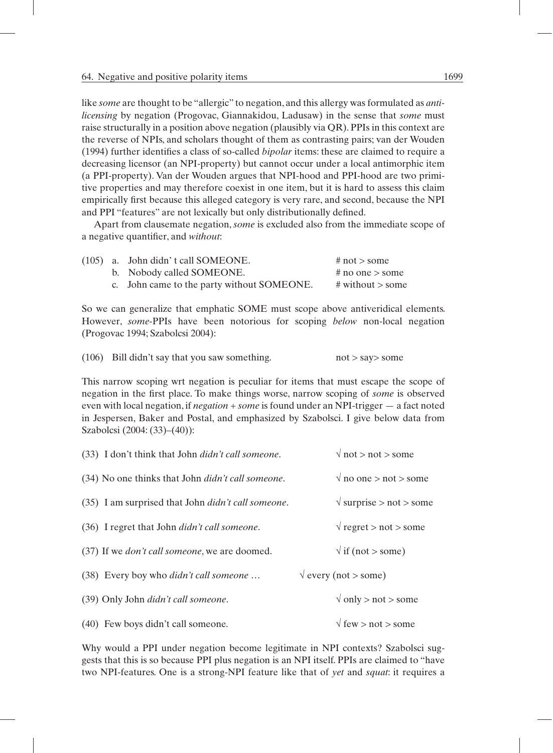like *some* are thought to be "allergic" to negation, and this allergy was formulated as *anti-licensing* by negation (Progovac, Giannakidou, Ladusaw) in the sense that *some* must raise structurally in a position above negation (plausibly via QR). PPIs in this context are the reverse of NPIs, and scholars thought of them as contrasting pairs; van der Wouden (1994) further identifies a class of so-called *bipolar* items: these are claimed to require a decreasing licensor (an NPI-property) but cannot occur under a local antimorphic item (a PPI-property). Van der Wouden argues that NPI-hood and PPI-hood are two primitive properties and may therefore coexist in one item, but it is hard to assess this claim empirically first because this alleged category is very rare, and second, because the NPI and PPI "features" are not lexically but only distributionally defined.

Apart from clausemate negation, *some* is excluded also from the immediate scope of a negative quantifier, and *without*:

(105) a. John didn' t call SOMEONE. # not > some
b. Nobody called SOMEONE. # no one > some
c. John came to the party without SOMEONE. # without > some

So we can generalize that emphatic SOME must scope above antiveridical elements. However, *some*-PPIs have been notorious for scoping *below* non-local negation (Progovac 1994; Szabolcsi 2004):

(106) Bill didn't say that you saw something. not > say> some

This narrow scoping wrt negation is peculiar for items that must escape the scope of negation in the first place. To make things worse, narrow scoping of *some* is observed even with local negation, if *negation + some* is found under an NPI-trigger — a fact noted in Jespersen, Baker and Postal, and emphasized by Szabolcsi. I give below data from Szabolcsi (2004: (33)–(40)):

(33) I don't think that John *didn't call someone*. √ not > not > some

(34) No one thinks that John *didn't call someone*. √ no one > not > some

(35) I am surprised that John *didn't call someone*. √ surprise > not > some

(36) I regret that John *didn't call someone*. √ regret > not > some

(37) If we *don't call someone*, we are doomed. √ if (not > some)

(38) Every boy who *didn't call someone* … √ every (not > some)

(39) Only John *didn't call someone*. √ only > not > some

(40) Few boys didn't call someone. √ few > not > some

Why would a PPI under negation become legitimate in NPI contexts? Szabolcsi suggests that this is so because PPI plus negation is an NPI itself. PPIs are claimed to "have two NPI-features. One is a strong-NPI feature like that of *yet* and *squat*: it requires a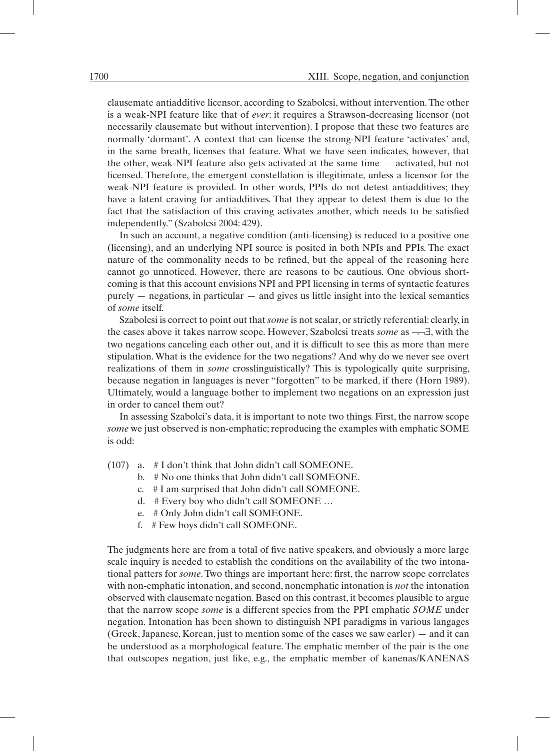clausemate antiadditive licensor, according to Szabolcsi, without intervention. The other is a weak-NPI feature like that of *ever*: it requires a Strawson-decreasing licensor (not necessarily clausemate but without intervention). I propose that these two features are normally 'dormant'. A context that can license the strong-NPI feature 'activates' and, in the same breath, licenses that feature. What we have seen indicates, however, that the other, weak-NPI feature also gets activated at the same time — activated, but not licensed. Therefore, the emergent constellation is illegitimate, unless a licensor for the weak-NPI feature is provided. In other words, PPIs do not detest antiadditives; they have a latent craving for antiadditives. That they appear to detest them is due to the fact that the satisfaction of this craving activates another, which needs to be satisfied independently." (Szabolcsi 2004: 429).

In such an account, a negative condition (anti-licensing) is reduced to a positive one (licensing), and an underlying NPI source is posited in both NPIs and PPIs. The exact nature of the commonality needs to be refined, but the appeal of the reasoning here cannot go unnoticed. However, there are reasons to be cautious. One obvious shortcoming is that this account envisions NPI and PPI licensing in terms of syntactic features purely — negations, in particular — and gives us little insight into the lexical semantics of *some* itself.

Szabolcsi is correct to point out that *some* is not scalar, or strictly referential: clearly, in the cases above it takes narrow scope. However, Szabolcsi treats *some* as $\neg\neg\exists$, with the two negations canceling each other out, and it is difficult to see this as more than mere stipulation. What is the evidence for the two negations? And why do we never see overt realizations of them in *some* crosslinguistically? This is typologically quite surprising, because negation in languages is never "forgotten" to be marked, if there (Horn 1989). Ultimately, would a language bother to implement two negations on an expression just in order to cancel them out?

In assessing Szabolci's data, it is important to note two things. First, the narrow scope *some* we just observed is non-emphatic; reproducing the examples with emphatic SOME is odd:

(107) a. # I don't think that John didn't call SOMEONE.
b. # No one thinks that John didn't call SOMEONE.
c. # I am surprised that John didn't call SOMEONE.
d. # Every boy who didn't call SOMEONE …
e. # Only John didn't call SOMEONE.
f. # Few boys didn't call SOMEONE.

The judgments here are from a total of five native speakers, and obviously a more large scale inquiry is needed to establish the conditions on the availability of the two intonational patterns for *some*. Two things are important here: first, the narrow scope correlates with non-emphatic intonation, and second, nonemphatic intonation is *not* the intonation observed with clausemate negation. Based on this contrast, it becomes plausible to argue that the narrow scope *some* is a different species from the PPI emphatic *SOME* under negation. Intonation has been shown to distinguish NPI paradigms in various langages (Greek, Japanese, Korean, just to mention some of the cases we saw earler) — and it can be understood as a morphological feature. The emphatic member of the pair is the one that outscopes negation, just like, e.g., the emphatic member of kanenas/KANENAS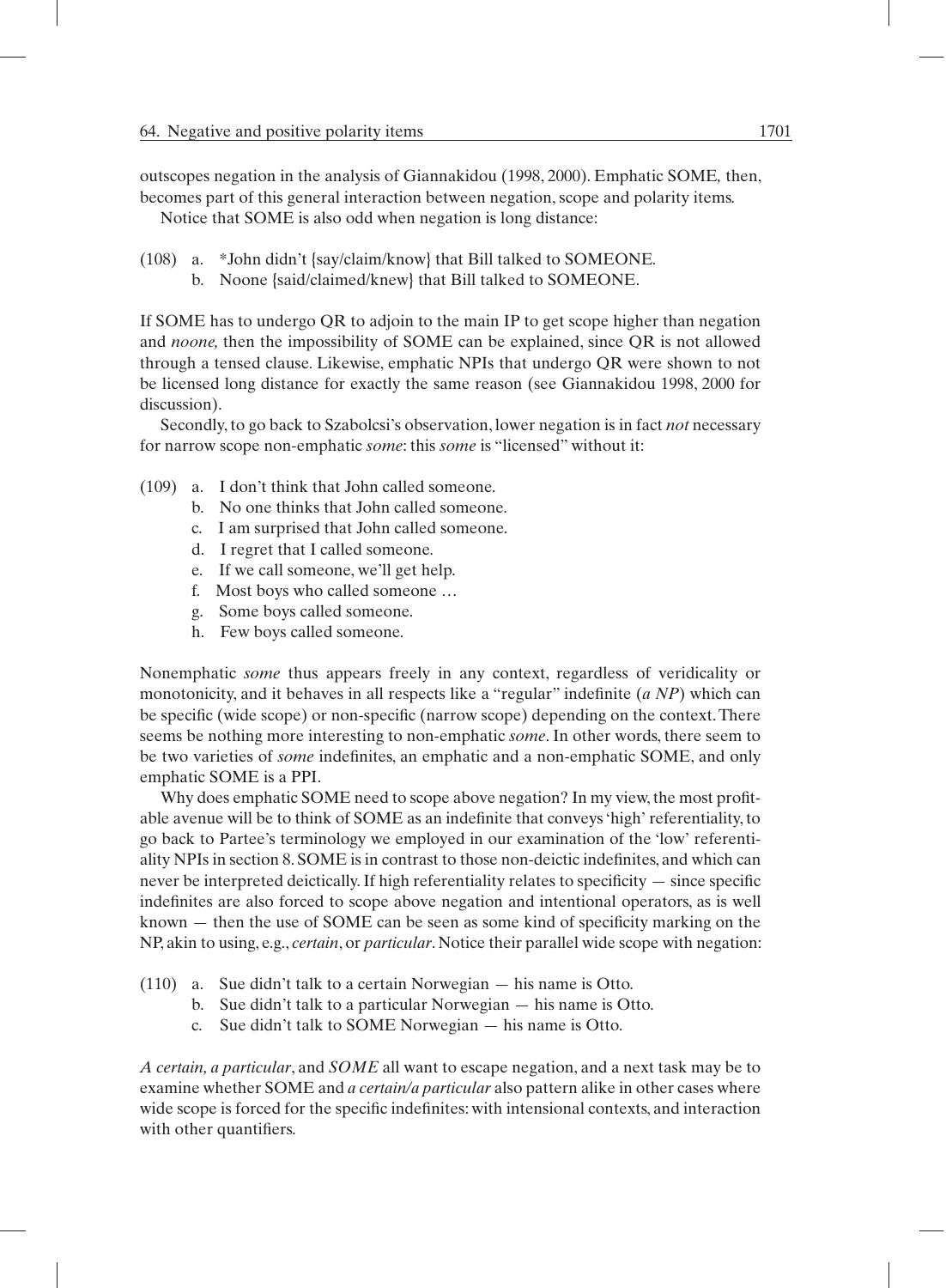outscopes negation in the analysis of Giannakidou (1998, 2000). Emphatic SOME, then, becomes part of this general interaction between negation, scope and polarity items.

Notice that SOME is also odd when negation is long distance:

(108) a. *John didn't {say/claim/know} that Bill talked to SOMEONE.
  b. Noone {said/claimed/knew} that Bill talked to SOMEONE.

If SOME has to undergo QR to adjoin to the main IP to get scope higher than negation and *noone,* then the impossibility of SOME can be explained, since QR is not allowed through a tensed clause. Likewise, emphatic NPIs that undergo QR were shown to not be licensed long distance for exactly the same reason (see Giannakidou 1998, 2000 for discussion).

Secondly, to go back to Szabolcsi's observation, lower negation is in fact *not* necessary for narrow scope non-emphatic *some*: this *some* is "licensed" without it:

(109) a. I don't think that John called someone.
  b. No one thinks that John called someone.
  c. I am surprised that John called someone.
  d. I regret that I called someone.
  e. If we call someone, we'll get help.
  f. Most boys who called someone …
  g. Some boys called someone.
  h. Few boys called someone.

Nonemphatic *some* thus appears freely in any context, regardless of veridicality or monotonicity, and it behaves in all respects like a "regular" indefinite (*a NP*) which can be specific (wide scope) or non-specific (narrow scope) depending on the context. There seems be nothing more interesting to non-emphatic *some*. In other words, there seem to be two varieties of *some* indefinites, an emphatic and a non-emphatic SOME, and only emphatic SOME is a PPI.

Why does emphatic SOME need to scope above negation? In my view, the most profitable avenue will be to think of SOME as an indefinite that conveys 'high' referentiality, to go back to Partee's terminology we employed in our examination of the 'low' referentiality NPIs in section 8. SOME is in contrast to those non-deictic indefinites, and which can never be interpreted deictically. If high referentiality relates to specificity — since specific indefinites are also forced to scope above negation and intentional operators, as is well known — then the use of SOME can be seen as some kind of specificity marking on the NP, akin to using, e.g., *certain*, or *particular*. Notice their parallel wide scope with negation:

(110) a. Sue didn't talk to a certain Norwegian — his name is Otto.
  b. Sue didn't talk to a particular Norwegian — his name is Otto.
  c. Sue didn't talk to SOME Norwegian — his name is Otto.

*A certain, a particular*, and *SOME* all want to escape negation, and a next task may be to examine whether SOME and *a certain/a particular* also pattern alike in other cases where wide scope is forced for the specific indefinites: with intensional contexts, and interaction with other quantifiers.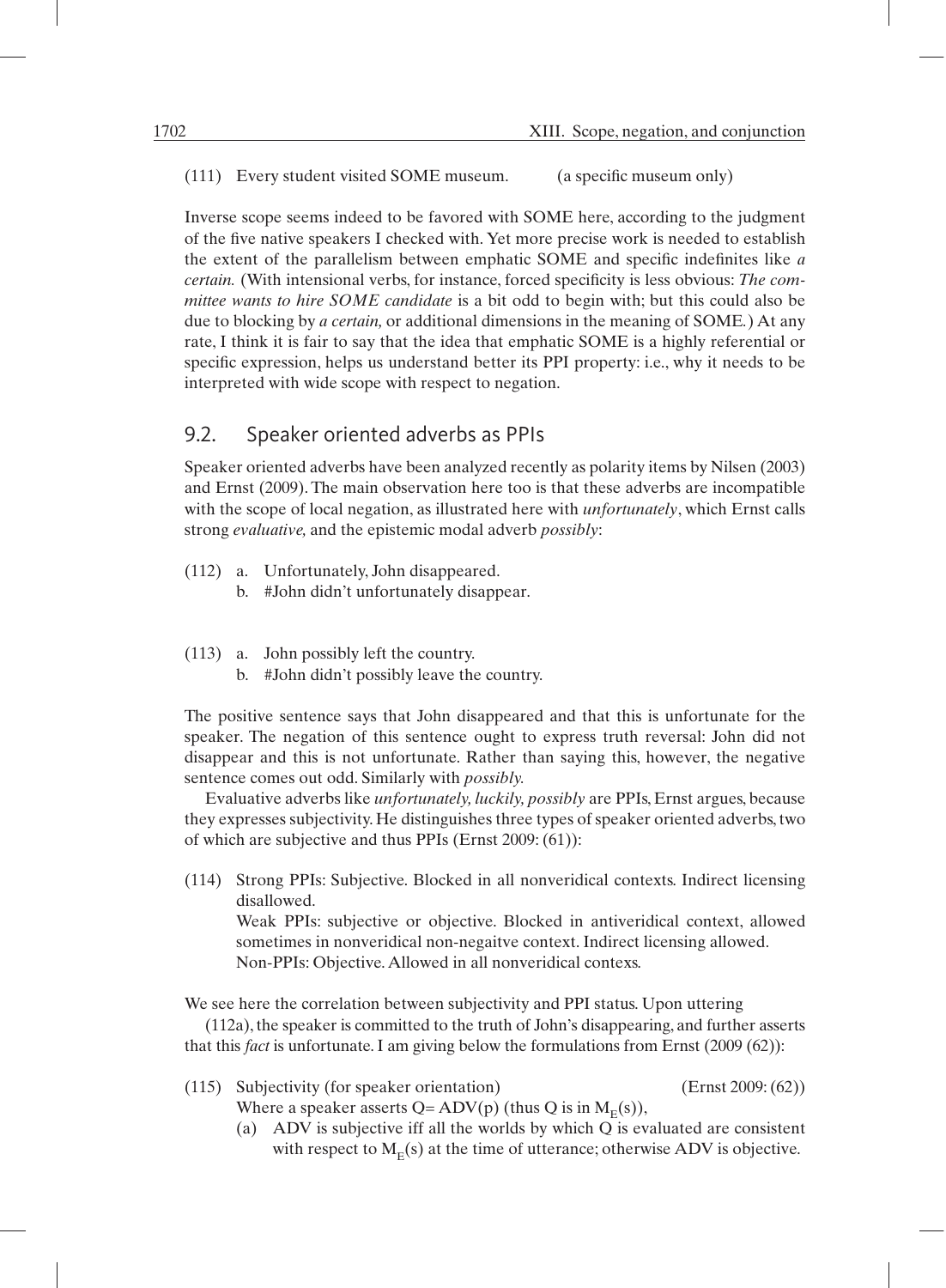(111) Every student visited SOME museum. (a specific museum only)

Inverse scope seems indeed to be favored with SOME here, according to the judgment of the five native speakers I checked with. Yet more precise work is needed to establish the extent of the parallelism between emphatic SOME and specific indefinites like *a certain.* (With intensional verbs, for instance, forced specificity is less obvious: *The committee wants to hire SOME candidate* is a bit odd to begin with; but this could also be due to blocking by *a certain,* or additional dimensions in the meaning of SOME.) At any rate, I think it is fair to say that the idea that emphatic SOME is a highly referential or specific expression, helps us understand better its PPI property: i.e., why it needs to be interpreted with wide scope with respect to negation.

## 9.2. Speaker oriented adverbs as PPIs

Speaker oriented adverbs have been analyzed recently as polarity items by Nilsen (2003) and Ernst (2009). The main observation here too is that these adverbs are incompatible with the scope of local negation, as illustrated here with *unfortunately*, which Ernst calls strong *evaluative,* and the epistemic modal adverb *possibly*:

(112) a. Unfortunately, John disappeared.
  b. #John didn't unfortunately disappear.

(113) a. John possibly left the country.
  b. #John didn't possibly leave the country.

The positive sentence says that John disappeared and that this is unfortunate for the speaker. The negation of this sentence ought to express truth reversal: John did not disappear and this is not unfortunate. Rather than saying this, however, the negative sentence comes out odd. Similarly with *possibly.*

Evaluative adverbs like *unfortunately, luckily, possibly* are PPIs, Ernst argues, because they expresses subjectivity. He distinguishes three types of speaker oriented adverbs, two of which are subjective and thus PPIs (Ernst 2009: (61)):

(114) Strong PPIs: Subjective. Blocked in all nonveridical contexts. Indirect licensing disallowed.
  Weak PPIs: subjective or objective. Blocked in antiveridical context, allowed sometimes in nonveridical non-negaitve context. Indirect licensing allowed.
  Non-PPIs: Objective. Allowed in all nonveridical contexs.

We see here the correlation between subjectivity and PPI status. Upon uttering

(112a), the speaker is committed to the truth of John's disappearing, and further asserts that this *fact* is unfortunate. I am giving below the formulations from Ernst (2009 (62)):

(115) Subjectivity (for speaker orientation) (Ernst 2009: (62))
  Where a speaker asserts Q= ADV(p) (thus Q is in $M_E(s)$),
  (a) ADV is subjective iff all the worlds by which Q is evaluated are consistent with respect to $M_E(s)$ at the time of utterance; otherwise ADV is objective.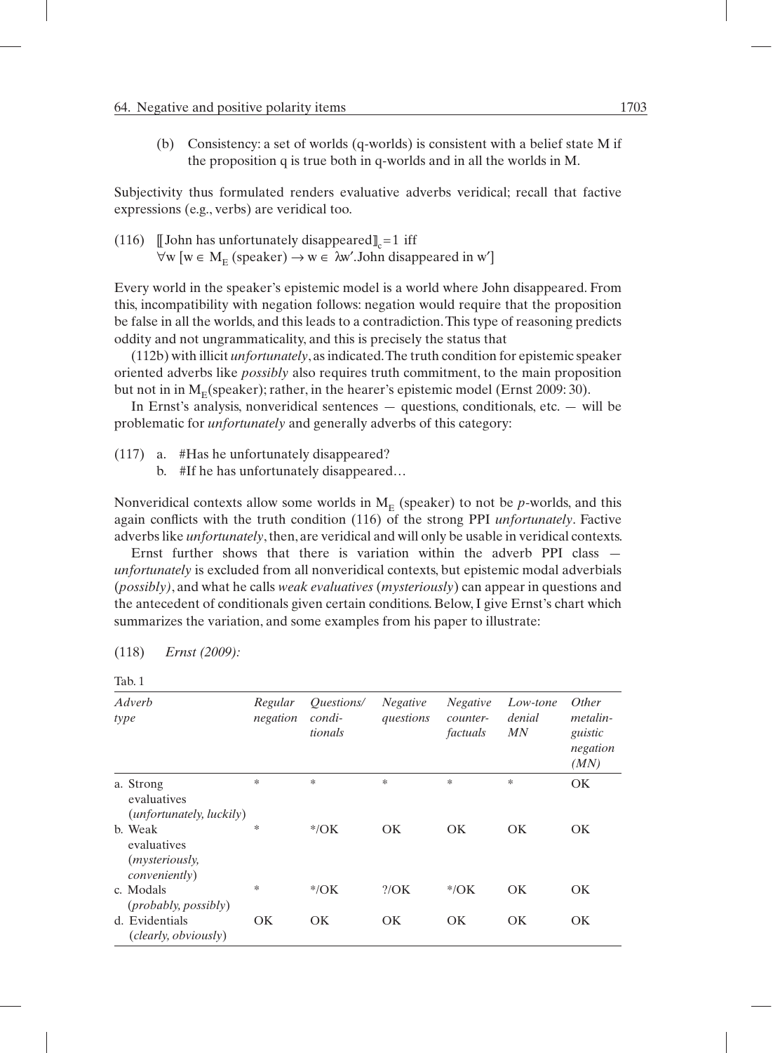(b) Consistency: a set of worlds (q-worlds) is consistent with a belief state M if the proposition q is true both in q-worlds and in all the worlds in M.

Subjectivity thus formulated renders evaluative adverbs veridical; recall that factive expressions (e.g., verbs) are veridical too.

(116) $[\![\text{John has unfortunately disappeared}]\!]_c = 1$ iff
$\forall w\, [w \in M_E\,(\text{speaker}) \rightarrow w \in \lambda w'.\text{John disappeared in } w']$

Every world in the speaker's epistemic model is a world where John disappeared. From this, incompatibility with negation follows: negation would require that the proposition be false in all the worlds, and this leads to a contradiction. This type of reasoning predicts oddity and not ungrammaticality, and this is precisely the status that

(112b) with illicit *unfortunately*, as indicated. The truth condition for epistemic speaker oriented adverbs like *possibly* also requires truth commitment, to the main proposition but not in in $M_E$(speaker); rather, in the hearer's epistemic model (Ernst 2009: 30).

In Ernst's analysis, nonveridical sentences — questions, conditionals, etc. — will be problematic for *unfortunately* and generally adverbs of this category:

(117) a. #Has he unfortunately disappeared?
b. #If he has unfortunately disappeared…

Nonveridical contexts allow some worlds in $M_E$ (speaker) to not be *p*-worlds, and this again conflicts with the truth condition (116) of the strong PPI *unfortunately*. Factive adverbs like *unfortunately*, then, are veridical and will only be usable in veridical contexts.

Ernst further shows that there is variation within the adverb PPI class — *unfortunately* is excluded from all nonveridical contexts, but epistemic modal adverbials (*possibly)*, and what he calls *weak evaluatives* (*mysteriously*) can appear in questions and the antecedent of conditionals given certain conditions. Below, I give Ernst's chart which summarizes the variation, and some examples from his paper to illustrate:

(118) *Ernst (2009):*

Tab. 1

| *Adverb type* | *Regular negation* | *Questions/ conditionals* | *Negative questions* | *Negative counterfactuals* | *Low-tone denial MN* | *Other metalinguistic negation (MN)* |
|---|---|---|---|---|---|---|
| a. Strong evaluatives (*unfortunately, luckily*) | * | * | * | * | * | OK |
| b. Weak evaluatives (*mysteriously, conveniently*) | * | */OK | OK | OK | OK | OK |
| c. Modals (*probably, possibly*) | * | */OK | ?/OK | */OK | OK | OK |
| d. Evidentials (*clearly, obviously*) | OK | OK | OK | OK | OK | OK |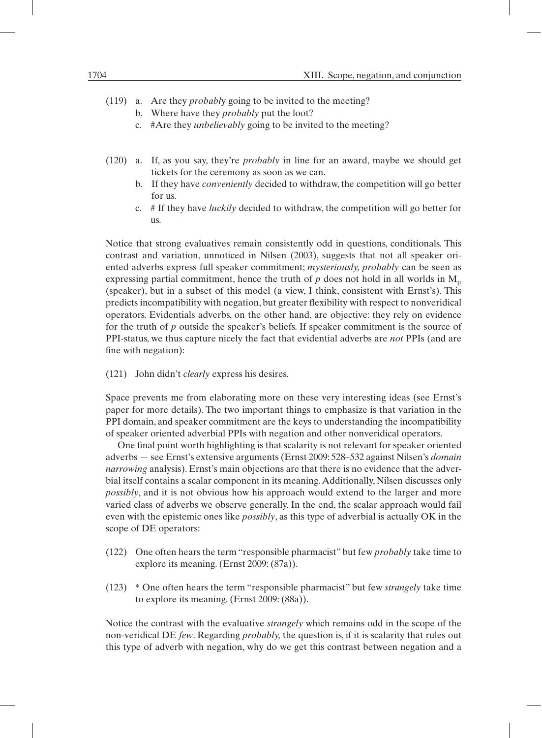(119) a. Are they *probabl*y going to be invited to the meeting?
b. Where have they *probably* put the loot?
c. #Are they *unbelievably* going to be invited to the meeting?

(120) a. If, as you say, they're *probably* in line for an award, maybe we should get tickets for the ceremony as soon as we can.
b. If they have *conveniently* decided to withdraw, the competition will go better for us.
c. # If they have *luckily* decided to withdraw, the competition will go better for us.

Notice that strong evaluatives remain consistently odd in questions, conditionals. This contrast and variation, unnoticed in Nilsen (2003), suggests that not all speaker oriented adverbs express full speaker commitment; *mysteriously, probably* can be seen as expressing partial commitment, hence the truth of $p$ does not hold in all worlds in $M_E$ (speaker), but in a subset of this model (a view, I think, consistent with Ernst's). This predicts incompatibility with negation, but greater flexibility with respect to nonveridical operators. Evidentials adverbs, on the other hand, are objective: they rely on evidence for the truth of $p$ outside the speaker's beliefs. If speaker commitment is the source of PPI-status, we thus capture nicely the fact that evidential adverbs are *not* PPIs (and are fine with negation):

(121) John didn't *clearly* express his desires.

Space prevents me from elaborating more on these very interesting ideas (see Ernst's paper for more details). The two important things to emphasize is that variation in the PPI domain, and speaker commitment are the keys to understanding the incompatibility of speaker oriented adverbial PPIs with negation and other nonveridical operators.

One final point worth highlighting is that scalarity is not relevant for speaker oriented adverbs — see Ernst's extensive arguments (Ernst 2009: 528–532 against Nilsen's *domain narrowing* analysis). Ernst's main objections are that there is no evidence that the adverbial itself contains a scalar component in its meaning. Additionally, Nilsen discusses only *possibly*, and it is not obvious how his approach would extend to the larger and more varied class of adverbs we observe generally. In the end, the scalar approach would fail even with the epistemic ones like *possibly*, as this type of adverbial is actually OK in the scope of DE operators:

(122) One often hears the term "responsible pharmacist" but few *probably* take time to explore its meaning. (Ernst 2009: (87a)).

(123) * One often hears the term "responsible pharmacist" but few *strangely* take time to explore its meaning. (Ernst 2009: (88a)).

Notice the contrast with the evaluative *strangely* which remains odd in the scope of the non-veridical DE *few*. Regarding *probably,* the question is, if it is scalarity that rules out this type of adverb with negation, why do we get this contrast between negation and a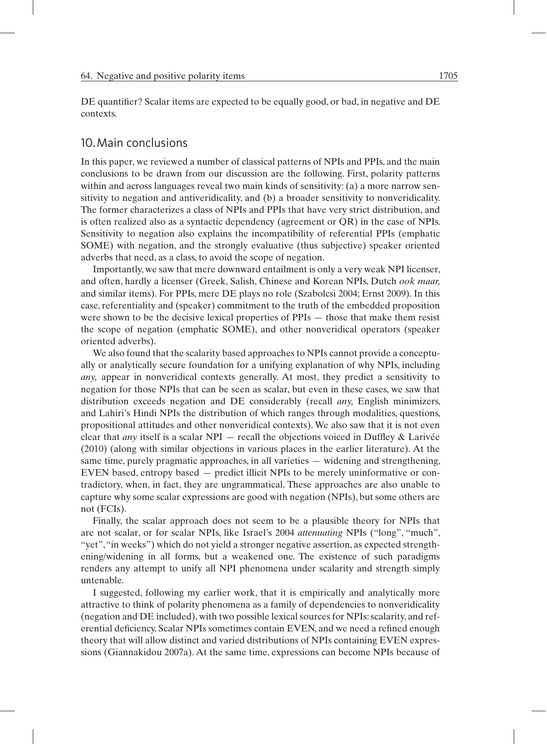DE quantifier? Scalar items are expected to be equally good, or bad, in negative and DE contexts.

## 10. Main conclusions

In this paper, we reviewed a number of classical patterns of NPIs and PPIs, and the main conclusions to be drawn from our discussion are the following. First, polarity patterns within and across languages reveal two main kinds of sensitivity: (a) a more narrow sensitivity to negation and antiveridicality, and (b) a broader sensitivity to nonveridicality. The former characterizes a class of NPIs and PPIs that have very strict distribution, and is often realized also as a syntactic dependency (agreement or QR) in the case of NPIs. Sensitivity to negation also explains the incompatibility of referential PPIs (emphatic SOME) with negation, and the strongly evaluative (thus subjective) speaker oriented adverbs that need, as a class, to avoid the scope of negation.

Importantly, we saw that mere downward entailment is only a very weak NPI licenser, and often, hardly a licenser (Greek, Salish, Chinese and Korean NPIs, Dutch *ook maar,* and similar items). For PPIs, mere DE plays no role (Szabolcsi 2004; Ernst 2009). In this case, referentiality and (speaker) commitment to the truth of the embedded proposition were shown to be the decisive lexical properties of PPIs — those that make them resist the scope of negation (emphatic SOME), and other nonveridical operators (speaker oriented adverbs).

We also found that the scalarity based approaches to NPIs cannot provide a conceptually or analytically secure foundation for a unifying explanation of why NPIs, including *any,* appear in nonveridical contexts generally. At most, they predict a sensitivity to negation for those NPIs that can be seen as scalar, but even in these cases, we saw that distribution exceeds negation and DE considerably (recall *any,* English minimizers, and Lahiri's Hindi NPIs the distribution of which ranges through modalities, questions, propositional attitudes and other nonveridical contexts). We also saw that it is not even clear that *any* itself is a scalar NPI — recall the objections voiced in Duffley & Larivée (2010) (along with similar objections in various places in the earlier literature). At the same time, purely pragmatic approaches, in all varieties — widening and strengthening, EVEN based, entropy based — predict illicit NPIs to be merely uninformative or contradictory, when, in fact, they are ungrammatical. These approaches are also unable to capture why some scalar expressions are good with negation (NPIs), but some others are not (FCIs).

Finally, the scalar approach does not seem to be a plausible theory for NPIs that are not scalar, or for scalar NPIs, like Israel's 2004 *attenuating* NPIs ("long", "much", "yet", "in weeks") which do not yield a stronger negative assertion, as expected strengthening/widening in all forms, but a weakened one. The existence of such paradigms renders any attempt to unify all NPI phenomena under scalarity and strength simply untenable.

I suggested, following my earlier work, that it is empirically and analytically more attractive to think of polarity phenomena as a family of dependencies to nonveridicality (negation and DE included), with two possible lexical sources for NPIs: scalarity, and referential deficiency. Scalar NPIs sometimes contain EVEN, and we need a refined enough theory that will allow distinct and varied distributions of NPIs containing EVEN expressions (Giannakidou 2007a). At the same time, expressions can become NPIs because of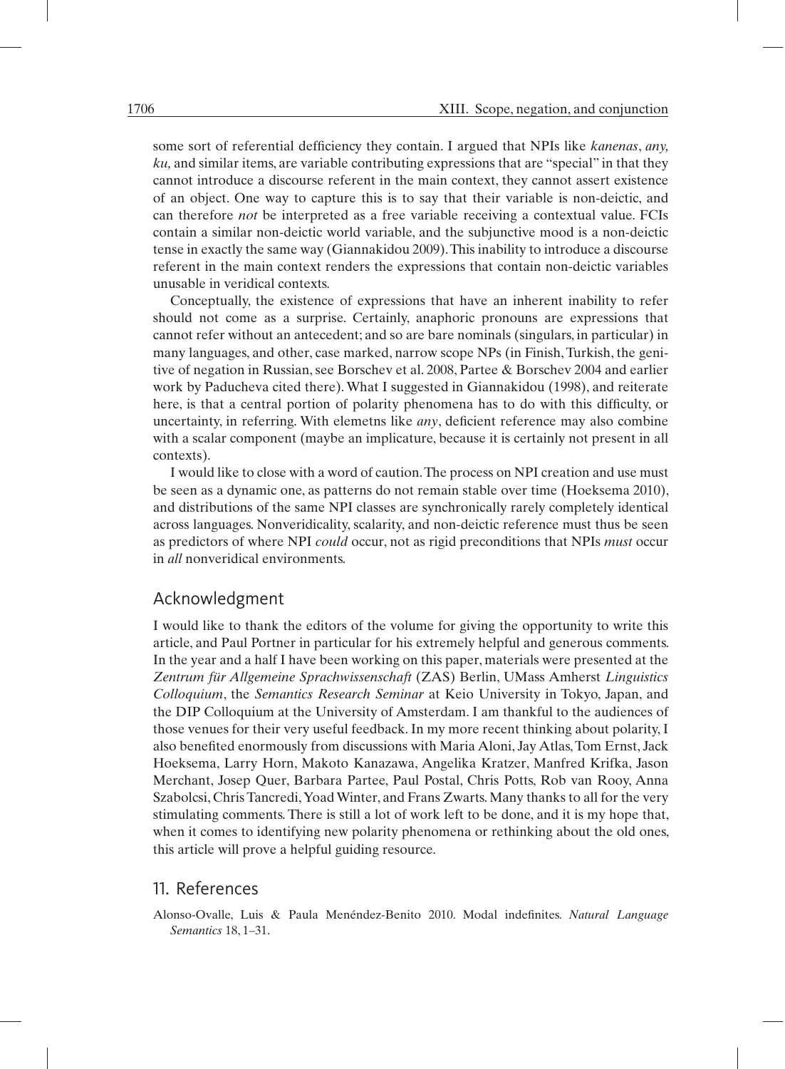some sort of referential defficiency they contain. I argued that NPIs like *kanenas*, *any, ku,* and similar items, are variable contributing expressions that are "special" in that they cannot introduce a discourse referent in the main context, they cannot assert existence of an object. One way to capture this is to say that their variable is non-deictic, and can therefore *not* be interpreted as a free variable receiving a contextual value. FCIs contain a similar non-deictic world variable, and the subjunctive mood is a non-deictic tense in exactly the same way (Giannakidou 2009). This inability to introduce a discourse referent in the main context renders the expressions that contain non-deictic variables unusable in veridical contexts.

Conceptually, the existence of expressions that have an inherent inability to refer should not come as a surprise. Certainly, anaphoric pronouns are expressions that cannot refer without an antecedent; and so are bare nominals (singulars, in particular) in many languages, and other, case marked, narrow scope NPs (in Finish, Turkish, the genitive of negation in Russian, see Borschev et al. 2008, Partee & Borschev 2004 and earlier work by Paducheva cited there). What I suggested in Giannakidou (1998), and reiterate here, is that a central portion of polarity phenomena has to do with this difficulty, or uncertainty, in referring. With elemetns like *any*, deficient reference may also combine with a scalar component (maybe an implicature, because it is certainly not present in all contexts).

I would like to close with a word of caution. The process on NPI creation and use must be seen as a dynamic one, as patterns do not remain stable over time (Hoeksema 2010), and distributions of the same NPI classes are synchronically rarely completely identical across languages. Nonveridicality, scalarity, and non-deictic reference must thus be seen as predictors of where NPI *could* occur, not as rigid preconditions that NPIs *must* occur in *all* nonveridical environments.

## Acknowledgment

I would like to thank the editors of the volume for giving the opportunity to write this article, and Paul Portner in particular for his extremely helpful and generous comments. In the year and a half I have been working on this paper, materials were presented at the *Zentrum für Allgemeine Sprachwissenschaft* (ZAS) Berlin, UMass Amherst *Linguistics Colloquium*, the *Semantics Research Seminar* at Keio University in Tokyo, Japan, and the DIP Colloquium at the University of Amsterdam. I am thankful to the audiences of those venues for their very useful feedback. In my more recent thinking about polarity, I also benefited enormously from discussions with Maria Aloni, Jay Atlas, Tom Ernst, Jack Hoeksema, Larry Horn, Makoto Kanazawa, Angelika Kratzer, Manfred Krifka, Jason Merchant, Josep Quer, Barbara Partee, Paul Postal, Chris Potts, Rob van Rooy, Anna Szabolcsi, Chris Tancredi, Yoad Winter, and Frans Zwarts. Many thanks to all for the very stimulating comments. There is still a lot of work left to be done, and it is my hope that, when it comes to identifying new polarity phenomena or rethinking about the old ones, this article will prove a helpful guiding resource.

## 11. References

Alonso-Ovalle, Luis & Paula Menéndez-Benito 2010. Modal indefinites. *Natural Language Semantics* 18, 1–31.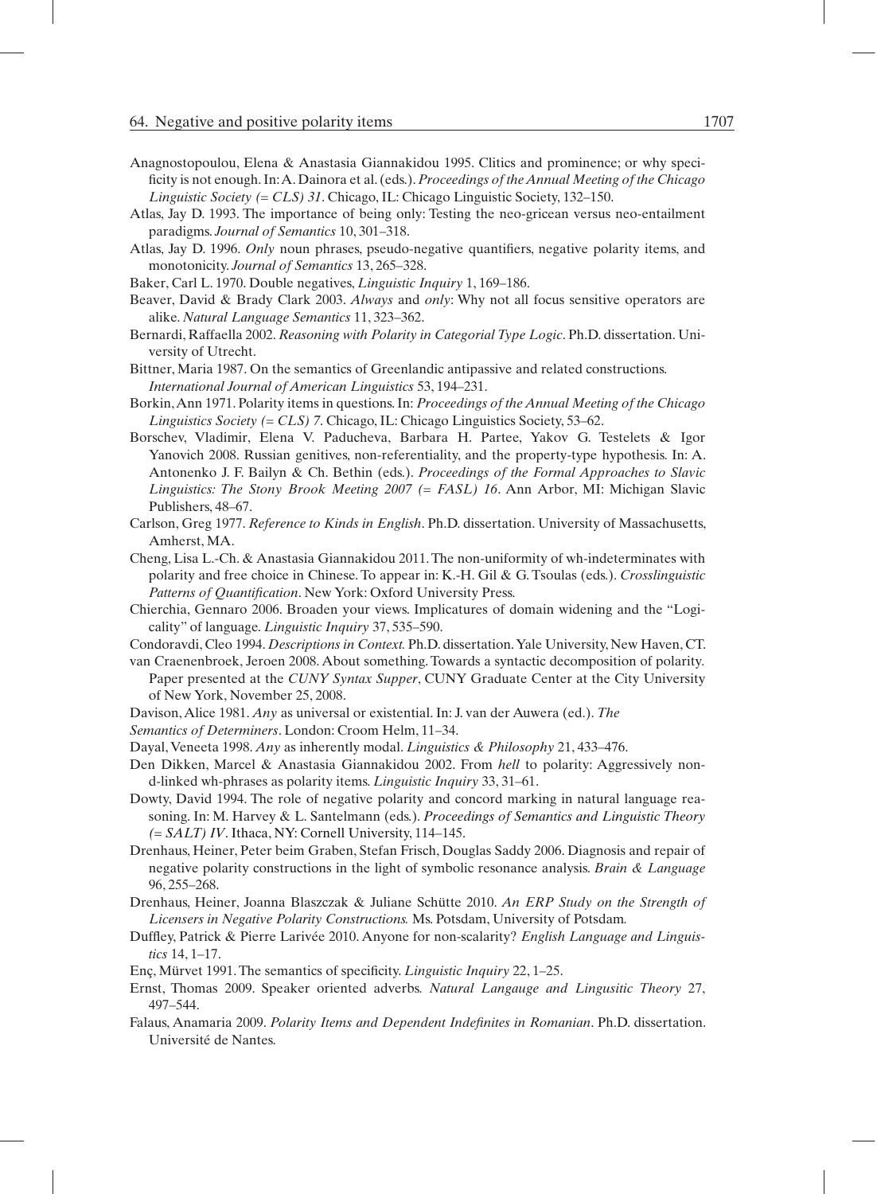Anagnostopoulou, Elena & Anastasia Giannakidou 1995. Clitics and prominence; or why specificity is not enough. In: A. Dainora et al. (eds.). *Proceedings of the Annual Meeting of the Chicago Linguistic Society (= CLS) 31*. Chicago, IL: Chicago Linguistic Society, 132–150.

Atlas, Jay D. 1993. The importance of being only: Testing the neo-gricean versus neo-entailment paradigms. *Journal of Semantics* 10, 301–318.

Atlas, Jay D. 1996. *Only* noun phrases, pseudo-negative quantifiers, negative polarity items, and monotonicity. *Journal of Semantics* 13, 265–328.

Baker, Carl L. 1970. Double negatives, *Linguistic Inquiry* 1, 169–186.

Beaver, David & Brady Clark 2003. *Always* and *only*: Why not all focus sensitive operators are alike. *Natural Language Semantics* 11, 323–362.

Bernardi, Raffaella 2002. *Reasoning with Polarity in Categorial Type Logic*. Ph.D. dissertation. University of Utrecht.

Bittner, Maria 1987. On the semantics of Greenlandic antipassive and related constructions. *International Journal of American Linguistics* 53, 194–231.

Borkin, Ann 1971. Polarity items in questions. In: *Proceedings of the Annual Meeting of the Chicago Linguistics Society (= CLS) 7*. Chicago, IL: Chicago Linguistics Society, 53–62.

Borschev, Vladimir, Elena V. Paducheva, Barbara H. Partee, Yakov G. Testelets & Igor Yanovich 2008. Russian genitives, non-referentiality, and the property-type hypothesis. In: A. Antonenko J. F. Bailyn & Ch. Bethin (eds.). *Proceedings of the Formal Approaches to Slavic Linguistics: The Stony Brook Meeting 2007 (= FASL) 16*. Ann Arbor, MI: Michigan Slavic Publishers, 48–67.

Carlson, Greg 1977. *Reference to Kinds in English*. Ph.D. dissertation. University of Massachusetts, Amherst, MA.

Cheng, Lisa L.-Ch. & Anastasia Giannakidou 2011. The non-uniformity of wh-indeterminates with polarity and free choice in Chinese. To appear in: K.-H. Gil & G. Tsoulas (eds.). *Crosslinguistic Patterns of Quantification*. New York: Oxford University Press.

Chierchia, Gennaro 2006. Broaden your views. Implicatures of domain widening and the "Logicality" of language. *Linguistic Inquiry* 37, 535–590.

Condoravdi, Cleo 1994. *Descriptions in Context.* Ph.D. dissertation. Yale University, New Haven, CT.

van Craenenbroek, Jeroen 2008. About something. Towards a syntactic decomposition of polarity. Paper presented at the *CUNY Syntax Supper*, CUNY Graduate Center at the City University of New York, November 25, 2008.

Davison, Alice 1981. *Any* as universal or existential. In: J. van der Auwera (ed.). *The Semantics of Determiners*. London: Croom Helm, 11–34.

Dayal, Veneeta 1998. *Any* as inherently modal. *Linguistics & Philosophy* 21, 433–476.

Den Dikken, Marcel & Anastasia Giannakidou 2002. From *hell* to polarity: Aggressively non-d-linked wh-phrases as polarity items. *Linguistic Inquiry* 33, 31–61.

Dowty, David 1994. The role of negative polarity and concord marking in natural language reasoning. In: M. Harvey & L. Santelmann (eds.). *Proceedings of Semantics and Linguistic Theory (= SALT) IV*. Ithaca, NY: Cornell University, 114–145.

Drenhaus, Heiner, Peter beim Graben, Stefan Frisch, Douglas Saddy 2006. Diagnosis and repair of negative polarity constructions in the light of symbolic resonance analysis. *Brain & Language* 96, 255–268.

Drenhaus, Heiner, Joanna Blaszczak & Juliane Schütte 2010. *An ERP Study on the Strength of Licensers in Negative Polarity Constructions.* Ms. Potsdam, University of Potsdam.

Duffley, Patrick & Pierre Larivée 2010. Anyone for non-scalarity? *English Language and Linguistics* 14, 1–17.

Enç, Mürvet 1991. The semantics of specificity. *Linguistic Inquiry* 22, 1–25.

Ernst, Thomas 2009. Speaker oriented adverbs. *Natural Langauge and Lingusitic Theory* 27, 497–544.

Falaus, Anamaria 2009. *Polarity Items and Dependent Indefinites in Romanian*. Ph.D. dissertation. Université de Nantes.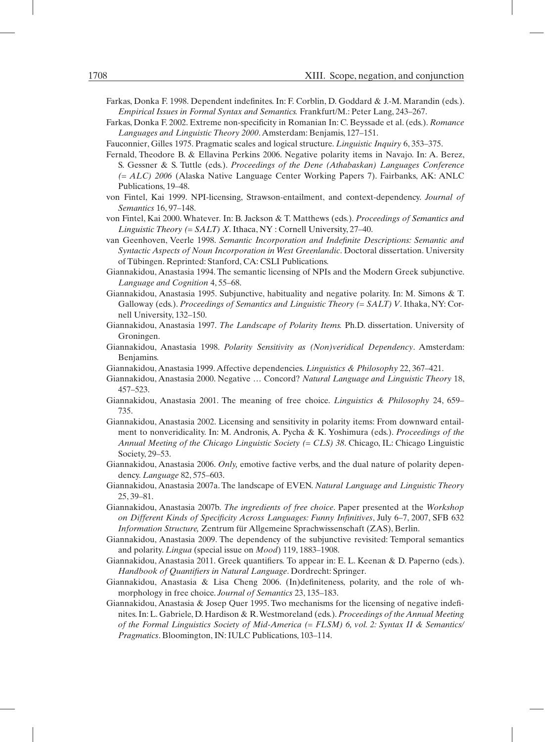Farkas, Donka F. 1998. Dependent indefinites. In: F. Corblin, D. Goddard & J.-M. Marandin (eds.). *Empirical Issues in Formal Syntax and Semantics.* Frankfurt/M.: Peter Lang, 243–267.

Farkas, Donka F. 2002. Extreme non-specificity in Romanian In: C. Beyssade et al. (eds.). *Romance Languages and Linguistic Theory 2000*. Amsterdam: Benjamis, 127–151.

Fauconnier, Gilles 1975. Pragmatic scales and logical structure. *Linguistic Inquiry* 6, 353–375.

Fernald, Theodore B. & Ellavina Perkins 2006. Negative polarity items in Navajo. In: A. Berez, S. Gessner & S. Tuttle (eds.). *Proceedings of the Dene (Athabaskan) Languages Conference (= ALC) 2006* (Alaska Native Language Center Working Papers 7). Fairbanks, AK: ANLC Publications, 19–48.

von Fintel, Kai 1999. NPI-licensing, Strawson-entailment, and context-dependency. *Journal of Semantics* 16, 97–148.

von Fintel, Kai 2000. Whatever. In: B. Jackson & T. Matthews (eds.). *Proceedings of Semantics and Linguistic Theory (= SALT) X*. Ithaca, NY : Cornell University, 27–40.

van Geenhoven, Veerle 1998. *Semantic Incorporation and Indefinite Descriptions: Semantic and Syntactic Aspects of Noun Incorporation in West Greenlandic*. Doctoral dissertation. University of Tübingen. Reprinted: Stanford, CA: CSLI Publications.

Giannakidou, Anastasia 1994. The semantic licensing of NPIs and the Modern Greek subjunctive. *Language and Cognition* 4, 55–68.

Giannakidou, Anastasia 1995. Subjunctive, habituality and negative polarity. In: M. Simons & T. Galloway (eds.). *Proceedings of Semantics and Linguistic Theory (= SALT) V*. Ithaka, NY: Cornell University, 132–150.

Giannakidou, Anastasia 1997. *The Landscape of Polarity Items.* Ph.D. dissertation. University of Groningen.

Giannakidou, Anastasia 1998. *Polarity Sensitivity as (Non)veridical Dependency*. Amsterdam: Benjamins.

Giannakidou, Anastasia 1999. Affective dependencies. *Linguistics & Philosophy* 22, 367–421.

Giannakidou, Anastasia 2000. Negative … Concord? *Natural Language and Linguistic Theory* 18, 457–523.

Giannakidou, Anastasia 2001. The meaning of free choice. *Linguistics & Philosophy* 24, 659–735.

Giannakidou, Anastasia 2002. Licensing and sensitivity in polarity items: From downward entailment to nonveridicality. In: M. Andronis, A. Pycha & K. Yoshimura (eds.). *Proceedings of the Annual Meeting of the Chicago Linguistic Society (= CLS) 38*. Chicago, IL: Chicago Linguistic Society, 29–53.

Giannakidou, Anastasia 2006. *Only,* emotive factive verbs, and the dual nature of polarity dependency. *Language* 82, 575–603.

Giannakidou, Anastasia 2007a. The landscape of EVEN. *Natural Language and Linguistic Theory* 25, 39–81.

Giannakidou, Anastasia 2007b. *The ingredients of free choice*. Paper presented at the *Workshop on Different Kinds of Specificity Across Languages: Funny Infinitives*, July 6–7, 2007, SFB 632 *Information Structure,* Zentrum für Allgemeine Sprachwissenschaft (ZAS), Berlin.

Giannakidou, Anastasia 2009. The dependency of the subjunctive revisited: Temporal semantics and polarity. *Lingua* (special issue on *Mood*) 119, 1883–1908.

Giannakidou, Anastasia 2011. Greek quantifiers. To appear in: E. L. Keenan & D. Paperno (eds.). *Handbook of Quantifiers in Natural Language*. Dordrecht: Springer.

Giannakidou, Anastasia & Lisa Cheng 2006. (In)definiteness, polarity, and the role of wh-morphology in free choice. *Journal of Semantics* 23, 135–183.

Giannakidou, Anastasia & Josep Quer 1995. Two mechanisms for the licensing of negative indefinites. In: L. Gabriele, D. Hardison & R. Westmoreland (eds.). *Proceedings of the Annual Meeting of the Formal Linguistics Society of Mid-America (= FLSM) 6, vol. 2: Syntax II & Semantics/Pragmatics*. Bloomington, IN: IULC Publications, 103–114.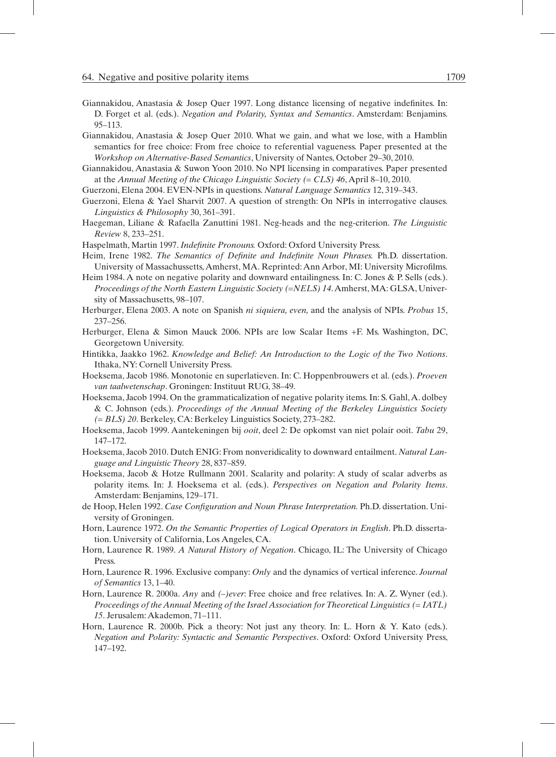Giannakidou, Anastasia & Josep Quer 1997. Long distance licensing of negative indefinites. In: D. Forget et al. (eds.). *Negation and Polarity, Syntax and Semantics*. Amsterdam: Benjamins. 95–113.

Giannakidou, Anastasia & Josep Quer 2010. What we gain, and what we lose, with a Hamblin semantics for free choice: From free choice to referential vagueness. Paper presented at the *Workshop on Alternative-Based Semantics*, University of Nantes, October 29–30, 2010.

Giannakidou, Anastasia & Suwon Yoon 2010. No NPI licensing in comparatives. Paper presented at the *Annual Meeting of the Chicago Linguistic Society (= CLS) 46*, April 8–10, 2010.

Guerzoni, Elena 2004. EVEN-NPIs in questions. *Natural Language Semantics* 12, 319–343.

Guerzoni, Elena & Yael Sharvit 2007. A question of strength: On NPIs in interrogative clauses. *Linguistics & Philosophy* 30, 361–391.

Haegeman, Liliane & Rafaella Zanuttini 1981. Neg-heads and the neg-criterion. *The Linguistic Review* 8, 233–251.

Haspelmath, Martin 1997. *Indefinite Pronouns.* Oxford: Oxford University Press.

Heim, Irene 1982. *The Semantics of Definite and Indefinite Noun Phrases.* Ph.D. dissertation. University of Massachussetts, Amherst, MA. Reprinted: Ann Arbor, MI: University Microfilms.

Heim 1984. A note on negative polarity and downward entailingness. In: C. Jones & P. Sells (eds.). *Proceedings of the North Eastern Linguistic Society (=NELS) 14*. Amherst, MA: GLSA, University of Massachusetts, 98–107.

Herburger, Elena 2003. A note on Spanish *ni siquiera, even,* and the analysis of NPIs. *Probus* 15, 237–256.

Herburger, Elena & Simon Mauck 2006. NPIs are low Scalar Items +F. Ms. Washington, DC, Georgetown University.

Hintikka, Jaakko 1962. *Knowledge and Belief: An Introduction to the Logic of the Two Notions*. Ithaka, NY: Cornell University Press.

Hoeksema, Jacob 1986. Monotonie en superlatieven. In: C. Hoppenbrouwers et al. (eds.). *Proeven van taalwetenschap*. Groningen: Instituut RUG, 38–49.

Hoeksema, Jacob 1994. On the grammaticalization of negative polarity items. In: S. Gahl, A. dolbey & C. Johnson (eds.). *Proceedings of the Annual Meeting of the Berkeley Linguistics Society (= BLS) 20*. Berkeley, CA: Berkeley Linguistics Society, 273–282.

Hoeksema, Jacob 1999. Aantekeningen bij *ooit*, deel 2: De opkomst van niet polair ooit. *Tabu* 29, 147–172.

Hoeksema, Jacob 2010. Dutch ENIG: From nonveridicality to downward entailment. *Natural Language and Linguistic Theory* 28, 837–859.

Hoeksema, Jacob & Hotze Rullmann 2001. Scalarity and polarity: A study of scalar adverbs as polarity items. In: J. Hoeksema et al. (eds.). *Perspectives on Negation and Polarity Items*. Amsterdam: Benjamins, 129–171.

de Hoop, Helen 1992. *Case Configuration and Noun Phrase Interpretation.* Ph.D. dissertation. University of Groningen.

Horn, Laurence 1972. *On the Semantic Properties of Logical Operators in English*. Ph.D. dissertation. University of California, Los Angeles, CA.

Horn, Laurence R. 1989. *A Natural History of Negation*. Chicago, IL: The University of Chicago Press.

Horn, Laurence R. 1996. Exclusive company: *Only* and the dynamics of vertical inference. *Journal of Semantics* 13, 1–40.

Horn, Laurence R. 2000a. *Any* and *(–)ever*: Free choice and free relatives. In: A. Z. Wyner (ed.). *Proceedings of the Annual Meeting of the Israel Association for Theoretical Linguistics (= IATL) 15*. Jerusalem: Akademon, 71–111.

Horn, Laurence R. 2000b. Pick a theory: Not just any theory. In: L. Horn & Y. Kato (eds.). *Negation and Polarity: Syntactic and Semantic Perspectives*. Oxford: Oxford University Press, 147–192.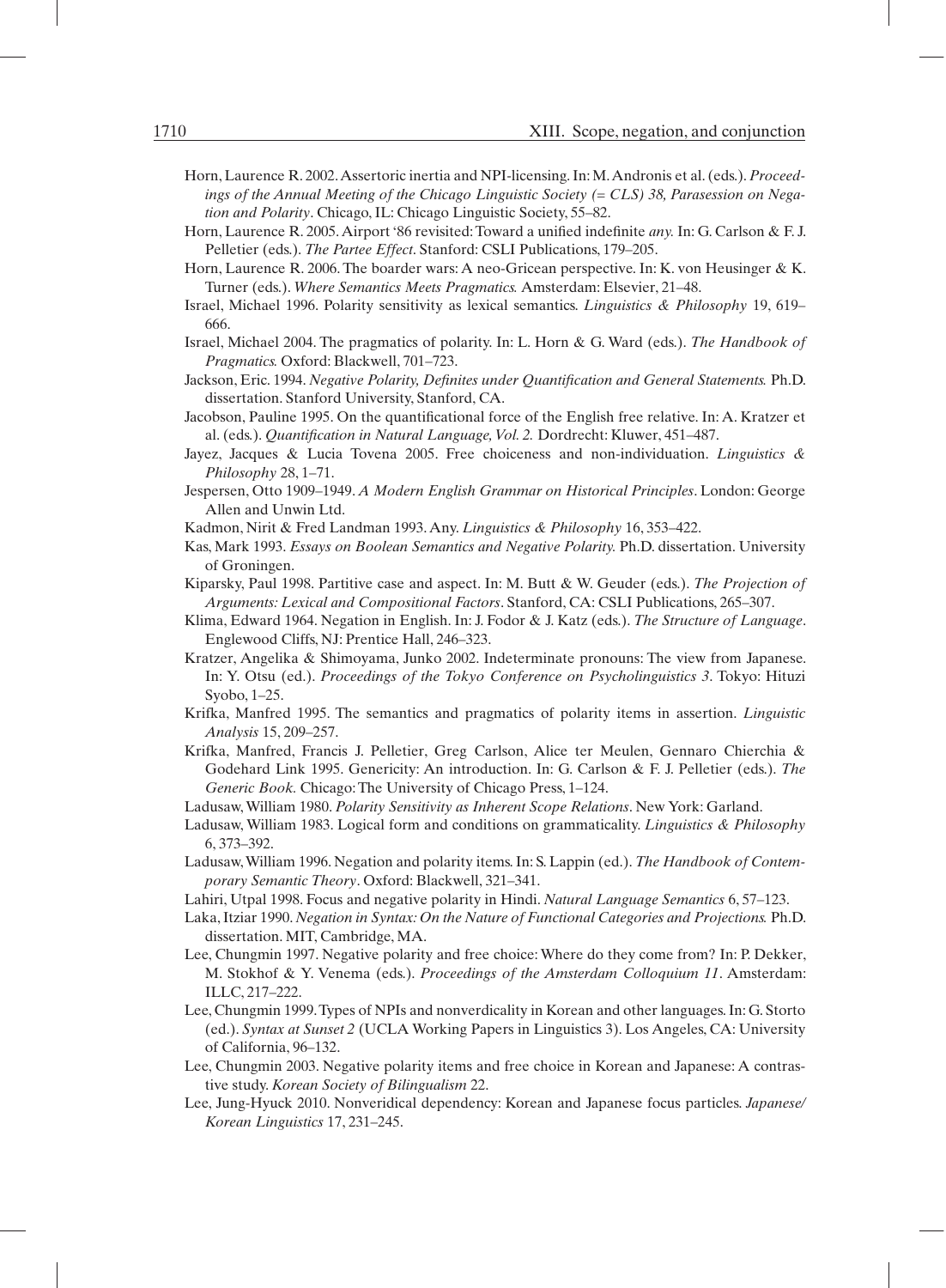Horn, Laurence R. 2002. Assertoric inertia and NPI-licensing. In: M. Andronis et al. (eds.). *Proceedings of the Annual Meeting of the Chicago Linguistic Society (= CLS) 38, Parasession on Negation and Polarity*. Chicago, IL: Chicago Linguistic Society, 55–82.

Horn, Laurence R. 2005. Airport '86 revisited: Toward a unified indefinite *any*. In: G. Carlson & F. J. Pelletier (eds.). *The Partee Effect*. Stanford: CSLI Publications, 179–205.

Horn, Laurence R. 2006. The boarder wars: A neo-Gricean perspective. In: K. von Heusinger & K. Turner (eds.). *Where Semantics Meets Pragmatics.* Amsterdam: Elsevier, 21–48.

Israel, Michael 1996. Polarity sensitivity as lexical semantics. *Linguistics & Philosophy* 19, 619–666.

Israel, Michael 2004. The pragmatics of polarity. In: L. Horn & G. Ward (eds.). *The Handbook of Pragmatics.* Oxford: Blackwell, 701–723.

Jackson, Eric. 1994. *Negative Polarity, Definites under Quantification and General Statements.* Ph.D. dissertation. Stanford University, Stanford, CA.

Jacobson, Pauline 1995. On the quantificational force of the English free relative. In: A. Kratzer et al. (eds.). *Quantification in Natural Language, Vol. 2.* Dordrecht: Kluwer, 451–487.

Jayez, Jacques & Lucia Tovena 2005. Free choiceness and non-individuation. *Linguistics & Philosophy* 28, 1–71.

Jespersen, Otto 1909–1949. *A Modern English Grammar on Historical Principles*. London: George Allen and Unwin Ltd.

Kadmon, Nirit & Fred Landman 1993. Any. *Linguistics & Philosophy* 16, 353–422.

Kas, Mark 1993. *Essays on Boolean Semantics and Negative Polarity.* Ph.D. dissertation. University of Groningen.

Kiparsky, Paul 1998. Partitive case and aspect. In: M. Butt & W. Geuder (eds.). *The Projection of Arguments: Lexical and Compositional Factors*. Stanford, CA: CSLI Publications, 265–307.

Klima, Edward 1964. Negation in English. In: J. Fodor & J. Katz (eds.). *The Structure of Language*. Englewood Cliffs, NJ: Prentice Hall, 246–323.

Kratzer, Angelika & Shimoyama, Junko 2002. Indeterminate pronouns: The view from Japanese. In: Y. Otsu (ed.). *Proceedings of the Tokyo Conference on Psycholinguistics 3*. Tokyo: Hituzi Syobo, 1–25.

Krifka, Manfred 1995. The semantics and pragmatics of polarity items in assertion. *Linguistic Analysis* 15, 209–257.

Krifka, Manfred, Francis J. Pelletier, Greg Carlson, Alice ter Meulen, Gennaro Chierchia & Godehard Link 1995. Genericity: An introduction. In: G. Carlson & F. J. Pelletier (eds.). *The Generic Book.* Chicago: The University of Chicago Press, 1–124.

Ladusaw, William 1980. *Polarity Sensitivity as Inherent Scope Relations*. New York: Garland.

Ladusaw, William 1983. Logical form and conditions on grammaticality. *Linguistics & Philosophy* 6, 373–392.

Ladusaw, William 1996. Negation and polarity items. In: S. Lappin (ed.). *The Handbook of Contemporary Semantic Theory*. Oxford: Blackwell, 321–341.

Lahiri, Utpal 1998. Focus and negative polarity in Hindi. *Natural Language Semantics* 6, 57–123.

Laka, Itziar 1990. *Negation in Syntax: On the Nature of Functional Categories and Projections.* Ph.D. dissertation. MIT, Cambridge, MA.

Lee, Chungmin 1997. Negative polarity and free choice: Where do they come from? In: P. Dekker, M. Stokhof & Y. Venema (eds.). *Proceedings of the Amsterdam Colloquium 11*. Amsterdam: ILLC, 217–222.

Lee, Chungmin 1999. Types of NPIs and nonverdicality in Korean and other languages. In: G. Storto (ed.). *Syntax at Sunset 2* (UCLA Working Papers in Linguistics 3). Los Angeles, CA: University of California, 96–132.

Lee, Chungmin 2003. Negative polarity items and free choice in Korean and Japanese: A contrastive study. *Korean Society of Bilingualism* 22.

Lee, Jung-Hyuck 2010. Nonveridical dependency: Korean and Japanese focus particles. *Japanese/Korean Linguistics* 17, 231–245.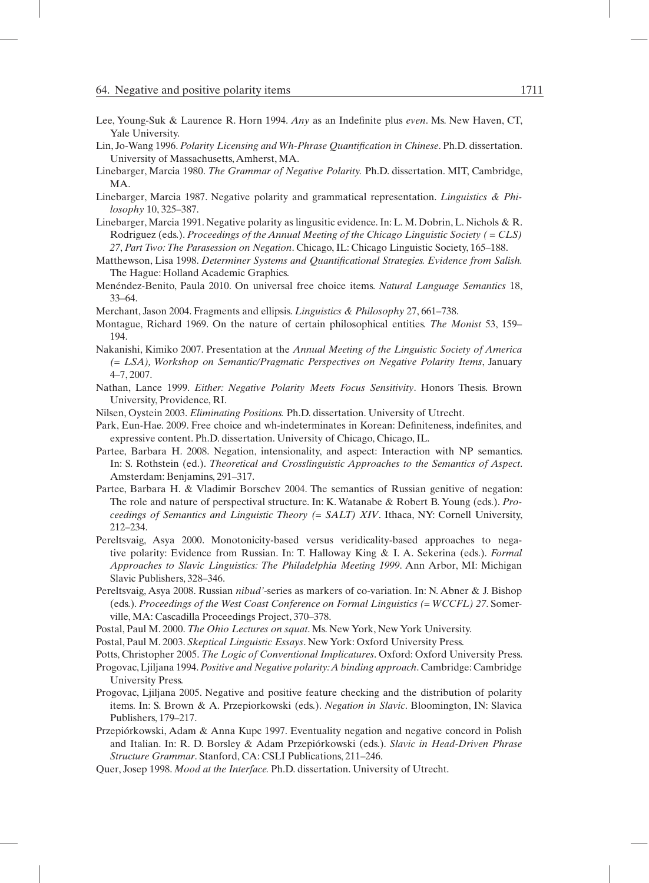Lee, Young-Suk & Laurence R. Horn 1994. *Any* as an Indefinite plus *even*. Ms. New Haven, CT, Yale University.

Lin, Jo-Wang 1996. *Polarity Licensing and Wh-Phrase Quantification in Chinese*. Ph.D. dissertation. University of Massachusetts, Amherst, MA.

Linebarger, Marcia 1980. *The Grammar of Negative Polarity.* Ph.D. dissertation. MIT, Cambridge, MA.

Linebarger, Marcia 1987. Negative polarity and grammatical representation. *Linguistics & Philosophy* 10, 325–387.

Linebarger, Marcia 1991. Negative polarity as lingusitic evidence. In: L. M. Dobrin, L. Nichols & R. Rodriguez (eds.). *Proceedings of the Annual Meeting of the Chicago Linguistic Society ( = CLS) 27*, *Part Two: The Parasession on Negation*. Chicago, IL: Chicago Linguistic Society, 165–188.

Matthewson, Lisa 1998. *Determiner Systems and Quantificational Strategies. Evidence from Salish.* The Hague: Holland Academic Graphics.

Menéndez-Benito, Paula 2010. On universal free choice items. *Natural Language Semantics* 18, 33–64.

Merchant, Jason 2004. Fragments and ellipsis. *Linguistics & Philosophy* 27, 661–738.

Montague, Richard 1969. On the nature of certain philosophical entities. *The Monist* 53, 159–194.

Nakanishi, Kimiko 2007. Presentation at the *Annual Meeting of the Linguistic Society of America (= LSA), Workshop on Semantic/Pragmatic Perspectives on Negative Polarity Items*, January 4–7, 2007.

Nathan, Lance 1999. *Either: Negative Polarity Meets Focus Sensitivity*. Honors Thesis. Brown University, Providence, RI.

Nilsen, Oystein 2003. *Eliminating Positions.* Ph.D. dissertation. University of Utrecht.

Park, Eun-Hae. 2009. Free choice and wh-indeterminates in Korean: Definiteness, indefinites, and expressive content. Ph.D. dissertation. University of Chicago, Chicago, IL.

Partee, Barbara H. 2008. Negation, intensionality, and aspect: Interaction with NP semantics. In: S. Rothstein (ed.). *Theoretical and Crosslinguistic Approaches to the Semantics of Aspect*. Amsterdam: Benjamins, 291–317.

Partee, Barbara H. & Vladimir Borschev 2004. The semantics of Russian genitive of negation: The role and nature of perspectival structure. In: K. Watanabe & Robert B. Young (eds.). *Proceedings of Semantics and Linguistic Theory (= SALT) XIV*. Ithaca, NY: Cornell University, 212–234.

Pereltsvaig, Asya 2000. Monotonicity-based versus veridicality-based approaches to negative polarity: Evidence from Russian. In: T. Halloway King & I. A. Sekerina (eds.). *Formal Approaches to Slavic Linguistics: The Philadelphia Meeting 1999*. Ann Arbor, MI: Michigan Slavic Publishers, 328–346.

Pereltsvaig, Asya 2008. Russian *nibud'*-series as markers of co-variation. In: N. Abner & J. Bishop (eds.). *Proceedings of the West Coast Conference on Formal Linguistics (= WCCFL) 27*. Somerville, MA: Cascadilla Proceedings Project, 370–378.

Postal, Paul M. 2000. *The Ohio Lectures on squat*. Ms. New York, New York University.

Postal, Paul M. 2003. *Skeptical Linguistic Essays*. New York: Oxford University Press.

Potts, Christopher 2005. *The Logic of Conventional Implicatures*. Oxford: Oxford University Press.

Progovac, Ljiljana 1994. *Positive and Negative polarity: A binding approach*. Cambridge: Cambridge University Press.

Progovac, Ljiljana 2005. Negative and positive feature checking and the distribution of polarity items. In: S. Brown & A. Przepiorkowski (eds.). *Negation in Slavic*. Bloomington, IN: Slavica Publishers, 179–217.

Przepiórkowski, Adam & Anna Kupc 1997. Eventuality negation and negative concord in Polish and Italian. In: R. D. Borsley & Adam Przepiórkowski (eds.). *Slavic in Head-Driven Phrase Structure Grammar*. Stanford, CA: CSLI Publications, 211–246.

Quer, Josep 1998. *Mood at the Interface.* Ph.D. dissertation. University of Utrecht.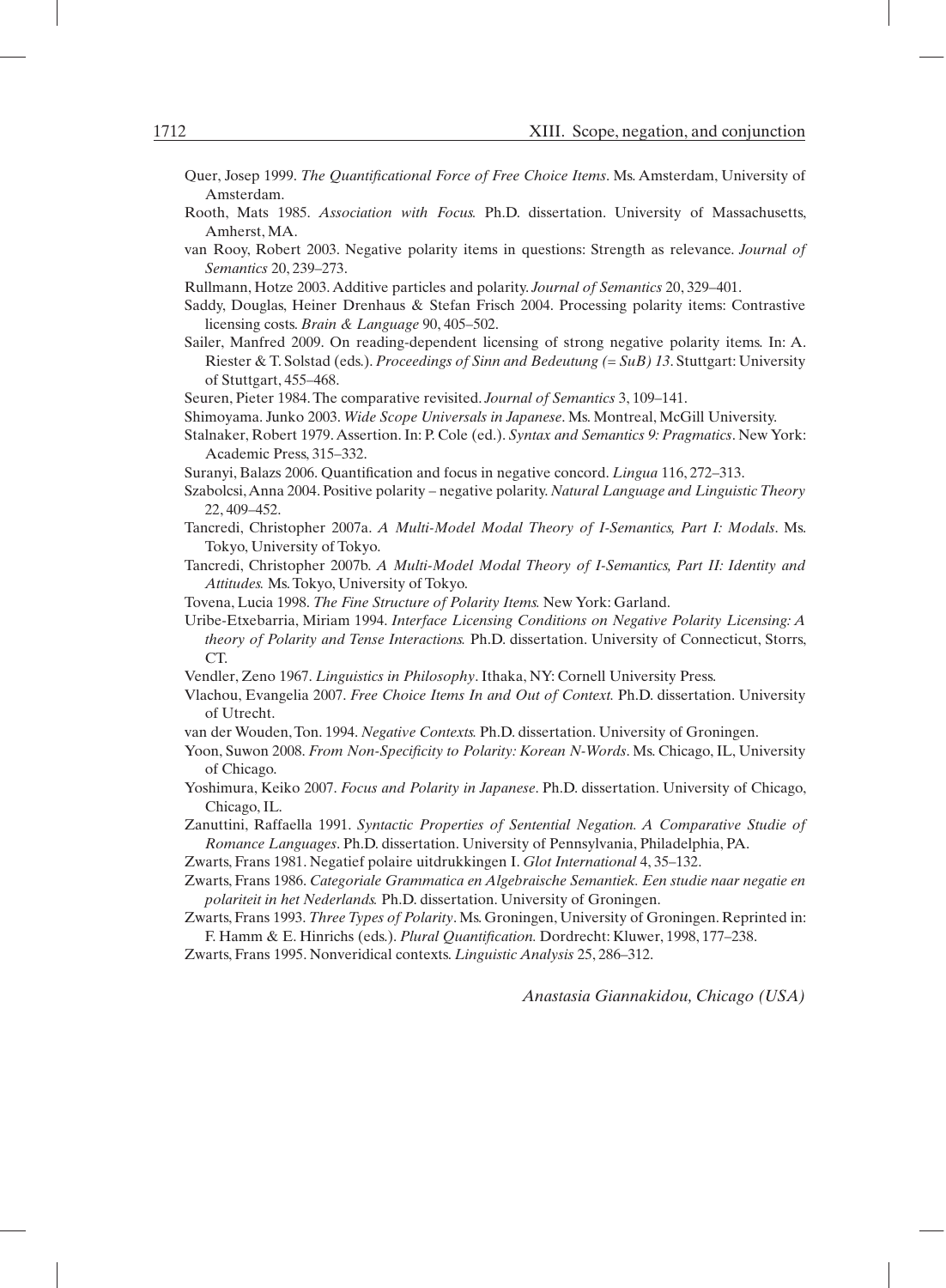Quer, Josep 1999. *The Quantificational Force of Free Choice Items*. Ms. Amsterdam, University of Amsterdam.

Rooth, Mats 1985. *Association with Focus.* Ph.D. dissertation. University of Massachusetts, Amherst, MA.

van Rooy, Robert 2003. Negative polarity items in questions: Strength as relevance. *Journal of Semantics* 20, 239–273.

Rullmann, Hotze 2003. Additive particles and polarity. *Journal of Semantics* 20, 329–401.

Saddy, Douglas, Heiner Drenhaus & Stefan Frisch 2004. Processing polarity items: Contrastive licensing costs. *Brain & Language* 90, 405–502.

Sailer, Manfred 2009. On reading-dependent licensing of strong negative polarity items. In: A. Riester & T. Solstad (eds.). *Proceedings of Sinn and Bedeutung (= SuB) 13*. Stuttgart: University of Stuttgart, 455–468.

Seuren, Pieter 1984. The comparative revisited. *Journal of Semantics* 3, 109–141.

Shimoyama. Junko 2003. *Wide Scope Universals in Japanese*. Ms. Montreal, McGill University.

Stalnaker, Robert 1979. Assertion. In: P. Cole (ed.). *Syntax and Semantics 9: Pragmatics*. New York: Academic Press, 315–332.

Suranyi, Balazs 2006. Quantification and focus in negative concord. *Lingua* 116, 272–313.

Szabolcsi, Anna 2004. Positive polarity – negative polarity. *Natural Language and Linguistic Theory* 22, 409–452.

Tancredi, Christopher 2007a. *A Multi-Model Modal Theory of I-Semantics, Part I: Modals*. Ms. Tokyo, University of Tokyo.

Tancredi, Christopher 2007b. *A Multi-Model Modal Theory of I-Semantics, Part II: Identity and Attitudes.* Ms. Tokyo, University of Tokyo.

Tovena, Lucia 1998. *The Fine Structure of Polarity Items.* New York: Garland.

Uribe-Etxebarria, Miriam 1994. *Interface Licensing Conditions on Negative Polarity Licensing: A theory of Polarity and Tense Interactions.* Ph.D. dissertation. University of Connecticut, Storrs, CT.

Vendler, Zeno 1967. *Linguistics in Philosophy*. Ithaka, NY: Cornell University Press.

Vlachou, Evangelia 2007. *Free Choice Items In and Out of Context.* Ph.D. dissertation. University of Utrecht.

van der Wouden, Ton. 1994. *Negative Contexts.* Ph.D. dissertation. University of Groningen.

Yoon, Suwon 2008. *From Non-Specificity to Polarity: Korean N-Words*. Ms. Chicago, IL, University of Chicago.

Yoshimura, Keiko 2007. *Focus and Polarity in Japanese*. Ph.D. dissertation. University of Chicago, Chicago, IL.

Zanuttini, Raffaella 1991. *Syntactic Properties of Sentential Negation. A Comparative Studie of Romance Languages*. Ph.D. dissertation. University of Pennsylvania, Philadelphia, PA.

Zwarts, Frans 1981. Negatief polaire uitdrukkingen I. *Glot International* 4, 35–132.

Zwarts, Frans 1986. *Categoriale Grammatica en Algebraische Semantiek. Een studie naar negatie en polariteit in het Nederlands.* Ph.D. dissertation. University of Groningen.

Zwarts, Frans 1993. *Three Types of Polarity*. Ms. Groningen, University of Groningen. Reprinted in: F. Hamm & E. Hinrichs (eds.). *Plural Quantification.* Dordrecht: Kluwer, 1998, 177–238.

Zwarts, Frans 1995. Nonveridical contexts. *Linguistic Analysis* 25, 286–312.

*Anastasia Giannakidou, Chicago (USA)*